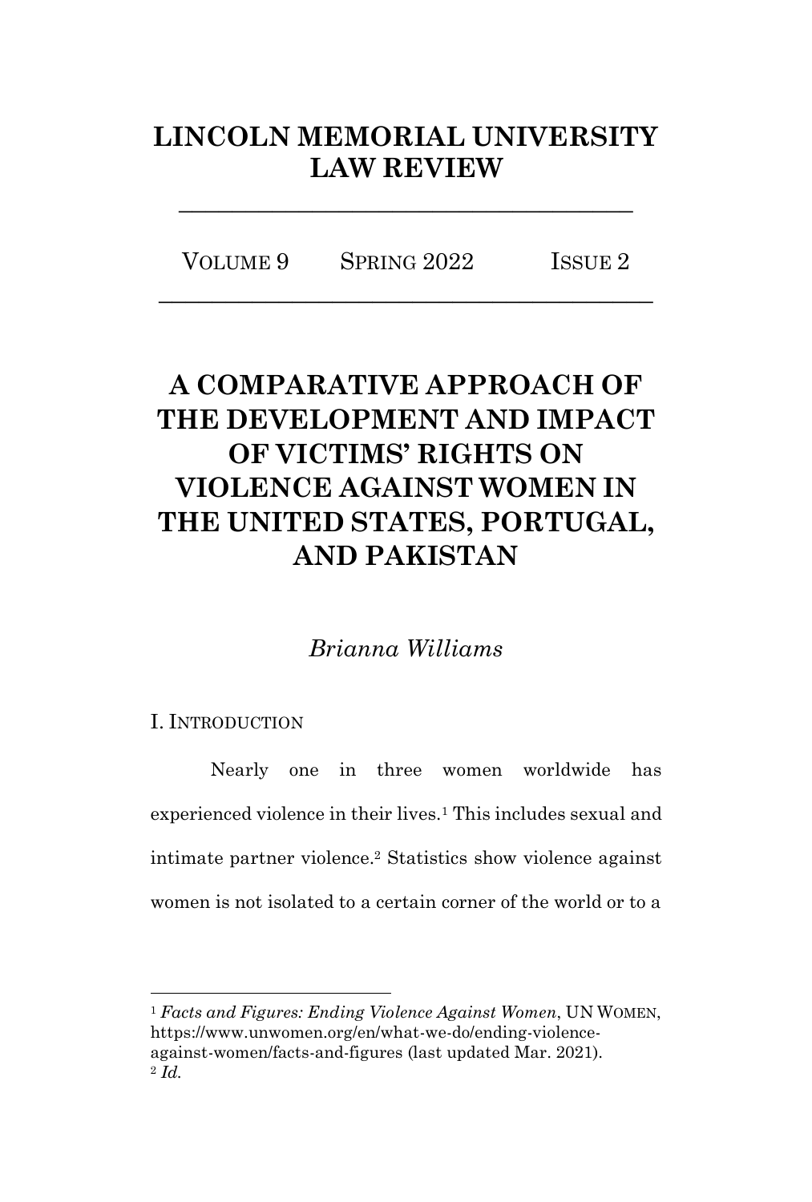# LINCOLN MEMORIAL UNIVERSITY LAW REVIEW

VOLUME 9 SPRING 2022 ISSUE 2

# A COMPARATIVE APPROACH OF THE DEVELOPMENT AND IMPACT OF VICTIMS' RIGHTS ON VIOLENCE AGAINST WOMEN IN THE UNITED STATES, PORTUGAL, AND PAKISTAN

*Brianna Williams*

## I. INTRODUCTION

Nearly one in three women worldwide has experienced violence in their lives.[1] This includes sexual and intimate partner violence.[2] Statistics show violence against women is not isolated to a certain corner of the world or to a

---

[1] *Facts and Figures: Ending Violence Against Women*, UN WOMEN, https://www.unwomen.org/en/what-we-do/ending-violence-against-women/facts-and-figures (last updated Mar. 2021).

[2] *Id.*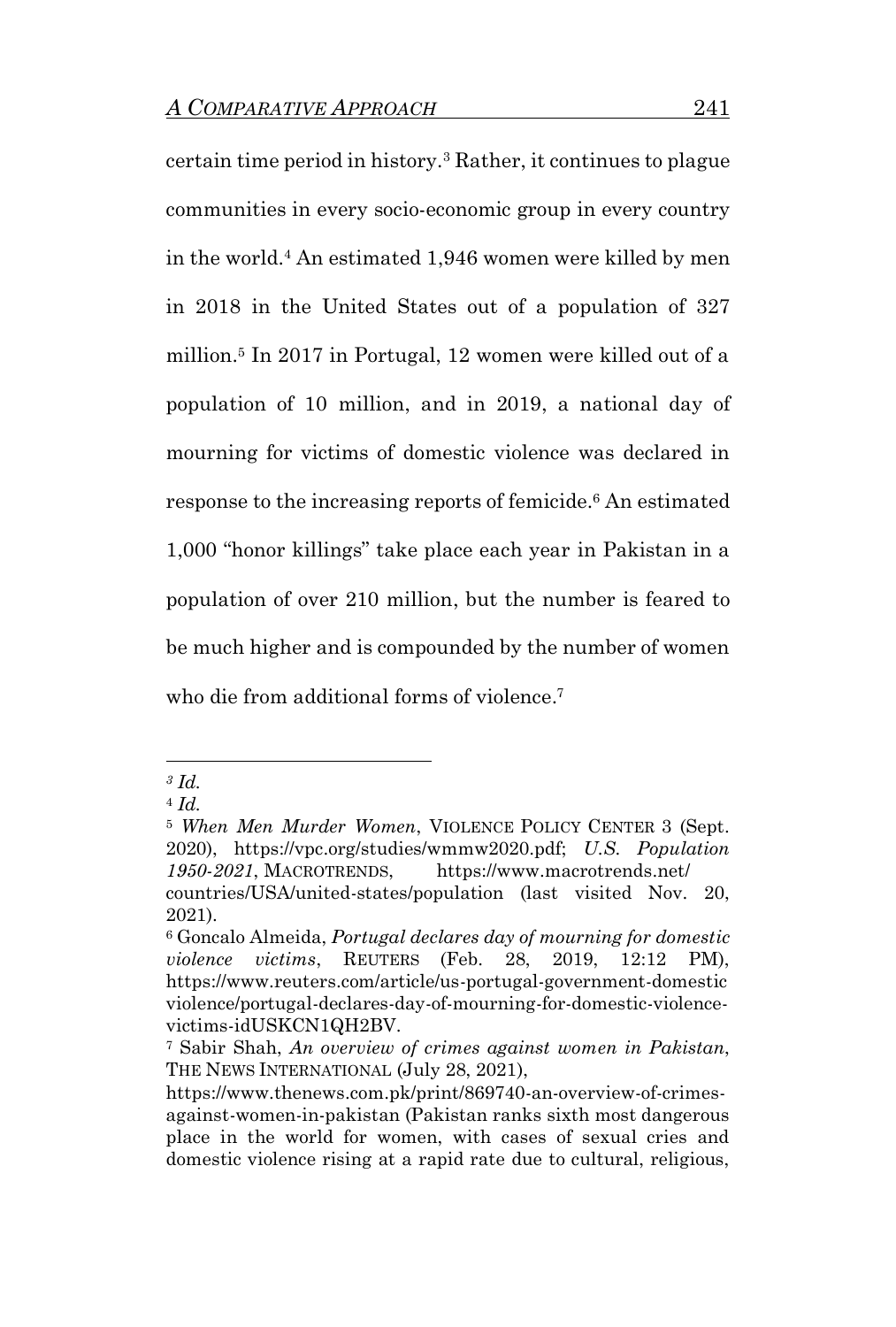certain time period in history.[3] Rather, it continues to plague communities in every socio-economic group in every country in the world.[4] An estimated 1,946 women were killed by men in 2018 in the United States out of a population of 327 million.[5] In 2017 in Portugal, 12 women were killed out of a population of 10 million, and in 2019, a national day of mourning for victims of domestic violence was declared in response to the increasing reports of femicide.[6] An estimated 1,000 "honor killings" take place each year in Pakistan in a population of over 210 million, but the number is feared to be much higher and is compounded by the number of women who die from additional forms of violence.[7]

---

[3] *Id.*

[4] *Id.*

[5] *When Men Murder Women*, VIOLENCE POLICY CENTER 3 (Sept. 2020), https://vpc.org/studies/wmmw2020.pdf; *U.S. Population 1950-2021*, MACROTRENDS, https://www.macrotrends.net/countries/USA/united-states/population (last visited Nov. 20, 2021).

[6] Goncalo Almeida, *Portugal declares day of mourning for domestic violence victims*, REUTERS (Feb. 28, 2019, 12:12 PM), https://www.reuters.com/article/us-portugal-government-domestic violence/portugal-declares-day-of-mourning-for-domestic-violence-victims-idUSKCN1QH2BV.

[7] Sabir Shah, *An overview of crimes against women in Pakistan*, THE NEWS INTERNATIONAL (July 28, 2021), https://www.thenews.com.pk/print/869740-an-overview-of-crimes-against-women-in-pakistan (Pakistan ranks sixth most dangerous place in the world for women, with cases of sexual cries and domestic violence rising at a rapid rate due to cultural, religious,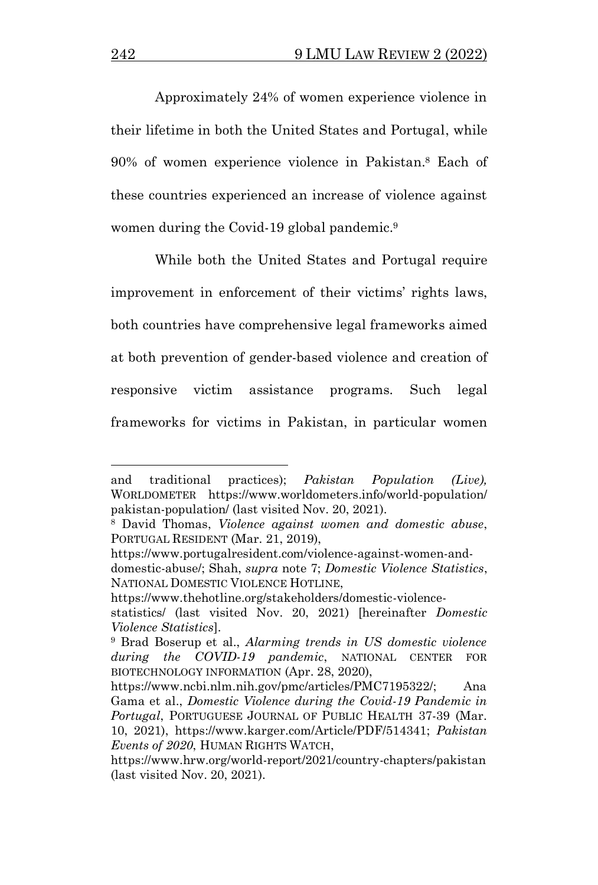Approximately 24% of women experience violence in their lifetime in both the United States and Portugal, while 90% of women experience violence in Pakistan.[8] Each of these countries experienced an increase of violence against women during the Covid-19 global pandemic.[9]

While both the United States and Portugal require improvement in enforcement of their victims' rights laws, both countries have comprehensive legal frameworks aimed at both prevention of gender-based violence and creation of responsive victim assistance programs. Such legal frameworks for victims in Pakistan, in particular women

---

and traditional practices); *Pakistan Population (Live),* WORLDOMETER https://www.worldometers.info/world-population/pakistan-population/ (last visited Nov. 20, 2021).

[8] David Thomas, *Violence against women and domestic abuse*, PORTUGAL RESIDENT (Mar. 21, 2019), https://www.portugalresident.com/violence-against-women-and-domestic-abuse/; Shah, *supra* note 7; *Domestic Violence Statistics*, NATIONAL DOMESTIC VIOLENCE HOTLINE, https://www.thehotline.org/stakeholders/domestic-violence-statistics/ (last visited Nov. 20, 2021) [hereinafter *Domestic Violence Statistics*].

[9] Brad Boserup et al., *Alarming trends in US domestic violence during the COVID-19 pandemic*, NATIONAL CENTER FOR BIOTECHNOLOGY INFORMATION (Apr. 28, 2020), https://www.ncbi.nlm.nih.gov/pmc/articles/PMC7195322/; Ana Gama et al., *Domestic Violence during the Covid-19 Pandemic in Portugal*, PORTUGUESE JOURNAL OF PUBLIC HEALTH 37-39 (Mar. 10, 2021), https://www.karger.com/Article/PDF/514341; *Pakistan Events of 2020*, HUMAN RIGHTS WATCH, https://www.hrw.org/world-report/2021/country-chapters/pakistan (last visited Nov. 20, 2021).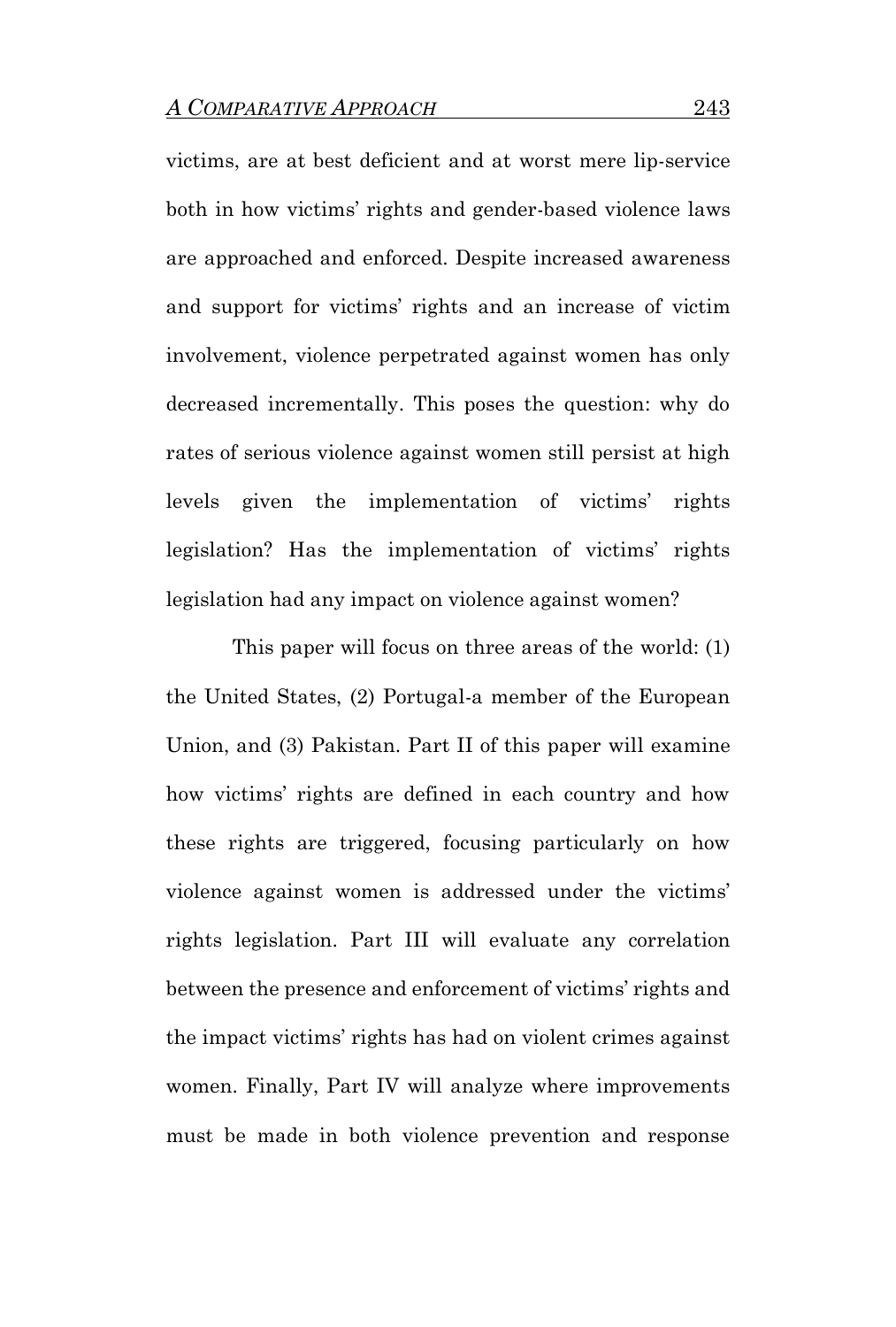victims, are at best deficient and at worst mere lip-service both in how victims' rights and gender-based violence laws are approached and enforced. Despite increased awareness and support for victims' rights and an increase of victim involvement, violence perpetrated against women has only decreased incrementally. This poses the question: why do rates of serious violence against women still persist at high levels given the implementation of victims' rights legislation? Has the implementation of victims' rights legislation had any impact on violence against women?

This paper will focus on three areas of the world: (1) the United States, (2) Portugal-a member of the European Union, and (3) Pakistan. Part II of this paper will examine how victims' rights are defined in each country and how these rights are triggered, focusing particularly on how violence against women is addressed under the victims' rights legislation. Part III will evaluate any correlation between the presence and enforcement of victims' rights and the impact victims' rights has had on violent crimes against women. Finally, Part IV will analyze where improvements must be made in both violence prevention and response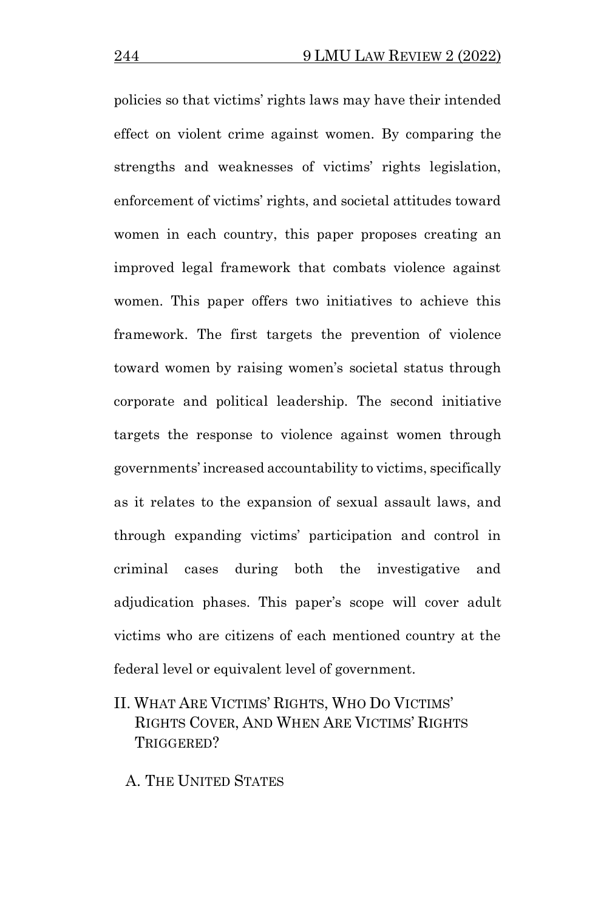policies so that victims' rights laws may have their intended effect on violent crime against women. By comparing the strengths and weaknesses of victims' rights legislation, enforcement of victims' rights, and societal attitudes toward women in each country, this paper proposes creating an improved legal framework that combats violence against women. This paper offers two initiatives to achieve this framework. The first targets the prevention of violence toward women by raising women's societal status through corporate and political leadership. The second initiative targets the response to violence against women through governments' increased accountability to victims, specifically as it relates to the expansion of sexual assault laws, and through expanding victims' participation and control in criminal cases during both the investigative and adjudication phases. This paper's scope will cover adult victims who are citizens of each mentioned country at the federal level or equivalent level of government.

## II. What Are Victims' Rights, Who Do Victims' Rights Cover, And When Are Victims' Rights Triggered?

### A. The United States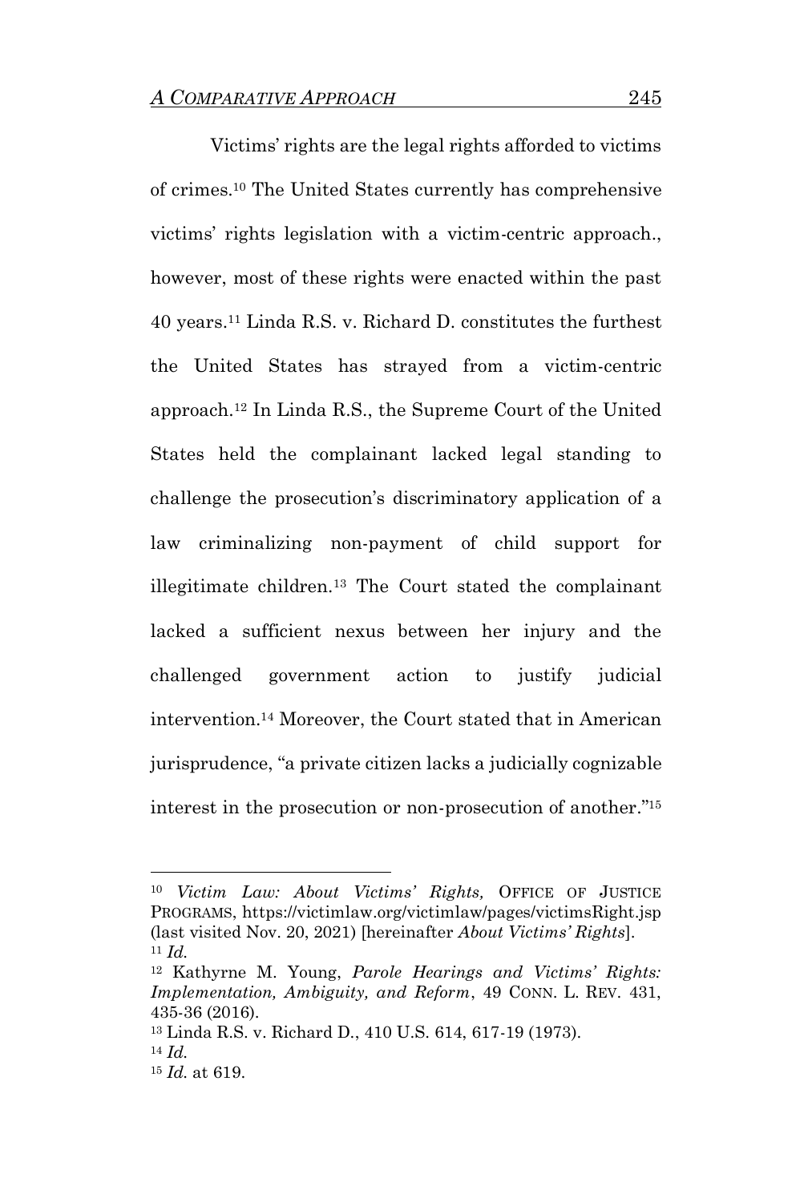Victims' rights are the legal rights afforded to victims of crimes.[10] The United States currently has comprehensive victims' rights legislation with a victim-centric approach., however, most of these rights were enacted within the past 40 years.[11] Linda R.S. v. Richard D. constitutes the furthest the United States has strayed from a victim-centric approach.[12] In Linda R.S., the Supreme Court of the United States held the complainant lacked legal standing to challenge the prosecution's discriminatory application of a law criminalizing non-payment of child support for illegitimate children.[13] The Court stated the complainant lacked a sufficient nexus between her injury and the challenged government action to justify judicial intervention.[14] Moreover, the Court stated that in American jurisprudence, "a private citizen lacks a judicially cognizable interest in the prosecution or non-prosecution of another."[15]

---

[10] *Victim Law: About Victims' Rights,* OFFICE OF JUSTICE PROGRAMS, https://victimlaw.org/victimlaw/pages/victimsRight.jsp (last visited Nov. 20, 2021) [hereinafter *About Victims' Rights*].

[11] *Id.*

[12] Kathyrne M. Young, *Parole Hearings and Victims' Rights: Implementation, Ambiguity, and Reform*, 49 CONN. L. REV. 431, 435-36 (2016).

[13] Linda R.S. v. Richard D., 410 U.S. 614, 617-19 (1973).

[14] *Id.*

[15] *Id.* at 619.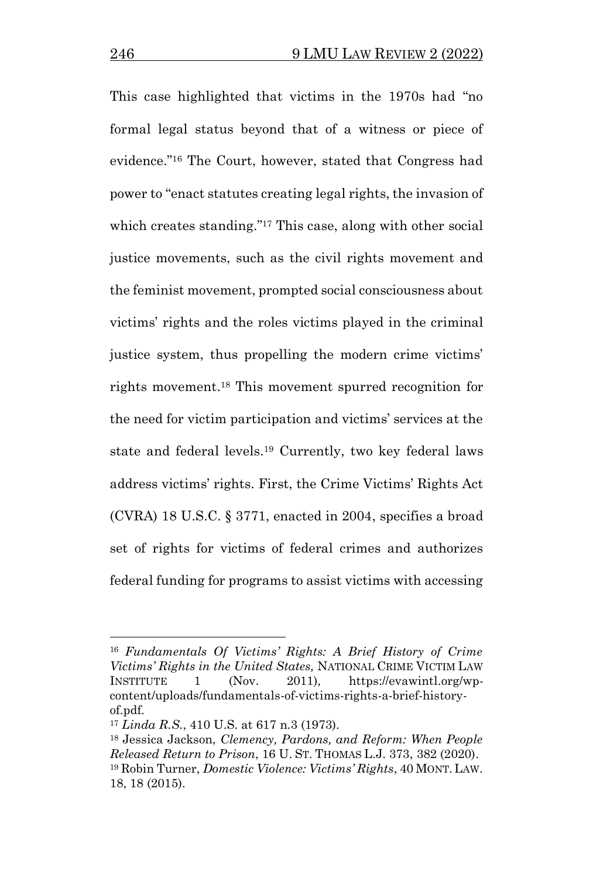This case highlighted that victims in the 1970s had "no formal legal status beyond that of a witness or piece of evidence."[16] The Court, however, stated that Congress had power to "enact statutes creating legal rights, the invasion of which creates standing."[17] This case, along with other social justice movements, such as the civil rights movement and the feminist movement, prompted social consciousness about victims' rights and the roles victims played in the criminal justice system, thus propelling the modern crime victims' rights movement.[18] This movement spurred recognition for the need for victim participation and victims' services at the state and federal levels.[19] Currently, two key federal laws address victims' rights. First, the Crime Victims' Rights Act (CVRA) 18 U.S.C. § 3771, enacted in 2004, specifies a broad set of rights for victims of federal crimes and authorizes federal funding for programs to assist victims with accessing

---

[16] *Fundamentals Of Victims' Rights: A Brief History of Crime Victims' Rights in the United States,* NATIONAL CRIME VICTIM LAW INSTITUTE 1 (Nov. 2011), https://evawintl.org/wp-content/uploads/fundamentals-of-victims-rights-a-brief-history-of.pdf.

[17] *Linda R.S.*, 410 U.S. at 617 n.3 (1973).

[18] Jessica Jackson, *Clemency, Pardons, and Reform: When People Released Return to Prison*, 16 U. ST. THOMAS L.J. 373, 382 (2020).

[19] Robin Turner, *Domestic Violence: Victims' Rights*, 40 MONT. LAW. 18, 18 (2015).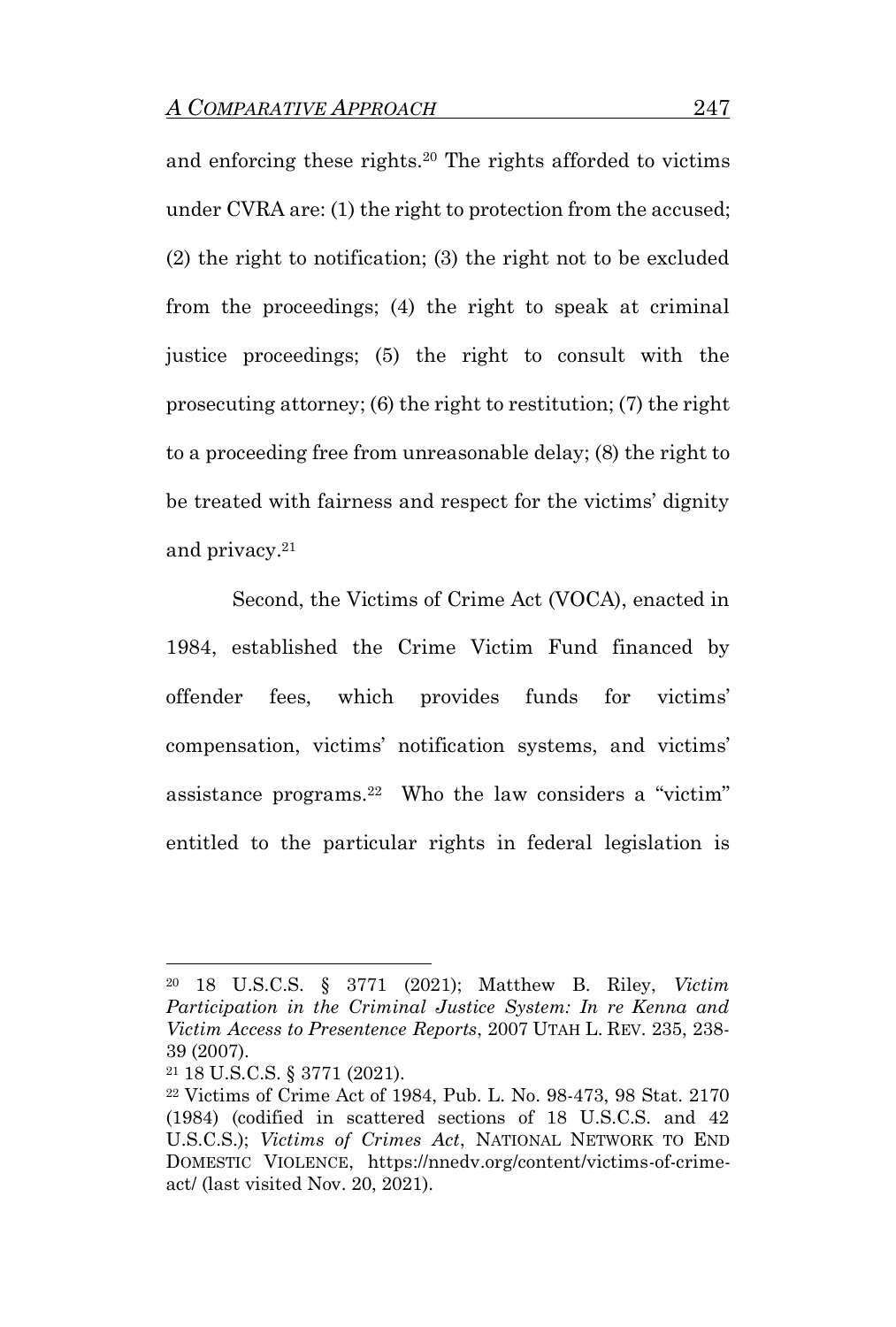and enforcing these rights.[20] The rights afforded to victims under CVRA are: (1) the right to protection from the accused; (2) the right to notification; (3) the right not to be excluded from the proceedings; (4) the right to speak at criminal justice proceedings; (5) the right to consult with the prosecuting attorney; (6) the right to restitution; (7) the right to a proceeding free from unreasonable delay; (8) the right to be treated with fairness and respect for the victims' dignity and privacy.[21]

Second, the Victims of Crime Act (VOCA), enacted in 1984, established the Crime Victim Fund financed by offender fees, which provides funds for victims' compensation, victims' notification systems, and victims' assistance programs.[22] Who the law considers a "victim" entitled to the particular rights in federal legislation is

---

[20] 18 U.S.C.S. § 3771 (2021); Matthew B. Riley, *Victim Participation in the Criminal Justice System: In re Kenna and Victim Access to Presentence Reports*, 2007 UTAH L. REV. 235, 238-39 (2007).

[21] 18 U.S.C.S. § 3771 (2021).

[22] Victims of Crime Act of 1984, Pub. L. No. 98-473, 98 Stat. 2170 (1984) (codified in scattered sections of 18 U.S.C.S. and 42 U.S.C.S.); *Victims of Crimes Act*, NATIONAL NETWORK TO END DOMESTIC VIOLENCE, https://nnedv.org/content/victims-of-crime-act/ (last visited Nov. 20, 2021).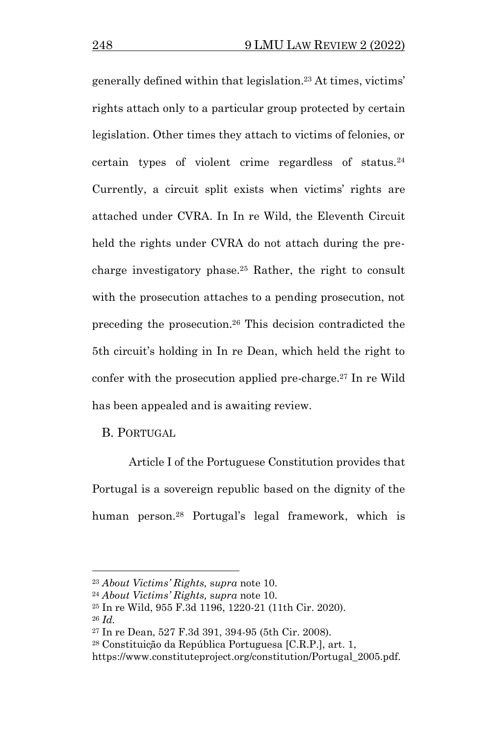generally defined within that legislation.[23] At times, victims' rights attach only to a particular group protected by certain legislation. Other times they attach to victims of felonies, or certain types of violent crime regardless of status.[24] Currently, a circuit split exists when victims' rights are attached under CVRA. In In re Wild, the Eleventh Circuit held the rights under CVRA do not attach during the pre-charge investigatory phase.[25] Rather, the right to consult with the prosecution attaches to a pending prosecution, not preceding the prosecution.[26] This decision contradicted the 5th circuit's holding in In re Dean, which held the right to confer with the prosecution applied pre-charge.[27] In re Wild has been appealed and is awaiting review.

## B. PORTUGAL

Article I of the Portuguese Constitution provides that Portugal is a sovereign republic based on the dignity of the human person.[28] Portugal's legal framework, which is

---

[23] *About Victims' Rights, supra* note 10.

[24] *About Victims' Rights, supra* note 10.

[25] In re Wild, 955 F.3d 1196, 1220-21 (11th Cir. 2020).

[26] *Id.*

[27] In re Dean, 527 F.3d 391, 394-95 (5th Cir. 2008).

[28] Constituição da República Portuguesa [C.R.P.], art. 1, https://www.constituteproject.org/constitution/Portugal_2005.pdf.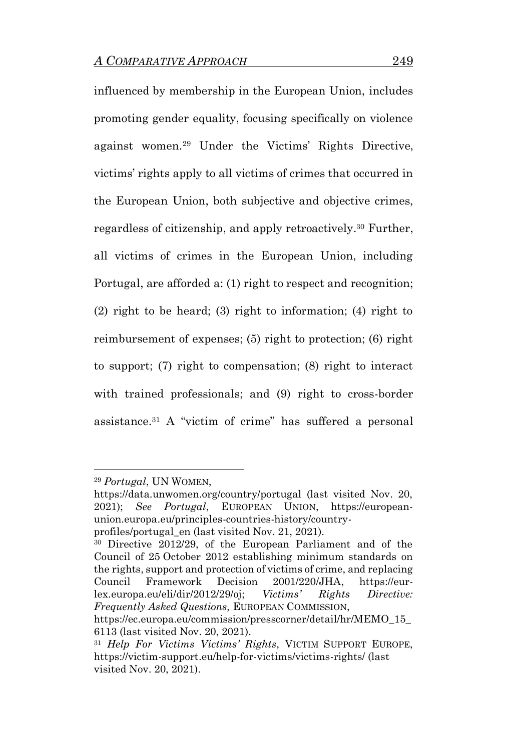influenced by membership in the European Union, includes promoting gender equality, focusing specifically on violence against women.[29] Under the Victims' Rights Directive, victims' rights apply to all victims of crimes that occurred in the European Union, both subjective and objective crimes, regardless of citizenship, and apply retroactively.[30] Further, all victims of crimes in the European Union, including Portugal, are afforded a: (1) right to respect and recognition; (2) right to be heard; (3) right to information; (4) right to reimbursement of expenses; (5) right to protection; (6) right to support; (7) right to compensation; (8) right to interact with trained professionals; and (9) right to cross-border assistance.[31] A "victim of crime" has suffered a personal

---

[29] *Portugal*, UN WOMEN, https://data.unwomen.org/country/portugal (last visited Nov. 20, 2021); *See Portugal*, EUROPEAN UNION, https://european-union.europa.eu/principles-countries-history/country-profiles/portugal_en (last visited Nov. 21, 2021).

[30] Directive 2012/29, of the European Parliament and of the Council of 25 October 2012 establishing minimum standards on the rights, support and protection of victims of crime, and replacing Council Framework Decision 2001/220/JHA, https://eur-lex.europa.eu/eli/dir/2012/29/oj; *Victims' Rights Directive: Frequently Asked Questions,* EUROPEAN COMMISSION, https://ec.europa.eu/commission/presscorner/detail/hr/MEMO_15_6113 (last visited Nov. 20, 2021).

[31] *Help For Victims Victims' Rights*, VICTIM SUPPORT EUROPE, https://victim-support.eu/help-for-victims/victims-rights/ (last visited Nov. 20, 2021).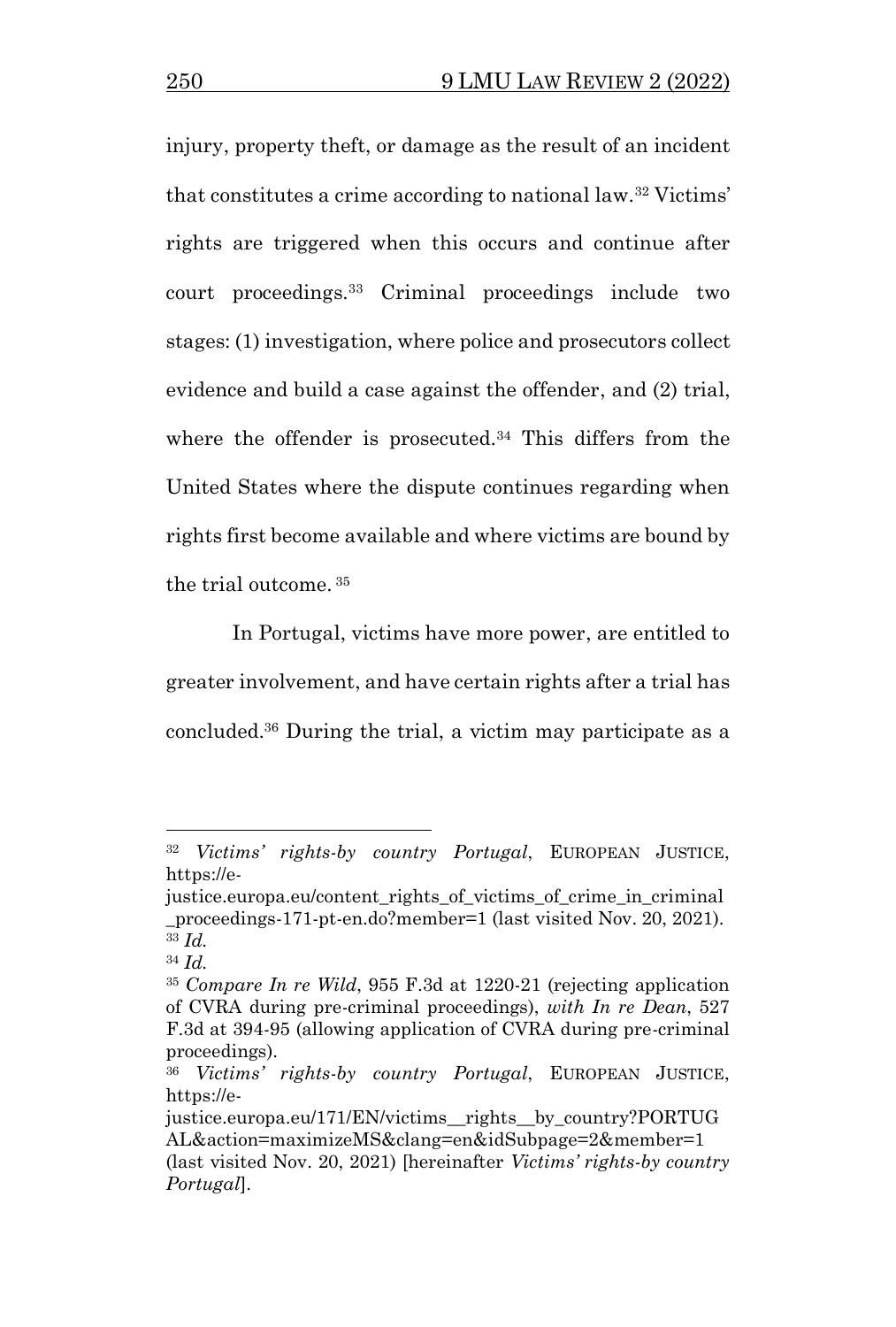injury, property theft, or damage as the result of an incident that constitutes a crime according to national law.[32] Victims' rights are triggered when this occurs and continue after court proceedings.[33] Criminal proceedings include two stages: (1) investigation, where police and prosecutors collect evidence and build a case against the offender, and (2) trial, where the offender is prosecuted.[34] This differs from the United States where the dispute continues regarding when rights first become available and where victims are bound by the trial outcome.[35]

In Portugal, victims have more power, are entitled to greater involvement, and have certain rights after a trial has concluded.[36] During the trial, a victim may participate as a

---

[32] *Victims' rights-by country Portugal*, EUROPEAN JUSTICE, https://e-justice.europa.eu/content_rights_of_victims_of_crime_in_criminal_proceedings-171-pt-en.do?member=1 (last visited Nov. 20, 2021).

[33] *Id.*

[34] *Id.*

[35] *Compare In re Wild*, 955 F.3d at 1220-21 (rejecting application of CVRA during pre-criminal proceedings), *with In re Dean*, 527 F.3d at 394-95 (allowing application of CVRA during pre-criminal proceedings).

[36] *Victims' rights-by country Portugal*, EUROPEAN JUSTICE, https://e-justice.europa.eu/171/EN/victims__rights__by_country?PORTUGAL&action=maximizeMS&clang=en&idSubpage=2&member=1 (last visited Nov. 20, 2021) [hereinafter *Victims' rights-by country Portugal*].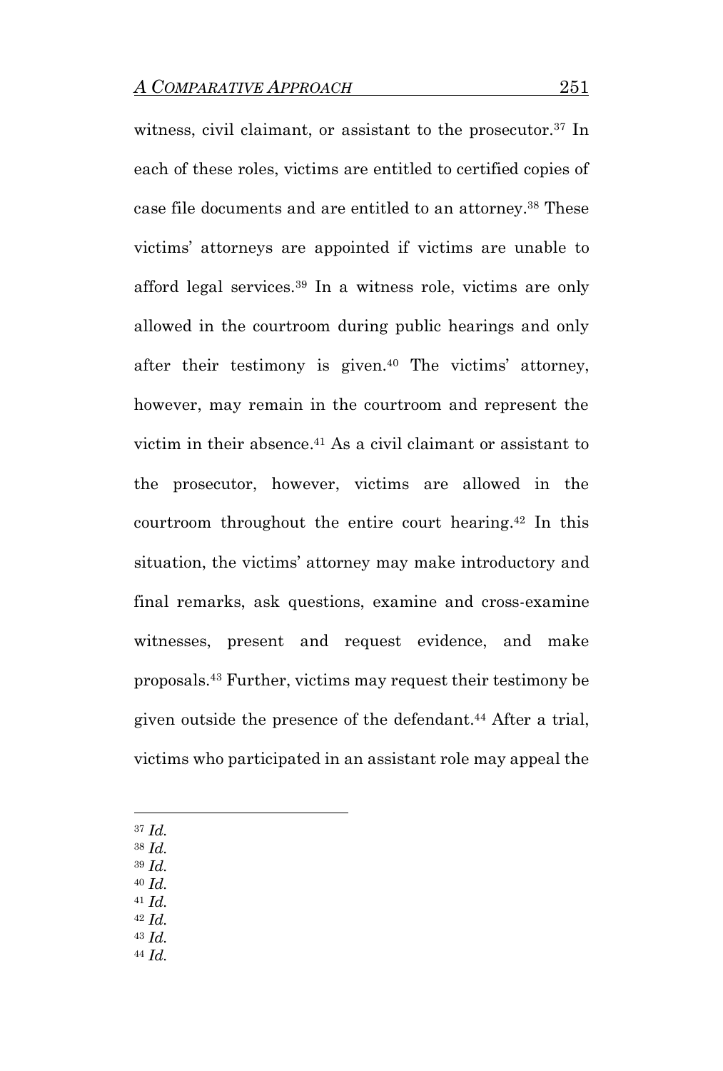witness, civil claimant, or assistant to the prosecutor.[37] In each of these roles, victims are entitled to certified copies of case file documents and are entitled to an attorney.[38] These victims' attorneys are appointed if victims are unable to afford legal services.[39] In a witness role, victims are only allowed in the courtroom during public hearings and only after their testimony is given.[40] The victims' attorney, however, may remain in the courtroom and represent the victim in their absence.[41] As a civil claimant or assistant to the prosecutor, however, victims are allowed in the courtroom throughout the entire court hearing.[42] In this situation, the victims' attorney may make introductory and final remarks, ask questions, examine and cross-examine witnesses, present and request evidence, and make proposals.[43] Further, victims may request their testimony be given outside the presence of the defendant.[44] After a trial, victims who participated in an assistant role may appeal the

---

[37] *Id.*
[38] *Id.*
[39] *Id.*
[40] *Id.*
[41] *Id.*
[42] *Id.*
[43] *Id.*
[44] *Id.*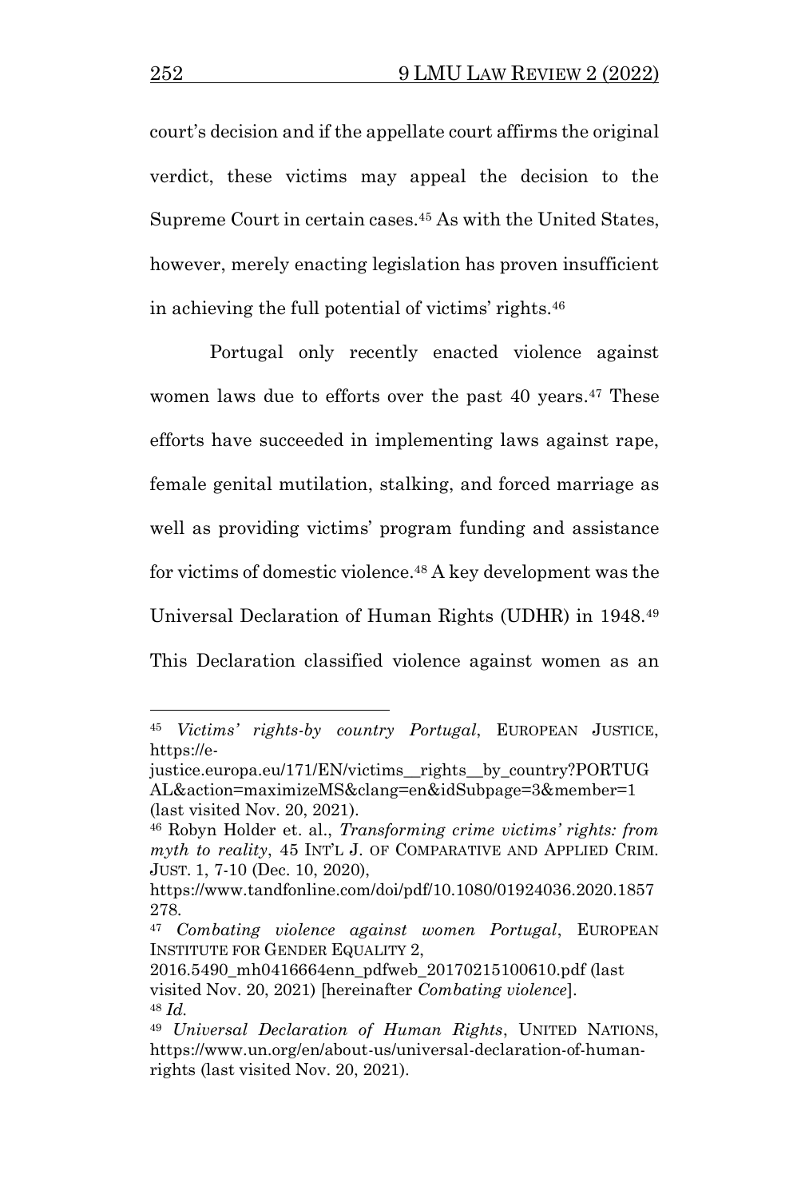court's decision and if the appellate court affirms the original verdict, these victims may appeal the decision to the Supreme Court in certain cases.[45] As with the United States, however, merely enacting legislation has proven insufficient in achieving the full potential of victims' rights.[46]

Portugal only recently enacted violence against women laws due to efforts over the past 40 years.[47] These efforts have succeeded in implementing laws against rape, female genital mutilation, stalking, and forced marriage as well as providing victims' program funding and assistance for victims of domestic violence.[48] A key development was the Universal Declaration of Human Rights (UDHR) in 1948.[49] This Declaration classified violence against women as an

---

[45] *Victims' rights-by country Portugal*, EUROPEAN JUSTICE, https://e-justice.europa.eu/171/EN/victims__rights__by_country?PORTUGAL&action=maximizeMS&clang=en&idSubpage=3&member=1 (last visited Nov. 20, 2021).

[46] Robyn Holder et. al., *Transforming crime victims' rights: from myth to reality*, 45 INT'L J. OF COMPARATIVE AND APPLIED CRIM. JUST. 1, 7-10 (Dec. 10, 2020), https://www.tandfonline.com/doi/pdf/10.1080/01924036.2020.1857278.

[47] *Combating violence against women Portugal*, EUROPEAN INSTITUTE FOR GENDER EQUALITY 2, 2016.5490_mh0416664enn_pdfweb_20170215100610.pdf (last visited Nov. 20, 2021) [hereinafter *Combating violence*].

[48] *Id.*

[49] *Universal Declaration of Human Rights*, UNITED NATIONS, https://www.un.org/en/about-us/universal-declaration-of-human-rights (last visited Nov. 20, 2021).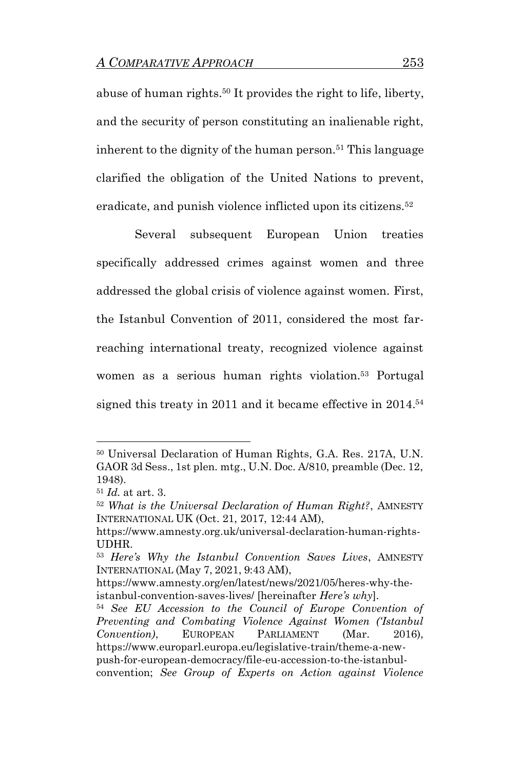abuse of human rights.[50] It provides the right to life, liberty, and the security of person constituting an inalienable right, inherent to the dignity of the human person.[51] This language clarified the obligation of the United Nations to prevent, eradicate, and punish violence inflicted upon its citizens.[52]

Several subsequent European Union treaties specifically addressed crimes against women and three addressed the global crisis of violence against women. First, the Istanbul Convention of 2011, considered the most far-reaching international treaty, recognized violence against women as a serious human rights violation.[53] Portugal signed this treaty in 2011 and it became effective in 2014.[54]

---

[50] Universal Declaration of Human Rights, G.A. Res. 217A, U.N. GAOR 3d Sess., 1st plen. mtg., U.N. Doc. A/810, preamble (Dec. 12, 1948).

[51] *Id.* at art. 3.

[52] *What is the Universal Declaration of Human Right?*, AMNESTY INTERNATIONAL UK (Oct. 21, 2017, 12:44 AM), https://www.amnesty.org.uk/universal-declaration-human-rights-UDHR.

[53] *Here's Why the Istanbul Convention Saves Lives*, AMNESTY INTERNATIONAL (May 7, 2021, 9:43 AM), https://www.amnesty.org/en/latest/news/2021/05/heres-why-the-istanbul-convention-saves-lives/ [hereinafter *Here's why*].

[54] *See EU Accession to the Council of Europe Convention of Preventing and Combating Violence Against Women ('Istanbul Convention)*, EUROPEAN PARLIAMENT (Mar. 2016), https://www.europarl.europa.eu/legislative-train/theme-a-new-push-for-european-democracy/file-eu-accession-to-the-istanbul-convention; *See Group of Experts on Action against Violence*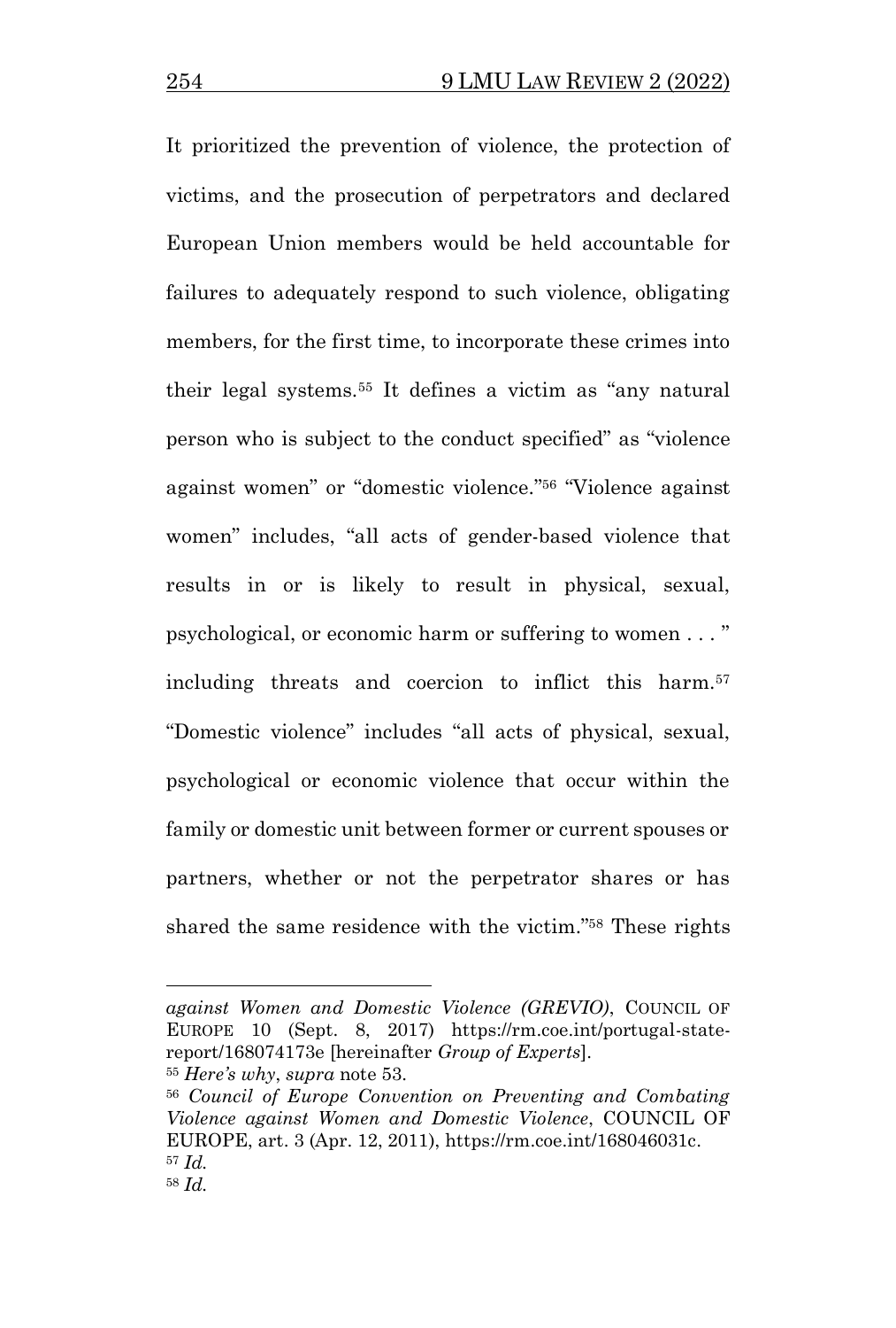It prioritized the prevention of violence, the protection of victims, and the prosecution of perpetrators and declared European Union members would be held accountable for failures to adequately respond to such violence, obligating members, for the first time, to incorporate these crimes into their legal systems.[55] It defines a victim as "any natural person who is subject to the conduct specified" as "violence against women" or "domestic violence."[56] "Violence against women" includes, "all acts of gender-based violence that results in or is likely to result in physical, sexual, psychological, or economic harm or suffering to women . . . " including threats and coercion to inflict this harm.[57] "Domestic violence" includes "all acts of physical, sexual, psychological or economic violence that occur within the family or domestic unit between former or current spouses or partners, whether or not the perpetrator shares or has shared the same residence with the victim."[58] These rights

---

*against Women and Domestic Violence (GREVIO)*, COUNCIL OF EUROPE 10 (Sept. 8, 2017) https://rm.coe.int/portugal-state-report/168074173e [hereinafter *Group of Experts*].

[55] *Here's why*, *supra* note 53.

[56] *Council of Europe Convention on Preventing and Combating Violence against Women and Domestic Violence*, COUNCIL OF EUROPE, art. 3 (Apr. 12, 2011), https://rm.coe.int/168046031c.

[57] *Id.*

[58] *Id.*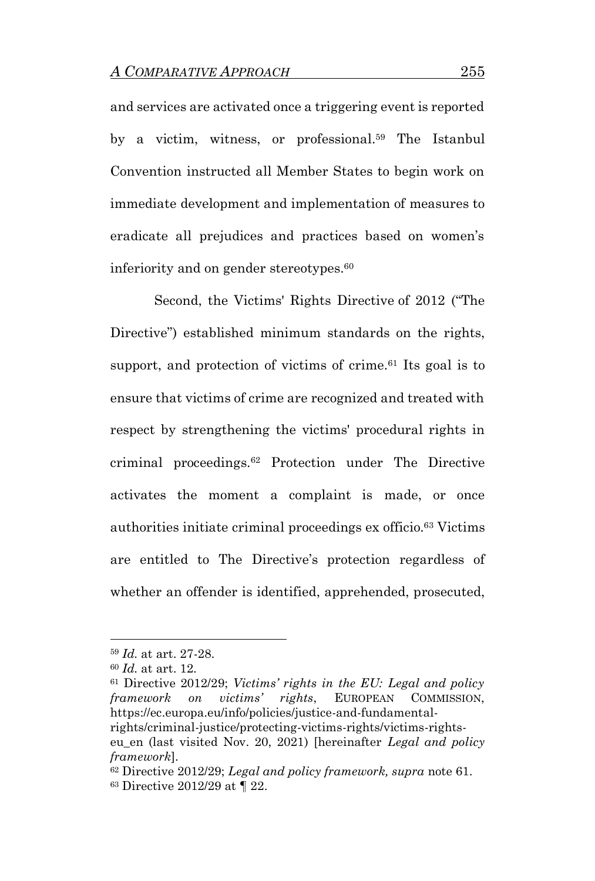and services are activated once a triggering event is reported by a victim, witness, or professional.[59] The Istanbul Convention instructed all Member States to begin work on immediate development and implementation of measures to eradicate all prejudices and practices based on women's inferiority and on gender stereotypes.[60]

Second, the Victims' Rights Directive of 2012 ("The Directive") established minimum standards on the rights, support, and protection of victims of crime.[61] Its goal is to ensure that victims of crime are recognized and treated with respect by strengthening the victims' procedural rights in criminal proceedings.[62] Protection under The Directive activates the moment a complaint is made, or once authorities initiate criminal proceedings ex officio.[63] Victims are entitled to The Directive's protection regardless of whether an offender is identified, apprehended, prosecuted,

---

[59] *Id.* at art. 27-28.

[60] *Id.* at art. 12.

[61] Directive 2012/29; *Victims' rights in the EU: Legal and policy framework on victims' rights*, EUROPEAN COMMISSION, https://ec.europa.eu/info/policies/justice-and-fundamental-rights/criminal-justice/protecting-victims-rights/victims-rights-eu_en (last visited Nov. 20, 2021) [hereinafter *Legal and policy framework*].

[62] Directive 2012/29; *Legal and policy framework, supra* note 61.

[63] Directive 2012/29 at ¶ 22.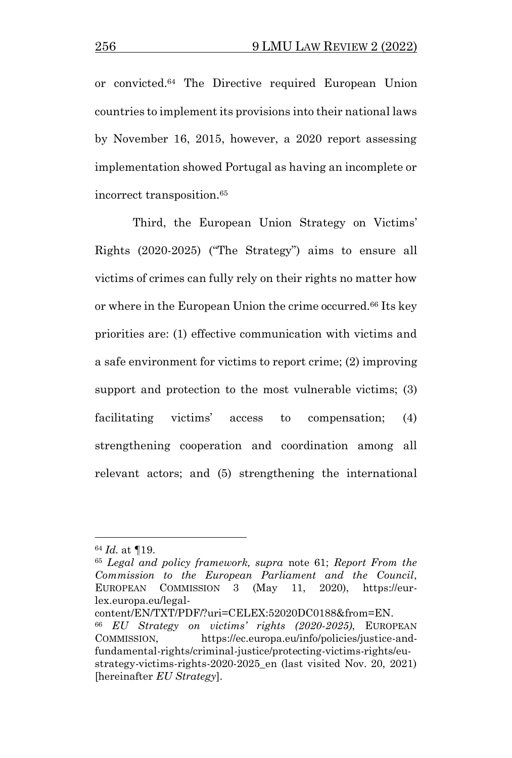or convicted.[64] The Directive required European Union countries to implement its provisions into their national laws by November 16, 2015, however, a 2020 report assessing implementation showed Portugal as having an incomplete or incorrect transposition.[65]

Third, the European Union Strategy on Victims' Rights (2020-2025) ("The Strategy") aims to ensure all victims of crimes can fully rely on their rights no matter how or where in the European Union the crime occurred.[66] Its key priorities are: (1) effective communication with victims and a safe environment for victims to report crime; (2) improving support and protection to the most vulnerable victims; (3) facilitating victims' access to compensation; (4) strengthening cooperation and coordination among all relevant actors; and (5) strengthening the international

---

[64] *Id.* at ¶19.

[65] *Legal and policy framework, supra* note 61; *Report From the Commission to the European Parliament and the Council*, EUROPEAN COMMISSION 3 (May 11, 2020), https://eur-lex.europa.eu/legal-content/EN/TXT/PDF/?uri=CELEX:52020DC0188&from=EN.

[66] *EU Strategy on victims' rights (2020-2025)*, EUROPEAN COMMISSION, https://ec.europa.eu/info/policies/justice-and-fundamental-rights/criminal-justice/protecting-victims-rights/eu-strategy-victims-rights-2020-2025_en (last visited Nov. 20, 2021) [hereinafter *EU Strategy*].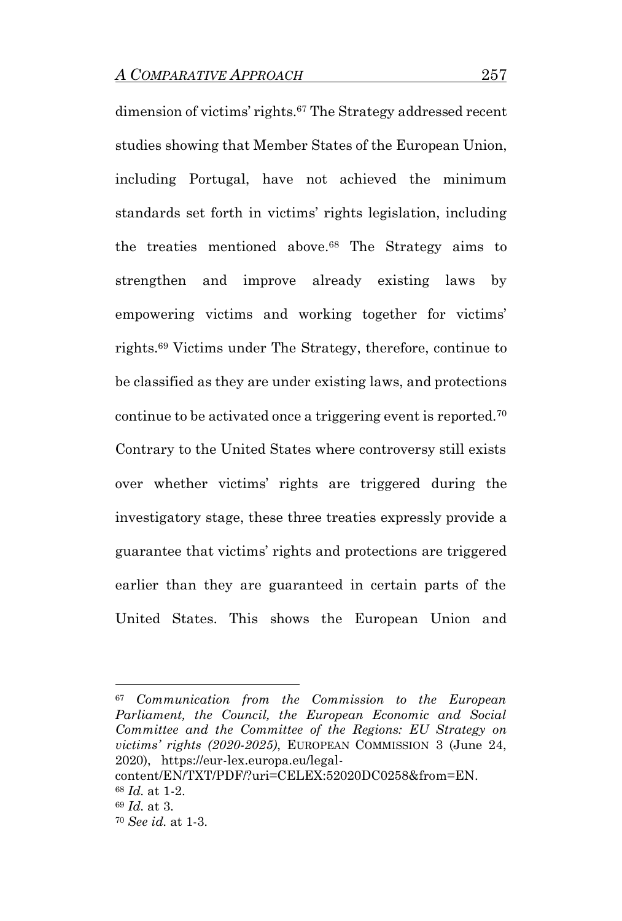dimension of victims' rights.[67] The Strategy addressed recent studies showing that Member States of the European Union, including Portugal, have not achieved the minimum standards set forth in victims' rights legislation, including the treaties mentioned above.[68] The Strategy aims to strengthen and improve already existing laws by empowering victims and working together for victims' rights.[69] Victims under The Strategy, therefore, continue to be classified as they are under existing laws, and protections continue to be activated once a triggering event is reported.[70] Contrary to the United States where controversy still exists over whether victims' rights are triggered during the investigatory stage, these three treaties expressly provide a guarantee that victims' rights and protections are triggered earlier than they are guaranteed in certain parts of the United States. This shows the European Union and

---

[67] *Communication from the Commission to the European Parliament, the Council, the European Economic and Social Committee and the Committee of the Regions: EU Strategy on victims' rights (2020-2025)*, EUROPEAN COMMISSION 3 (June 24, 2020), https://eur-lex.europa.eu/legal-content/EN/TXT/PDF/?uri=CELEX:52020DC0258&from=EN.

[68] *Id.* at 1-2.

[69] *Id.* at 3.

[70] *See id.* at 1-3.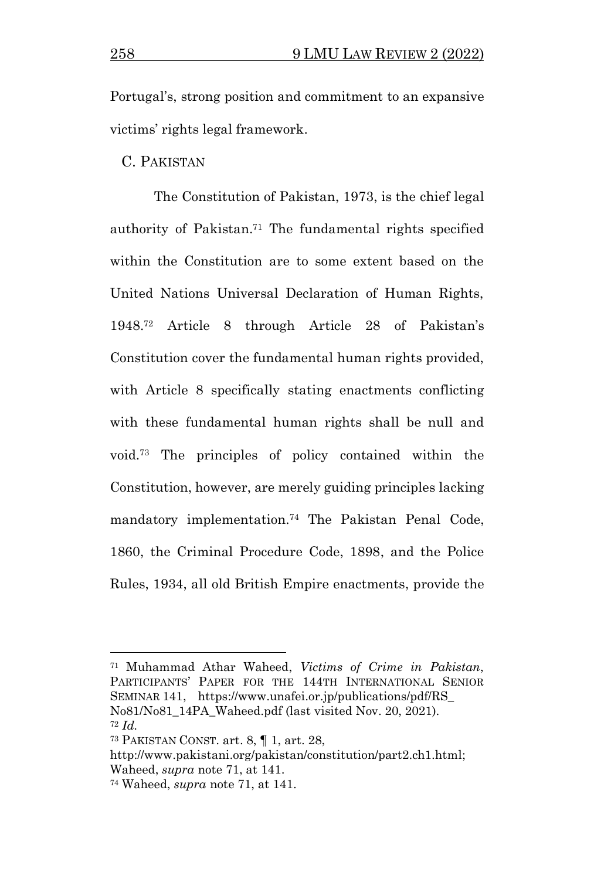Portugal's, strong position and commitment to an expansive victims' rights legal framework.

### C. PAKISTAN

The Constitution of Pakistan, 1973, is the chief legal authority of Pakistan.[71] The fundamental rights specified within the Constitution are to some extent based on the United Nations Universal Declaration of Human Rights, 1948.[72] Article 8 through Article 28 of Pakistan's Constitution cover the fundamental human rights provided, with Article 8 specifically stating enactments conflicting with these fundamental human rights shall be null and void.[73] The principles of policy contained within the Constitution, however, are merely guiding principles lacking mandatory implementation.[74] The Pakistan Penal Code, 1860, the Criminal Procedure Code, 1898, and the Police Rules, 1934, all old British Empire enactments, provide the

---

[71] Muhammad Athar Waheed, *Victims of Crime in Pakistan*, PARTICIPANTS' PAPER FOR THE 144TH INTERNATIONAL SENIOR SEMINAR 141, https://www.unafei.or.jp/publications/pdf/RS_No81/No81_14PA_Waheed.pdf (last visited Nov. 20, 2021).

[72] *Id.*

[73] PAKISTAN CONST. art. 8, ¶ 1, art. 28, http://www.pakistani.org/pakistan/constitution/part2.ch1.html; Waheed, *supra* note 71, at 141.

[74] Waheed, *supra* note 71, at 141.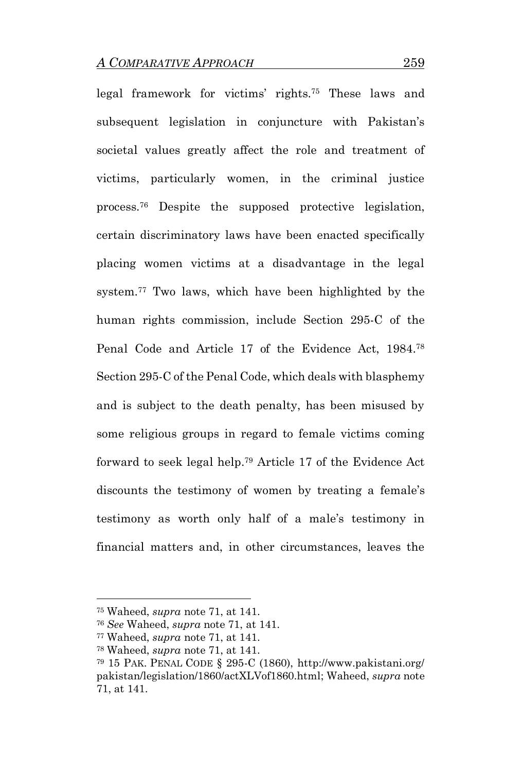legal framework for victims' rights.[75] These laws and subsequent legislation in conjuncture with Pakistan's societal values greatly affect the role and treatment of victims, particularly women, in the criminal justice process.[76] Despite the supposed protective legislation, certain discriminatory laws have been enacted specifically placing women victims at a disadvantage in the legal system.[77] Two laws, which have been highlighted by the human rights commission, include Section 295-C of the Penal Code and Article 17 of the Evidence Act, 1984.[78] Section 295-C of the Penal Code, which deals with blasphemy and is subject to the death penalty, has been misused by some religious groups in regard to female victims coming forward to seek legal help.[79] Article 17 of the Evidence Act discounts the testimony of women by treating a female's testimony as worth only half of a male's testimony in financial matters and, in other circumstances, leaves the

---

[75] Waheed, *supra* note 71, at 141.

[76] *See* Waheed, *supra* note 71, at 141.

[77] Waheed, *supra* note 71, at 141.

[78] Waheed, *supra* note 71, at 141.

[79] 15 PAK. PENAL CODE § 295-C (1860), http://www.pakistani.org/pakistan/legislation/1860/actXLVof1860.html; Waheed, *supra* note 71, at 141.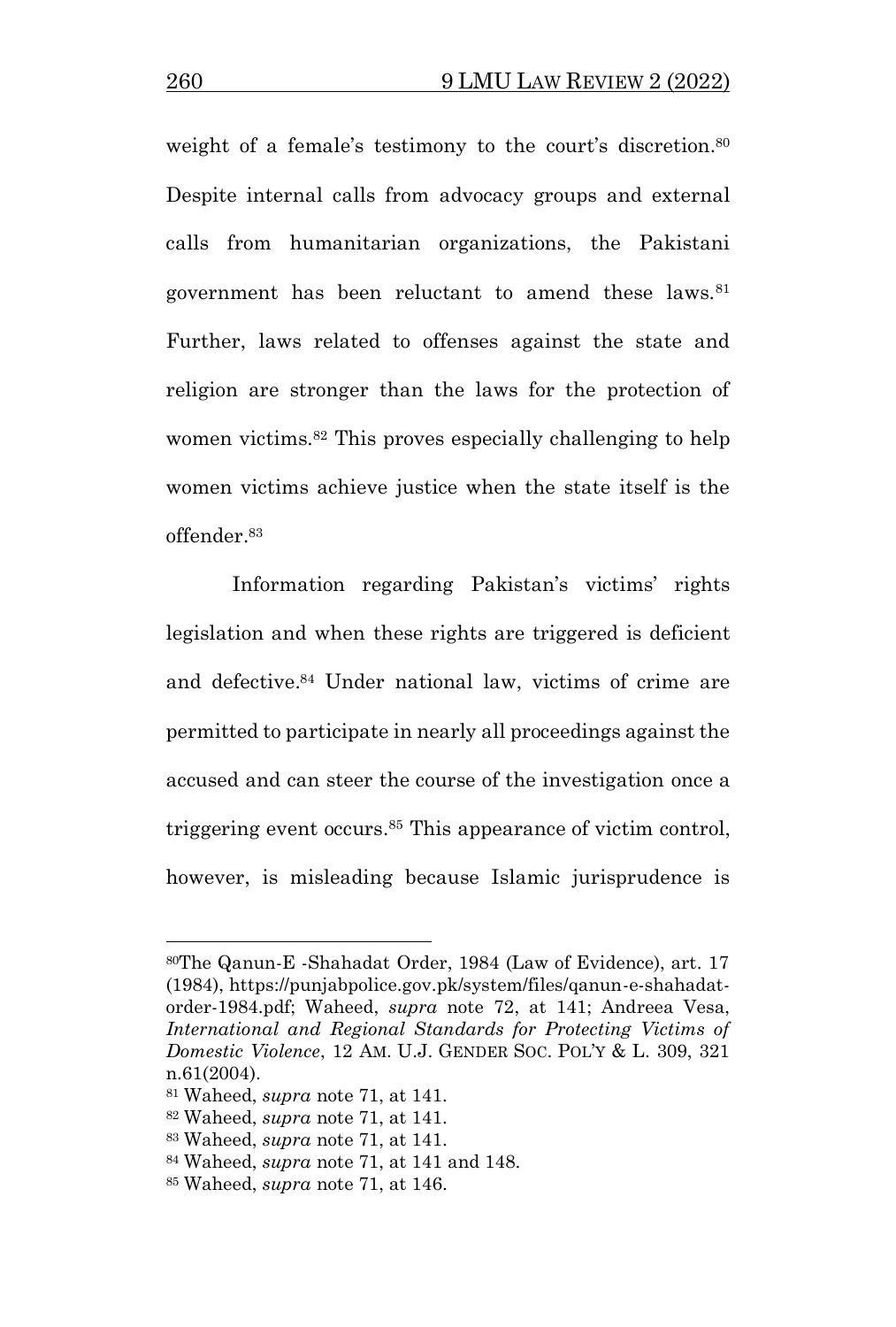weight of a female's testimony to the court's discretion.[80] Despite internal calls from advocacy groups and external calls from humanitarian organizations, the Pakistani government has been reluctant to amend these laws.[81] Further, laws related to offenses against the state and religion are stronger than the laws for the protection of women victims.[82] This proves especially challenging to help women victims achieve justice when the state itself is the offender.[83]

Information regarding Pakistan's victims' rights legislation and when these rights are triggered is deficient and defective.[84] Under national law, victims of crime are permitted to participate in nearly all proceedings against the accused and can steer the course of the investigation once a triggering event occurs.[85] This appearance of victim control, however, is misleading because Islamic jurisprudence is

---

[80]The Qanun-E -Shahadat Order, 1984 (Law of Evidence), art. 17 (1984), https://punjabpolice.gov.pk/system/files/qanun-e-shahadat-order-1984.pdf; Waheed, *supra* note 72, at 141; Andreea Vesa, *International and Regional Standards for Protecting Victims of Domestic Violence*, 12 AM. U.J. GENDER SOC. POL'Y & L. 309, 321 n.61(2004).

[81] Waheed, *supra* note 71, at 141.

[82] Waheed, *supra* note 71, at 141.

[83] Waheed, *supra* note 71, at 141.

[84] Waheed, *supra* note 71, at 141 and 148.

[85] Waheed, *supra* note 71, at 146.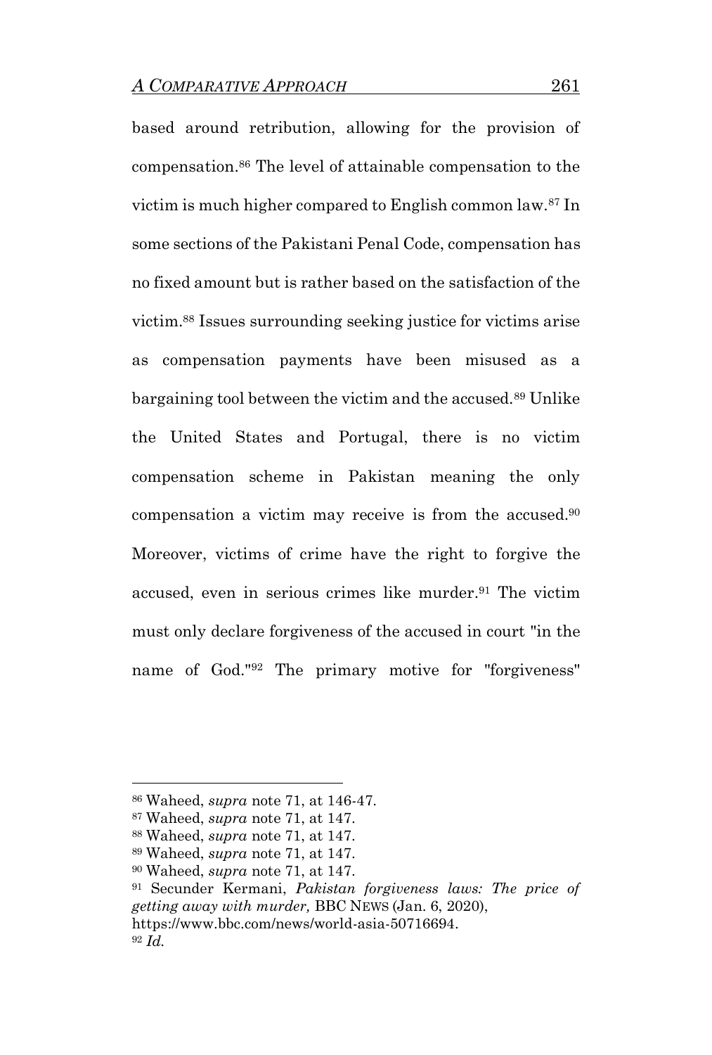based around retribution, allowing for the provision of compensation.[86] The level of attainable compensation to the victim is much higher compared to English common law.[87] In some sections of the Pakistani Penal Code, compensation has no fixed amount but is rather based on the satisfaction of the victim.[88] Issues surrounding seeking justice for victims arise as compensation payments have been misused as a bargaining tool between the victim and the accused.[89] Unlike the United States and Portugal, there is no victim compensation scheme in Pakistan meaning the only compensation a victim may receive is from the accused.[90] Moreover, victims of crime have the right to forgive the accused, even in serious crimes like murder.[91] The victim must only declare forgiveness of the accused in court "in the name of God."[92] The primary motive for "forgiveness"

---

[86] Waheed, *supra* note 71, at 146-47.

[87] Waheed, *supra* note 71, at 147.

[88] Waheed, *supra* note 71, at 147.

[89] Waheed, *supra* note 71, at 147.

[90] Waheed, *supra* note 71, at 147.

[91] Secunder Kermani, *Pakistan forgiveness laws: The price of getting away with murder,* BBC NEWS (Jan. 6, 2020), https://www.bbc.com/news/world-asia-50716694.

[92] *Id.*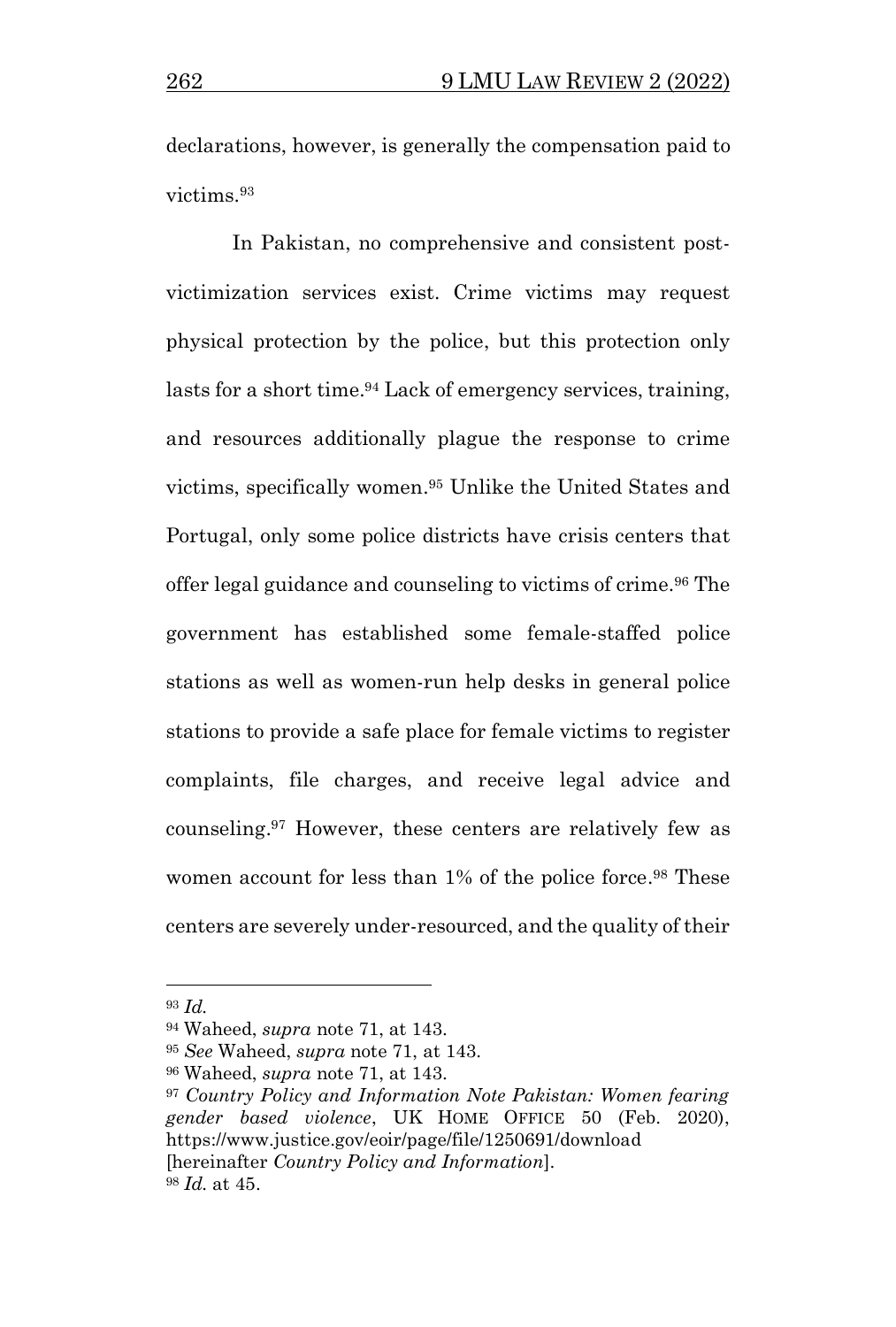declarations, however, is generally the compensation paid to victims.[93]

In Pakistan, no comprehensive and consistent post-victimization services exist. Crime victims may request physical protection by the police, but this protection only lasts for a short time.[94] Lack of emergency services, training, and resources additionally plague the response to crime victims, specifically women.[95] Unlike the United States and Portugal, only some police districts have crisis centers that offer legal guidance and counseling to victims of crime.[96] The government has established some female-staffed police stations as well as women-run help desks in general police stations to provide a safe place for female victims to register complaints, file charges, and receive legal advice and counseling.[97] However, these centers are relatively few as women account for less than 1% of the police force.[98] These centers are severely under-resourced, and the quality of their

---

[93] *Id.*

[94] Waheed, *supra* note 71, at 143.

[95] *See* Waheed, *supra* note 71, at 143.

[96] Waheed, *supra* note 71, at 143.

[97] *Country Policy and Information Note Pakistan: Women fearing gender based violence*, UK HOME OFFICE 50 (Feb. 2020), https://www.justice.gov/eoir/page/file/1250691/download [hereinafter *Country Policy and Information*].

[98] *Id.* at 45.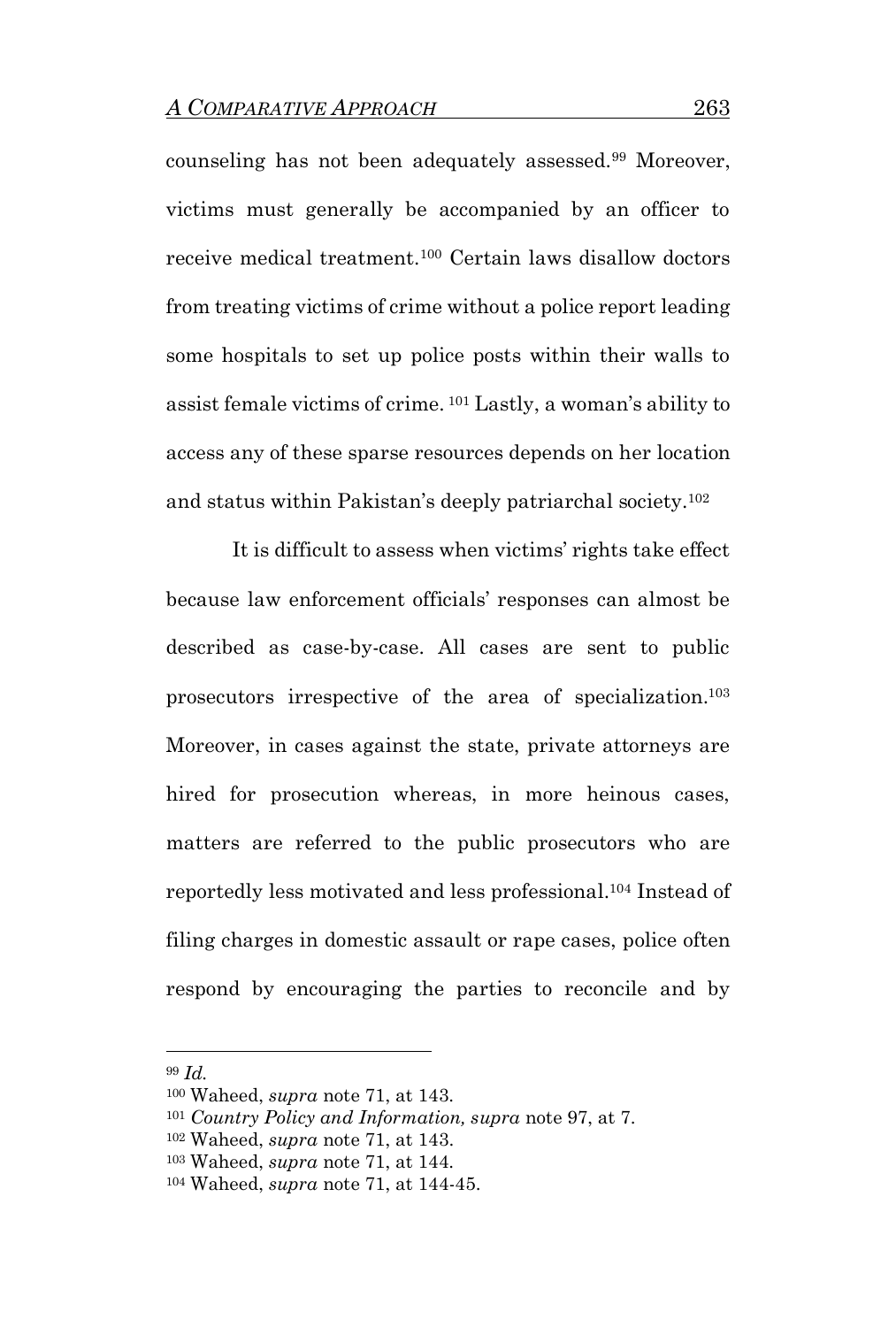counseling has not been adequately assessed.[99] Moreover, victims must generally be accompanied by an officer to receive medical treatment.[100] Certain laws disallow doctors from treating victims of crime without a police report leading some hospitals to set up police posts within their walls to assist female victims of crime.[101] Lastly, a woman's ability to access any of these sparse resources depends on her location and status within Pakistan's deeply patriarchal society.[102]

It is difficult to assess when victims' rights take effect because law enforcement officials' responses can almost be described as case-by-case. All cases are sent to public prosecutors irrespective of the area of specialization.[103] Moreover, in cases against the state, private attorneys are hired for prosecution whereas, in more heinous cases, matters are referred to the public prosecutors who are reportedly less motivated and less professional.[104] Instead of filing charges in domestic assault or rape cases, police often respond by encouraging the parties to reconcile and by

---

[99] *Id.*

[100] Waheed, *supra* note 71, at 143.

[101] *Country Policy and Information, supra* note 97, at 7.

[102] Waheed, *supra* note 71, at 143.

[103] Waheed, *supra* note 71, at 144.

[104] Waheed, *supra* note 71, at 144-45.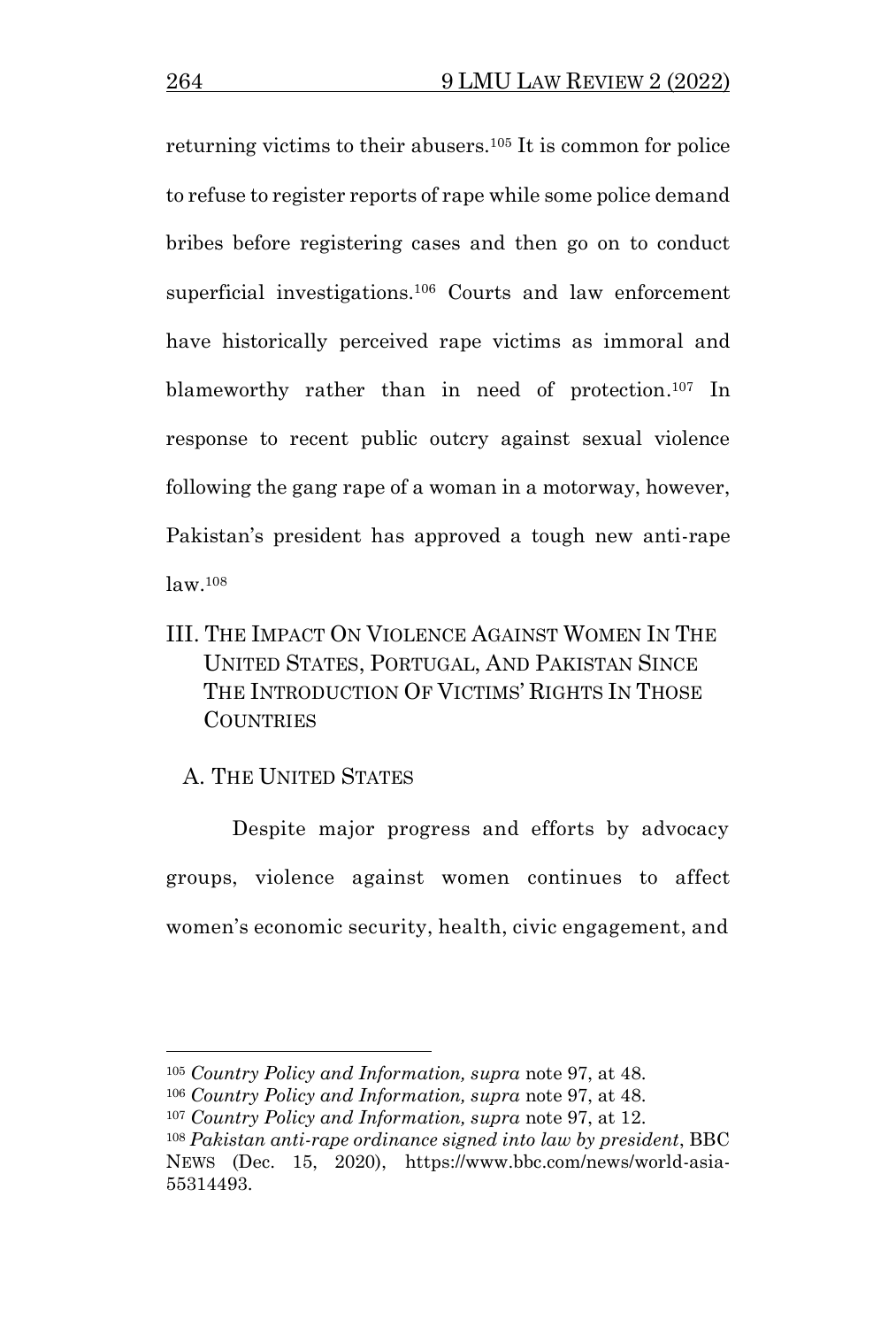returning victims to their abusers.[105] It is common for police to refuse to register reports of rape while some police demand bribes before registering cases and then go on to conduct superficial investigations.[106] Courts and law enforcement have historically perceived rape victims as immoral and blameworthy rather than in need of protection.[107] In response to recent public outcry against sexual violence following the gang rape of a woman in a motorway, however, Pakistan's president has approved a tough new anti-rape law.[108]

## III. THE IMPACT ON VIOLENCE AGAINST WOMEN IN THE UNITED STATES, PORTUGAL, AND PAKISTAN SINCE THE INTRODUCTION OF VICTIMS' RIGHTS IN THOSE COUNTRIES

### A. THE UNITED STATES

Despite major progress and efforts by advocacy groups, violence against women continues to affect women's economic security, health, civic engagement, and

---

[105] *Country Policy and Information, supra* note 97, at 48.

[106] *Country Policy and Information, supra* note 97, at 48.

[107] *Country Policy and Information, supra* note 97, at 12.

[108] *Pakistan anti-rape ordinance signed into law by president*, BBC NEWS (Dec. 15, 2020), https://www.bbc.com/news/world-asia-55314493.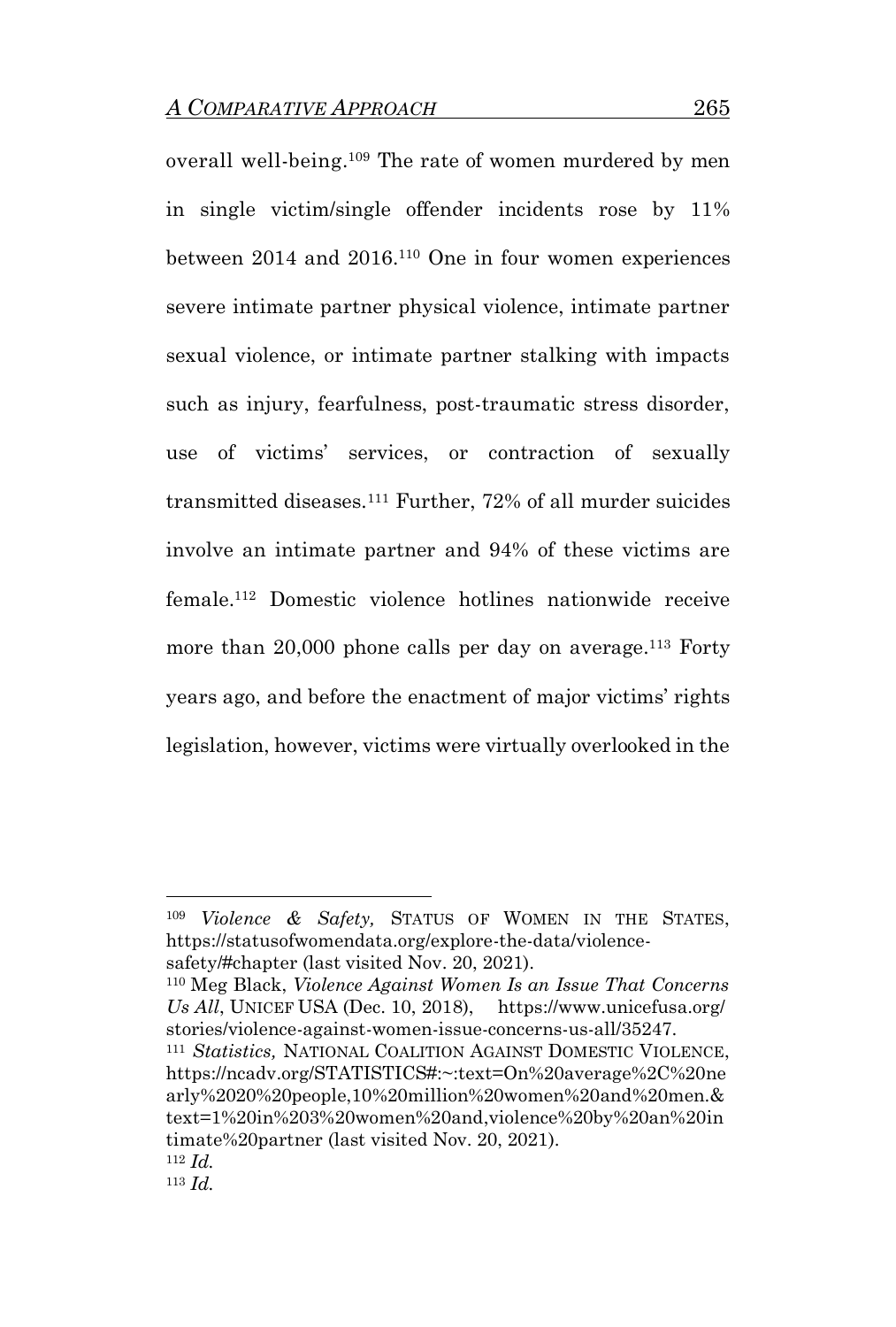overall well-being.[109] The rate of women murdered by men in single victim/single offender incidents rose by 11% between 2014 and 2016.[110] One in four women experiences severe intimate partner physical violence, intimate partner sexual violence, or intimate partner stalking with impacts such as injury, fearfulness, post-traumatic stress disorder, use of victims' services, or contraction of sexually transmitted diseases.[111] Further, 72% of all murder suicides involve an intimate partner and 94% of these victims are female.[112] Domestic violence hotlines nationwide receive more than 20,000 phone calls per day on average.[113] Forty years ago, and before the enactment of major victims' rights legislation, however, victims were virtually overlooked in the

---

[109] *Violence & Safety,* STATUS OF WOMEN IN THE STATES, https://statusofwomendata.org/explore-the-data/violence-safety/#chapter (last visited Nov. 20, 2021).

[110] Meg Black, *Violence Against Women Is an Issue That Concerns Us All*, UNICEF USA (Dec. 10, 2018), https://www.unicefusa.org/stories/violence-against-women-issue-concerns-us-all/35247.

[111] *Statistics,* NATIONAL COALITION AGAINST DOMESTIC VIOLENCE, https://ncadv.org/STATISTICS#:~:text=On%20average%2C%20nearly%2020%20people,10%20million%20women%20and%20men.&text=1%20in%203%20women%20and,violence%20by%20an%20intimate%20partner (last visited Nov. 20, 2021).

[112] *Id.*

[113] *Id.*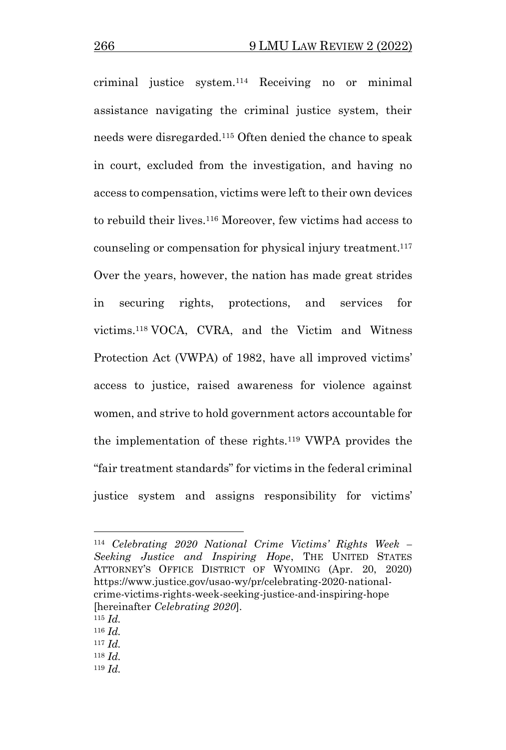criminal justice system.[114] Receiving no or minimal assistance navigating the criminal justice system, their needs were disregarded.[115] Often denied the chance to speak in court, excluded from the investigation, and having no access to compensation, victims were left to their own devices to rebuild their lives.[116] Moreover, few victims had access to counseling or compensation for physical injury treatment.[117] Over the years, however, the nation has made great strides in securing rights, protections, and services for victims.[118] VOCA, CVRA, and the Victim and Witness Protection Act (VWPA) of 1982, have all improved victims' access to justice, raised awareness for violence against women, and strive to hold government actors accountable for the implementation of these rights.[119] VWPA provides the "fair treatment standards" for victims in the federal criminal justice system and assigns responsibility for victims'

---

[114] *Celebrating 2020 National Crime Victims' Rights Week – Seeking Justice and Inspiring Hope*, THE UNITED STATES ATTORNEY'S OFFICE DISTRICT OF WYOMING (Apr. 20, 2020) https://www.justice.gov/usao-wy/pr/celebrating-2020-national-crime-victims-rights-week-seeking-justice-and-inspiring-hope [hereinafter *Celebrating 2020*].

[115] *Id.*

[116] *Id.*

[117] *Id.*

[118] *Id.*

[119] *Id.*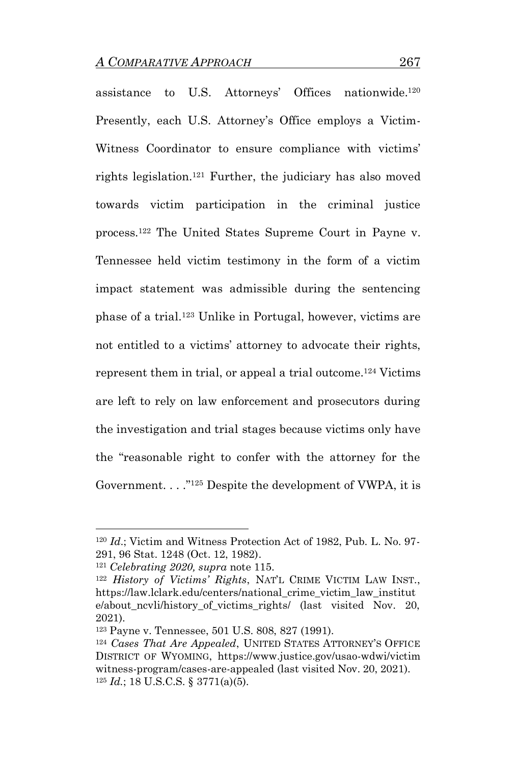assistance to U.S. Attorneys' Offices nationwide.[120] Presently, each U.S. Attorney's Office employs a Victim-Witness Coordinator to ensure compliance with victims' rights legislation.[121] Further, the judiciary has also moved towards victim participation in the criminal justice process.[122] The United States Supreme Court in Payne v. Tennessee held victim testimony in the form of a victim impact statement was admissible during the sentencing phase of a trial.[123] Unlike in Portugal, however, victims are not entitled to a victims' attorney to advocate their rights, represent them in trial, or appeal a trial outcome.[124] Victims are left to rely on law enforcement and prosecutors during the investigation and trial stages because victims only have the "reasonable right to confer with the attorney for the Government. . . ."[125] Despite the development of VWPA, it is

---

[120] *Id.*; Victim and Witness Protection Act of 1982, Pub. L. No. 97-291, 96 Stat. 1248 (Oct. 12, 1982).

[121] *Celebrating 2020, supra* note 115.

[122] *History of Victims' Rights*, NAT'L CRIME VICTIM LAW INST., https://law.lclark.edu/centers/national_crime_victim_law_institute/about_ncvli/history_of_victims_rights/ (last visited Nov. 20, 2021).

[123] Payne v. Tennessee, 501 U.S. 808, 827 (1991).

[124] *Cases That Are Appealed*, UNITED STATES ATTORNEY'S OFFICE DISTRICT OF WYOMING, https://www.justice.gov/usao-wdwi/victimwitness-program/cases-are-appealed (last visited Nov. 20, 2021).

[125] *Id.*; 18 U.S.C.S. § 3771(a)(5).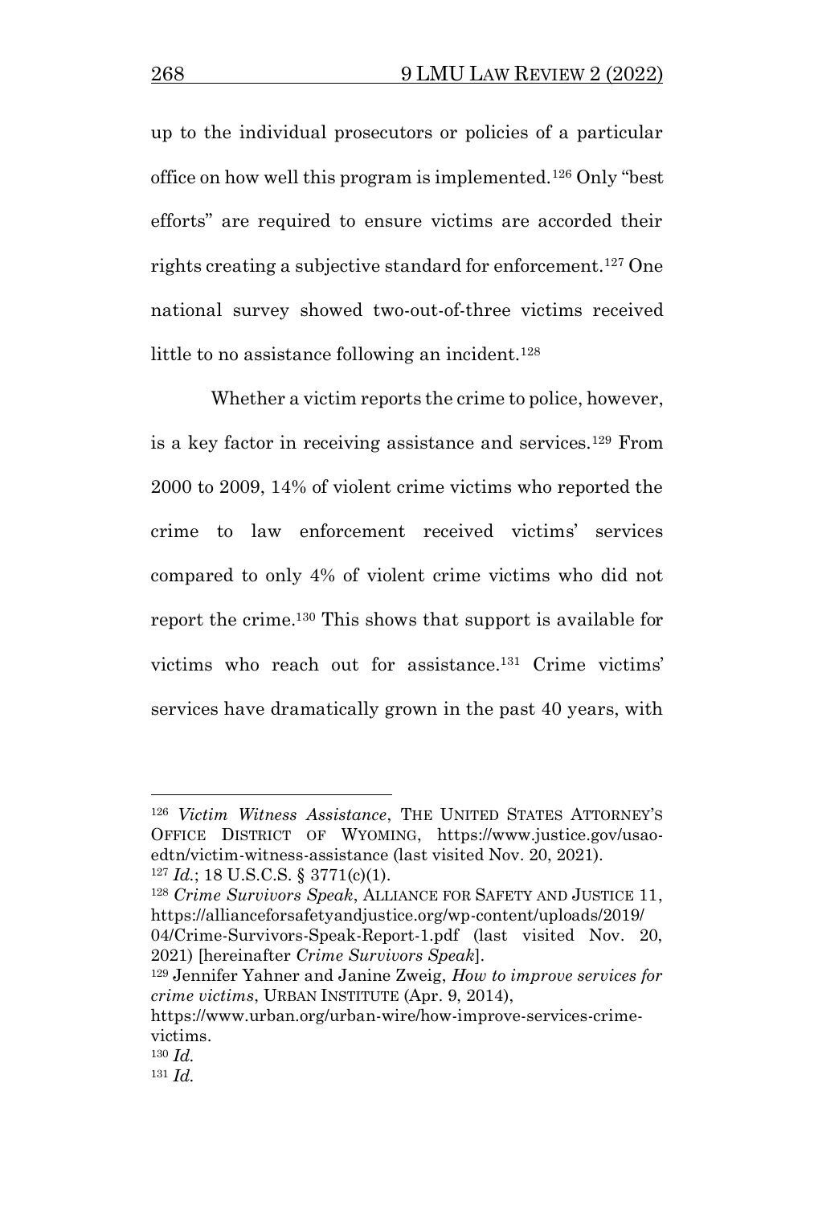up to the individual prosecutors or policies of a particular office on how well this program is implemented.[126] Only "best efforts" are required to ensure victims are accorded their rights creating a subjective standard for enforcement.[127] One national survey showed two-out-of-three victims received little to no assistance following an incident.[128]

Whether a victim reports the crime to police, however, is a key factor in receiving assistance and services.[129] From 2000 to 2009, 14% of violent crime victims who reported the crime to law enforcement received victims' services compared to only 4% of violent crime victims who did not report the crime.[130] This shows that support is available for victims who reach out for assistance.[131] Crime victims' services have dramatically grown in the past 40 years, with

---

[126] *Victim Witness Assistance*, THE UNITED STATES ATTORNEY'S OFFICE DISTRICT OF WYOMING, https://www.justice.gov/usao-edtn/victim-witness-assistance (last visited Nov. 20, 2021).

[127] *Id.*; 18 U.S.C.S. § 3771(c)(1).

[128] *Crime Survivors Speak*, ALLIANCE FOR SAFETY AND JUSTICE 11, https://allianceforsafetyandjustice.org/wp-content/uploads/2019/04/Crime-Survivors-Speak-Report-1.pdf (last visited Nov. 20, 2021) [hereinafter *Crime Survivors Speak*].

[129] Jennifer Yahner and Janine Zweig, *How to improve services for crime victims*, URBAN INSTITUTE (Apr. 9, 2014), https://www.urban.org/urban-wire/how-improve-services-crime-victims.

[130] *Id.*

[131] *Id.*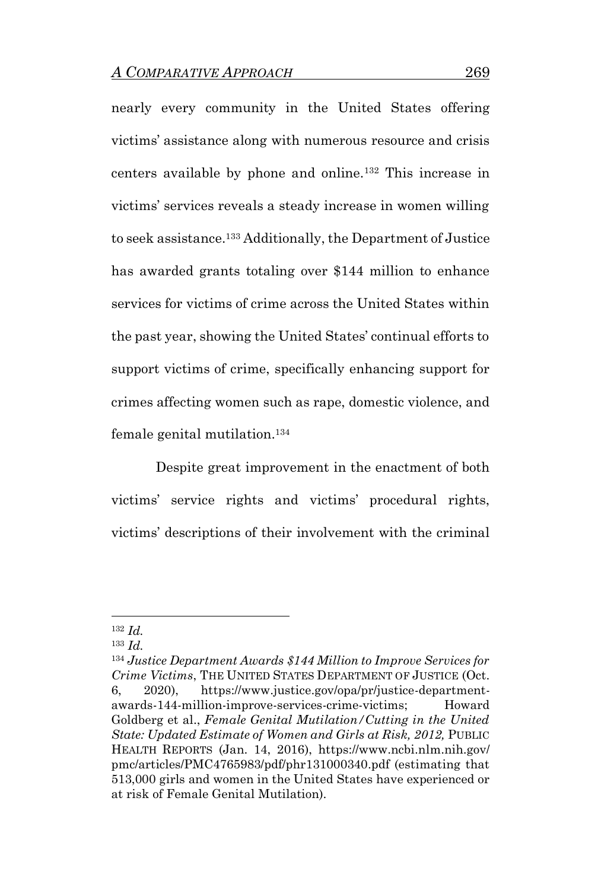nearly every community in the United States offering victims' assistance along with numerous resource and crisis centers available by phone and online.[132] This increase in victims' services reveals a steady increase in women willing to seek assistance.[133] Additionally, the Department of Justice has awarded grants totaling over $144 million to enhance services for victims of crime across the United States within the past year, showing the United States' continual efforts to support victims of crime, specifically enhancing support for crimes affecting women such as rape, domestic violence, and female genital mutilation.[134]

Despite great improvement in the enactment of both victims' service rights and victims' procedural rights, victims' descriptions of their involvement with the criminal

---

[132] *Id.*

[133] *Id.*

[134] *Justice Department Awards $144 Million to Improve Services for Crime Victims*, THE UNITED STATES DEPARTMENT OF JUSTICE (Oct. 6, 2020), https://www.justice.gov/opa/pr/justice-department-awards-144-million-improve-services-crime-victims; Howard Goldberg et al., *Female Genital Mutilation/Cutting in the United State: Updated Estimate of Women and Girls at Risk, 2012,* PUBLIC HEALTH REPORTS (Jan. 14, 2016), https://www.ncbi.nlm.nih.gov/pmc/articles/PMC4765983/pdf/phr131000340.pdf (estimating that 513,000 girls and women in the United States have experienced or at risk of Female Genital Mutilation).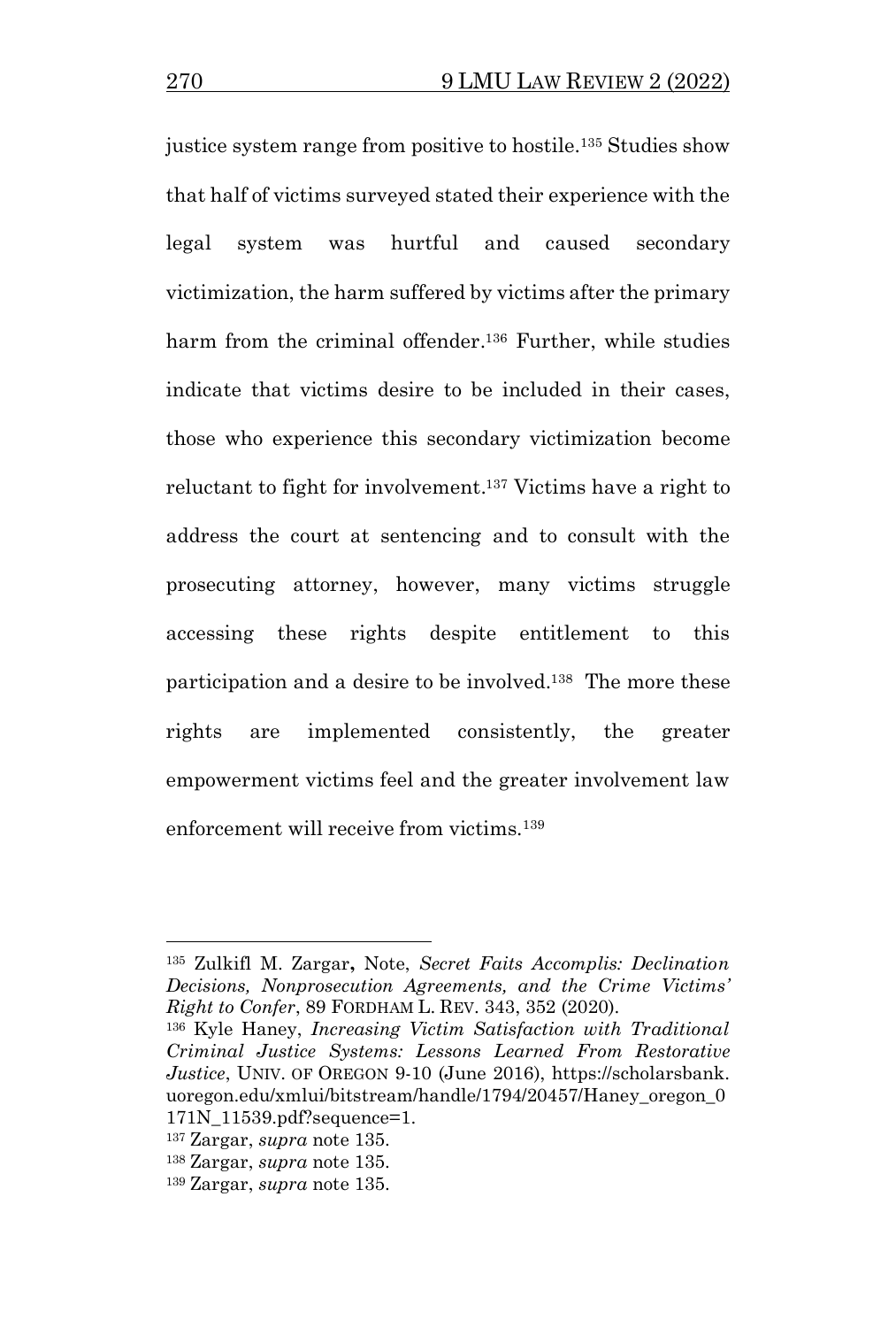justice system range from positive to hostile.[135] Studies show that half of victims surveyed stated their experience with the legal system was hurtful and caused secondary victimization, the harm suffered by victims after the primary harm from the criminal offender.[136] Further, while studies indicate that victims desire to be included in their cases, those who experience this secondary victimization become reluctant to fight for involvement.[137] Victims have a right to address the court at sentencing and to consult with the prosecuting attorney, however, many victims struggle accessing these rights despite entitlement to this participation and a desire to be involved.[138] The more these rights are implemented consistently, the greater empowerment victims feel and the greater involvement law enforcement will receive from victims.[139]

---

[135] Zulkifl M. Zargar**,** Note, *Secret Faits Accomplis: Declination Decisions, Nonprosecution Agreements, and the Crime Victims' Right to Confer*, 89 FORDHAM L. REV. 343, 352 (2020).

[136] Kyle Haney, *Increasing Victim Satisfaction with Traditional Criminal Justice Systems: Lessons Learned From Restorative Justice*, UNIV. OF OREGON 9-10 (June 2016), https://scholarsbank.uoregon.edu/xmlui/bitstream/handle/1794/20457/Haney_oregon_0171N_11539.pdf?sequence=1.

[137] Zargar, *supra* note 135.

[138] Zargar, *supra* note 135.

[139] Zargar, *supra* note 135.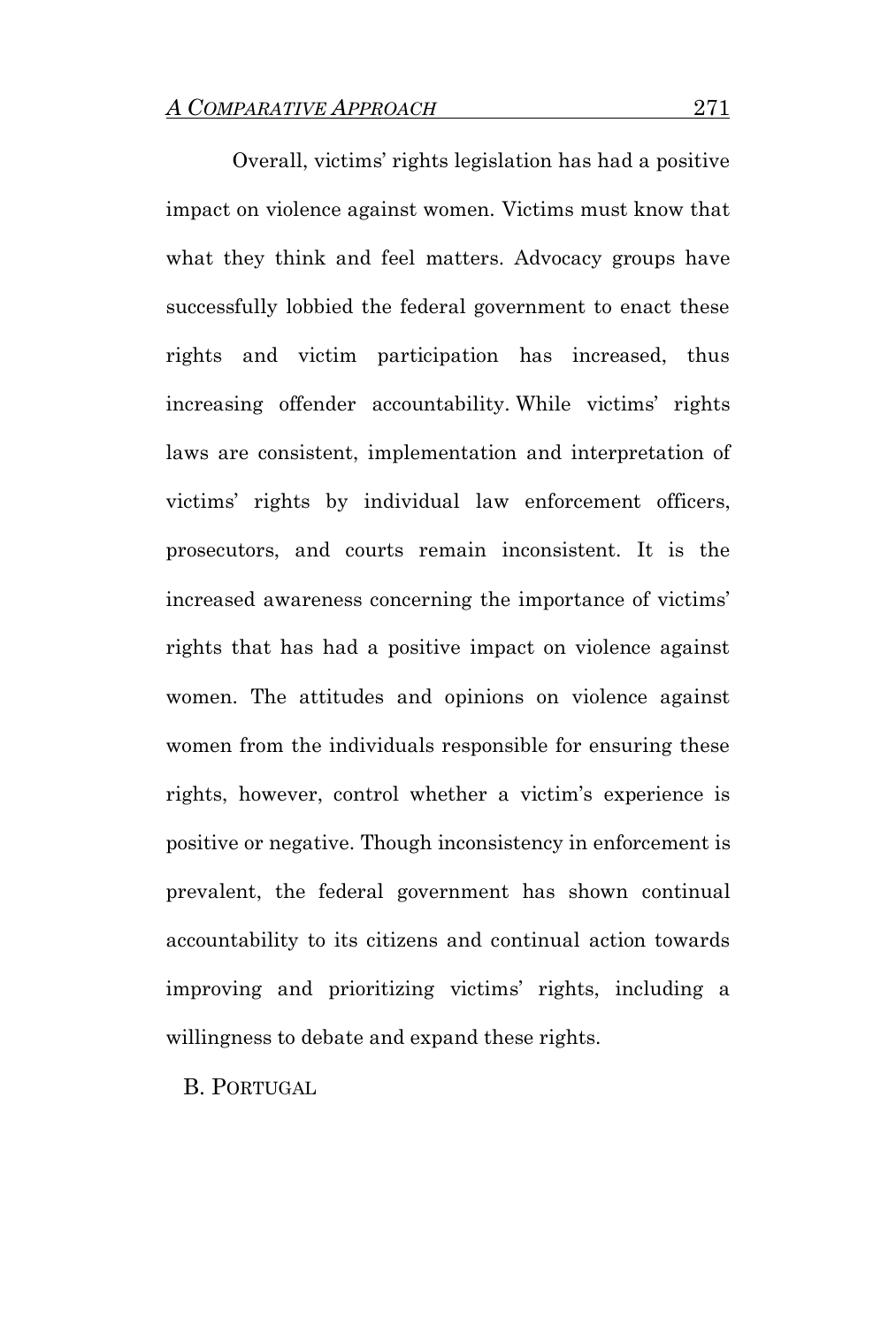Overall, victims' rights legislation has had a positive impact on violence against women. Victims must know that what they think and feel matters. Advocacy groups have successfully lobbied the federal government to enact these rights and victim participation has increased, thus increasing offender accountability. While victims' rights laws are consistent, implementation and interpretation of victims' rights by individual law enforcement officers, prosecutors, and courts remain inconsistent. It is the increased awareness concerning the importance of victims' rights that has had a positive impact on violence against women. The attitudes and opinions on violence against women from the individuals responsible for ensuring these rights, however, control whether a victim's experience is positive or negative. Though inconsistency in enforcement is prevalent, the federal government has shown continual accountability to its citizens and continual action towards improving and prioritizing victims' rights, including a willingness to debate and expand these rights.

### B. PORTUGAL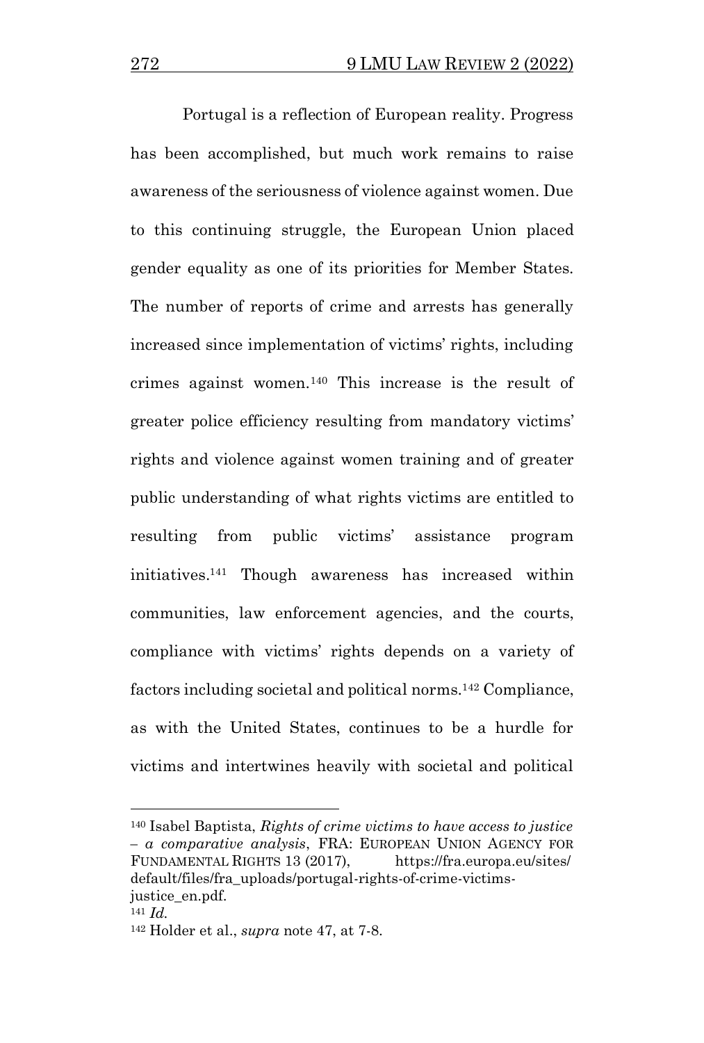Portugal is a reflection of European reality. Progress has been accomplished, but much work remains to raise awareness of the seriousness of violence against women. Due to this continuing struggle, the European Union placed gender equality as one of its priorities for Member States. The number of reports of crime and arrests has generally increased since implementation of victims' rights, including crimes against women.[140] This increase is the result of greater police efficiency resulting from mandatory victims' rights and violence against women training and of greater public understanding of what rights victims are entitled to resulting from public victims' assistance program initiatives.[141] Though awareness has increased within communities, law enforcement agencies, and the courts, compliance with victims' rights depends on a variety of factors including societal and political norms.[142] Compliance, as with the United States, continues to be a hurdle for victims and intertwines heavily with societal and political

---

[140] Isabel Baptista, *Rights of crime victims to have access to justice – a comparative analysis*, FRA: EUROPEAN UNION AGENCY FOR FUNDAMENTAL RIGHTS 13 (2017), https://fra.europa.eu/sites/default/files/fra_uploads/portugal-rights-of-crime-victims-justice_en.pdf.

[141] *Id.*

[142] Holder et al., *supra* note 47, at 7-8.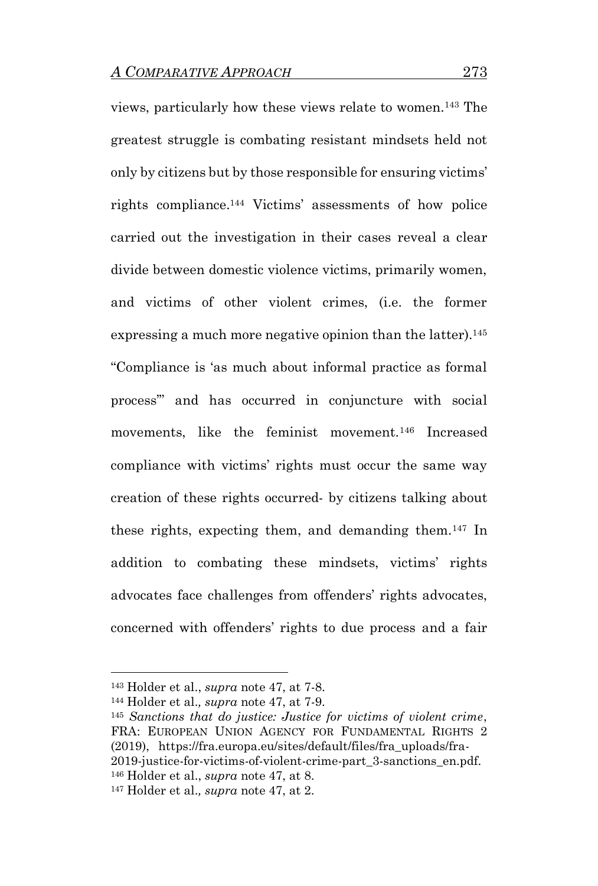views, particularly how these views relate to women.[143] The greatest struggle is combating resistant mindsets held not only by citizens but by those responsible for ensuring victims' rights compliance.[144] Victims' assessments of how police carried out the investigation in their cases reveal a clear divide between domestic violence victims, primarily women, and victims of other violent crimes, (i.e. the former expressing a much more negative opinion than the latter).[145] "Compliance is 'as much about informal practice as formal process'" and has occurred in conjuncture with social movements, like the feminist movement.[146] Increased compliance with victims' rights must occur the same way creation of these rights occurred- by citizens talking about these rights, expecting them, and demanding them.[147] In addition to combating these mindsets, victims' rights advocates face challenges from offenders' rights advocates, concerned with offenders' rights to due process and a fair

---

[143] Holder et al., *supra* note 47, at 7-8.

[144] Holder et al.*, supra* note 47, at 7-9.

[145] *Sanctions that do justice: Justice for victims of violent crime*, FRA: EUROPEAN UNION AGENCY FOR FUNDAMENTAL RIGHTS 2 (2019), https://fra.europa.eu/sites/default/files/fra_uploads/fra-2019-justice-for-victims-of-violent-crime-part_3-sanctions_en.pdf.

[146] Holder et al., *supra* note 47, at 8.

[147] Holder et al.*, supra* note 47, at 2.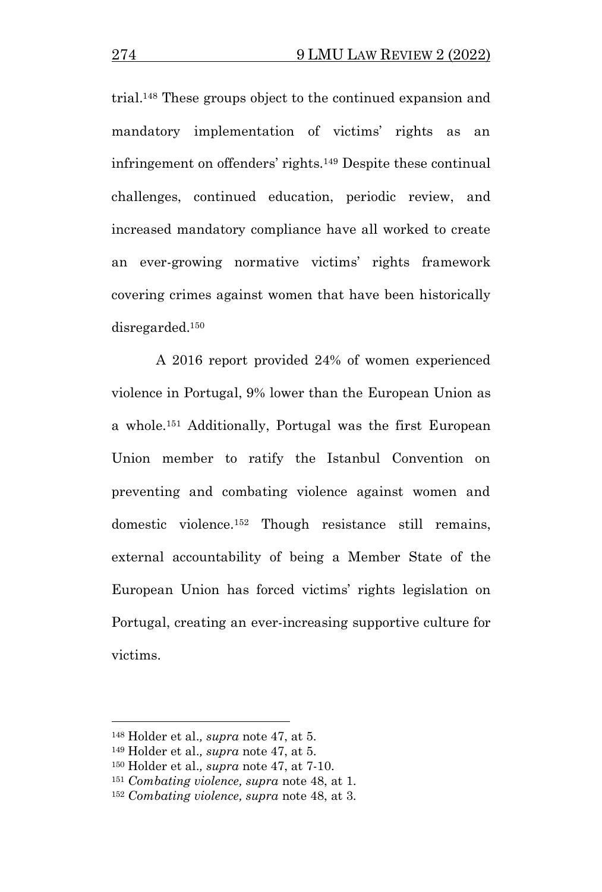trial.[148] These groups object to the continued expansion and mandatory implementation of victims' rights as an infringement on offenders' rights.[149] Despite these continual challenges, continued education, periodic review, and increased mandatory compliance have all worked to create an ever-growing normative victims' rights framework covering crimes against women that have been historically disregarded.[150]

A 2016 report provided 24% of women experienced violence in Portugal, 9% lower than the European Union as a whole.[151] Additionally, Portugal was the first European Union member to ratify the Istanbul Convention on preventing and combating violence against women and domestic violence.[152] Though resistance still remains, external accountability of being a Member State of the European Union has forced victims' rights legislation on Portugal, creating an ever-increasing supportive culture for victims.

---

[148] Holder et al., *supra* note 47, at 5.
[149] Holder et al., *supra* note 47, at 5.
[150] Holder et al., *supra* note 47, at 7-10.
[151] *Combating violence, supra* note 48, at 1.
[152] *Combating violence, supra* note 48, at 3.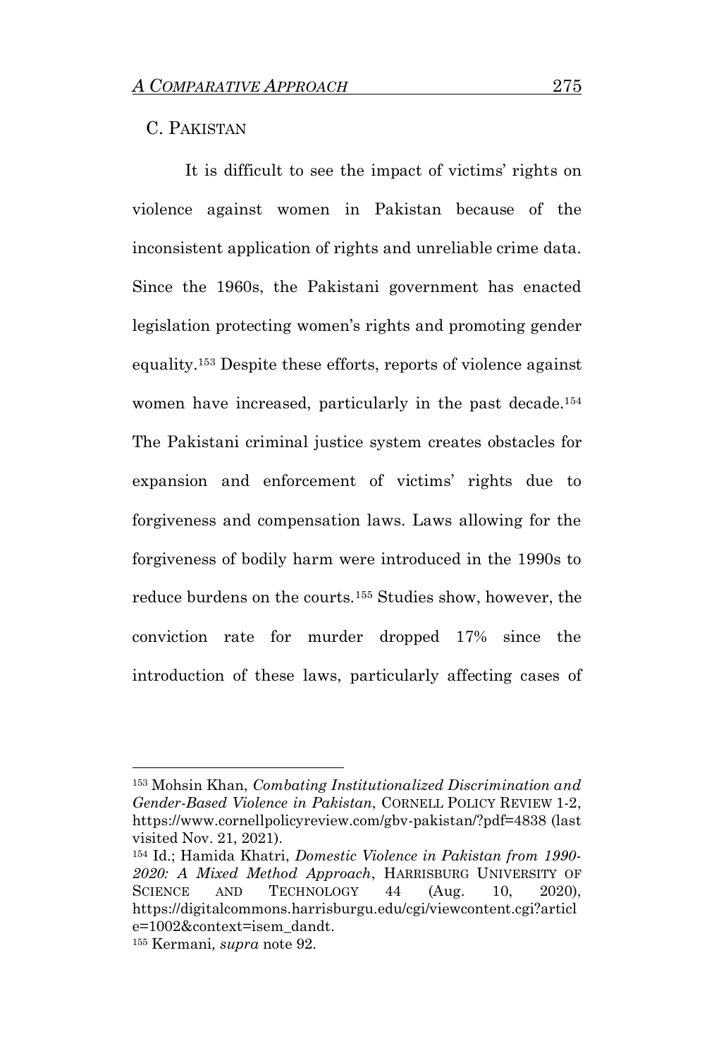### C. PAKISTAN

It is difficult to see the impact of victims' rights on violence against women in Pakistan because of the inconsistent application of rights and unreliable crime data. Since the 1960s, the Pakistani government has enacted legislation protecting women's rights and promoting gender equality.[153] Despite these efforts, reports of violence against women have increased, particularly in the past decade.[154] The Pakistani criminal justice system creates obstacles for expansion and enforcement of victims' rights due to forgiveness and compensation laws. Laws allowing for the forgiveness of bodily harm were introduced in the 1990s to reduce burdens on the courts.[155] Studies show, however, the conviction rate for murder dropped 17% since the introduction of these laws, particularly affecting cases of

---

[153] Mohsin Khan, *Combating Institutionalized Discrimination and Gender-Based Violence in Pakistan*, CORNELL POLICY REVIEW 1-2, https://www.cornellpolicyreview.com/gbv-pakistan/?pdf=4838 (last visited Nov. 21, 2021).

[154] Id.; Hamida Khatri, *Domestic Violence in Pakistan from 1990-2020: A Mixed Method Approach*, HARRISBURG UNIVERSITY OF SCIENCE AND TECHNOLOGY 44 (Aug. 10, 2020), https://digitalcommons.harrisburgu.edu/cgi/viewcontent.cgi?article=1002&context=isem_dandt.

[155] Kermani, *supra* note 92.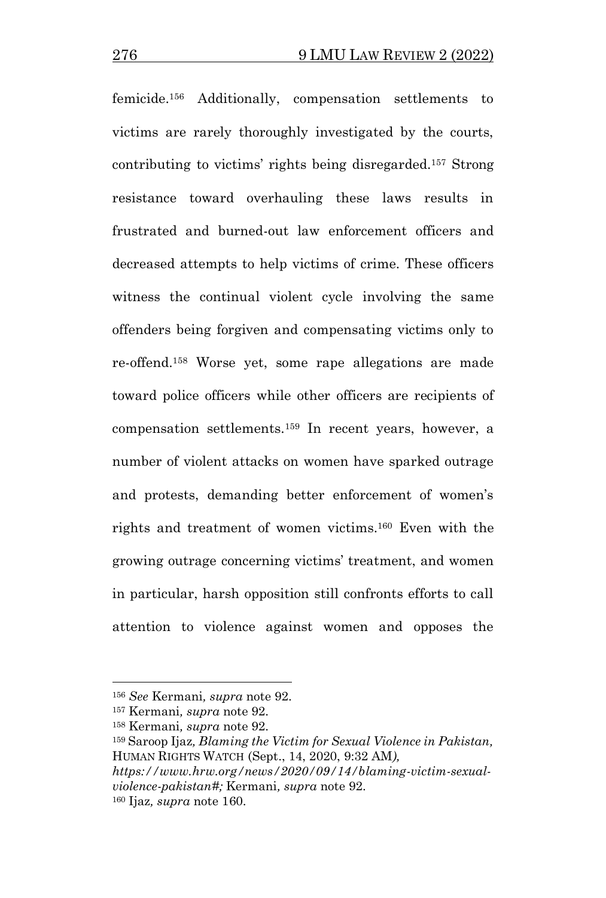femicide.[156] Additionally, compensation settlements to victims are rarely thoroughly investigated by the courts, contributing to victims' rights being disregarded.[157] Strong resistance toward overhauling these laws results in frustrated and burned-out law enforcement officers and decreased attempts to help victims of crime. These officers witness the continual violent cycle involving the same offenders being forgiven and compensating victims only to re-offend.[158] Worse yet, some rape allegations are made toward police officers while other officers are recipients of compensation settlements.[159] In recent years, however, a number of violent attacks on women have sparked outrage and protests, demanding better enforcement of women's rights and treatment of women victims.[160] Even with the growing outrage concerning victims' treatment, and women in particular, harsh opposition still confronts efforts to call attention to violence against women and opposes the

---

[156] *See* Kermani*, supra* note 92.

[157] Kermani*, supra* note 92.

[158] Kermani*, supra* note 92.

[159] Saroop Ijaz*, Blaming the Victim for Sexual Violence in Pakistan,* HUMAN RIGHTS WATCH (Sept., 14, 2020, 9:32 AM*), https://www.hrw.org/news/2020/09/14/blaming-victim-sexual-violence-pakistan#;* Kermani*, supra* note 92.

[160] Ijaz*, supra* note 160.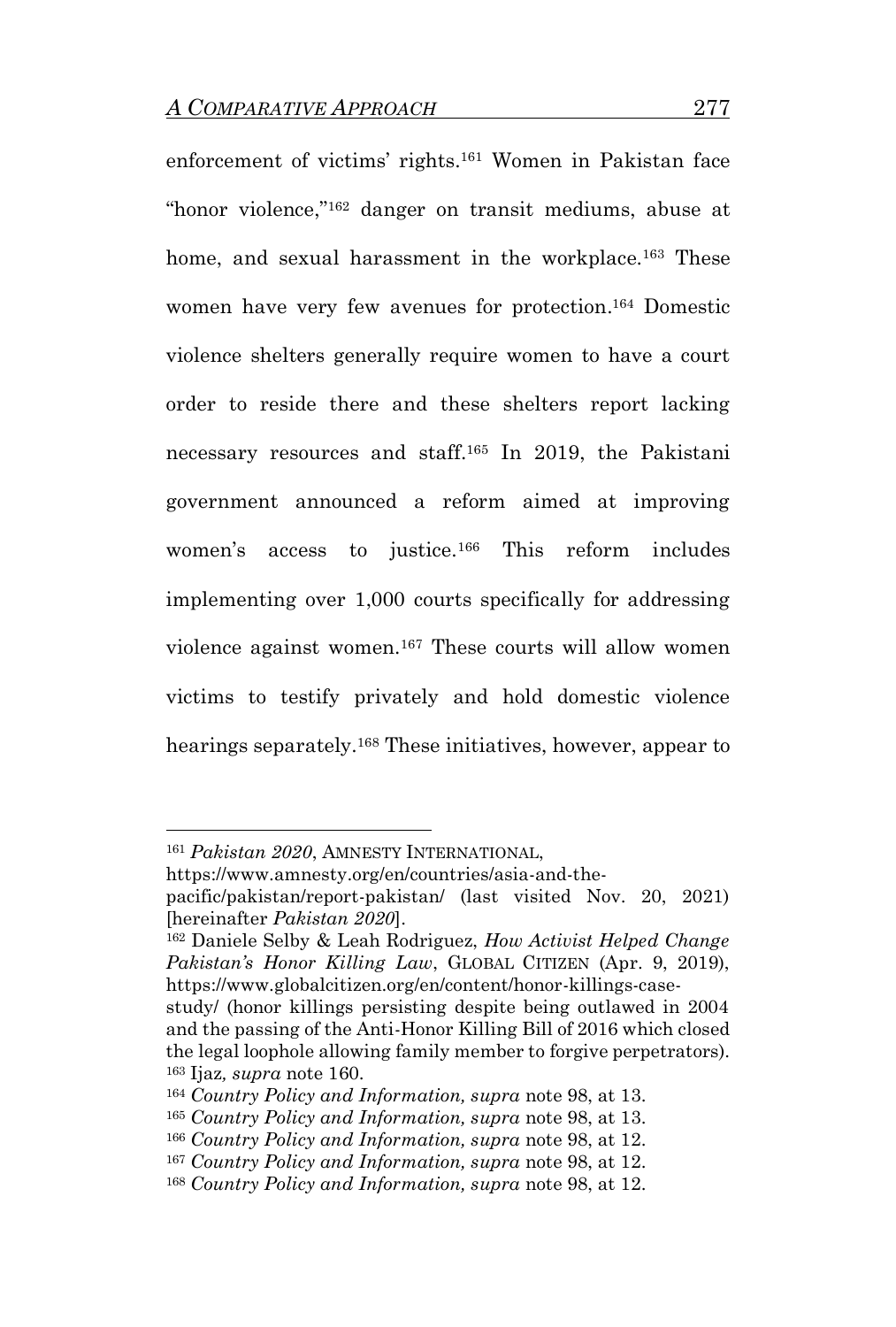enforcement of victims' rights.[161] Women in Pakistan face "honor violence,"[162] danger on transit mediums, abuse at home, and sexual harassment in the workplace.[163] These women have very few avenues for protection.[164] Domestic violence shelters generally require women to have a court order to reside there and these shelters report lacking necessary resources and staff.[165] In 2019, the Pakistani government announced a reform aimed at improving women's access to justice.[166] This reform includes implementing over 1,000 courts specifically for addressing violence against women.[167] These courts will allow women victims to testify privately and hold domestic violence hearings separately.[168] These initiatives, however, appear to

---

[161] *Pakistan 2020*, AMNESTY INTERNATIONAL, https://www.amnesty.org/en/countries/asia-and-the-pacific/pakistan/report-pakistan/ (last visited Nov. 20, 2021) [hereinafter *Pakistan 2020*].

[162] Daniele Selby & Leah Rodriguez, *How Activist Helped Change Pakistan's Honor Killing Law*, GLOBAL CITIZEN (Apr. 9, 2019), https://www.globalcitizen.org/en/content/honor-killings-case-study/ (honor killings persisting despite being outlawed in 2004 and the passing of the Anti-Honor Killing Bill of 2016 which closed the legal loophole allowing family member to forgive perpetrators).

[163] Ijaz*, supra* note 160.

[164] *Country Policy and Information, supra* note 98, at 13.

[165] *Country Policy and Information, supra* note 98, at 13.

[166] *Country Policy and Information, supra* note 98, at 12.

[167] *Country Policy and Information, supra* note 98, at 12.

[168] *Country Policy and Information, supra* note 98, at 12.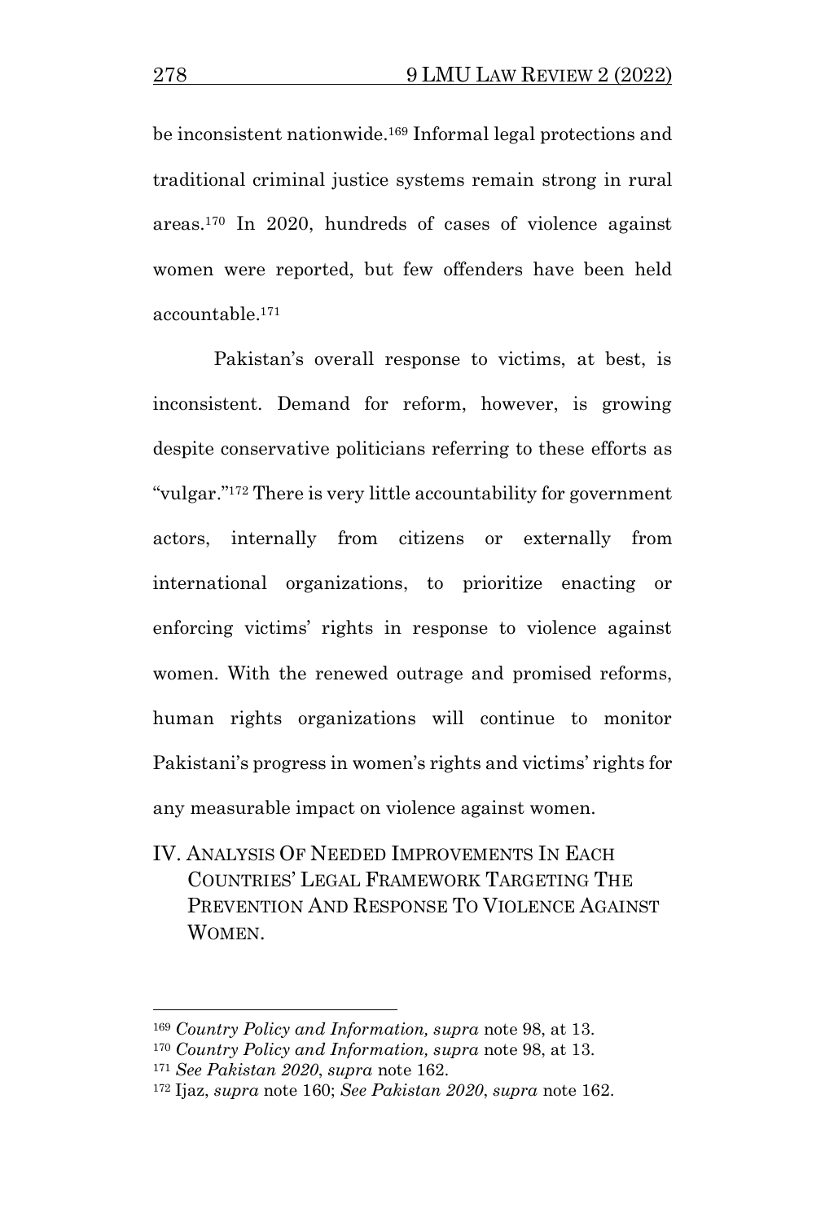be inconsistent nationwide.[169] Informal legal protections and traditional criminal justice systems remain strong in rural areas.[170] In 2020, hundreds of cases of violence against women were reported, but few offenders have been held accountable.[171]

Pakistan's overall response to victims, at best, is inconsistent. Demand for reform, however, is growing despite conservative politicians referring to these efforts as "vulgar."[172] There is very little accountability for government actors, internally from citizens or externally from international organizations, to prioritize enacting or enforcing victims' rights in response to violence against women. With the renewed outrage and promised reforms, human rights organizations will continue to monitor Pakistani's progress in women's rights and victims' rights for any measurable impact on violence against women.

## IV. Analysis Of Needed Improvements In Each Countries' Legal Framework Targeting The Prevention And Response To Violence Against Women.

---

[169] *Country Policy and Information, supra* note 98, at 13.

[170] *Country Policy and Information, supra* note 98, at 13.

[171] *See Pakistan 2020*, *supra* note 162.

[172] Ijaz, *supra* note 160; *See Pakistan 2020*, *supra* note 162.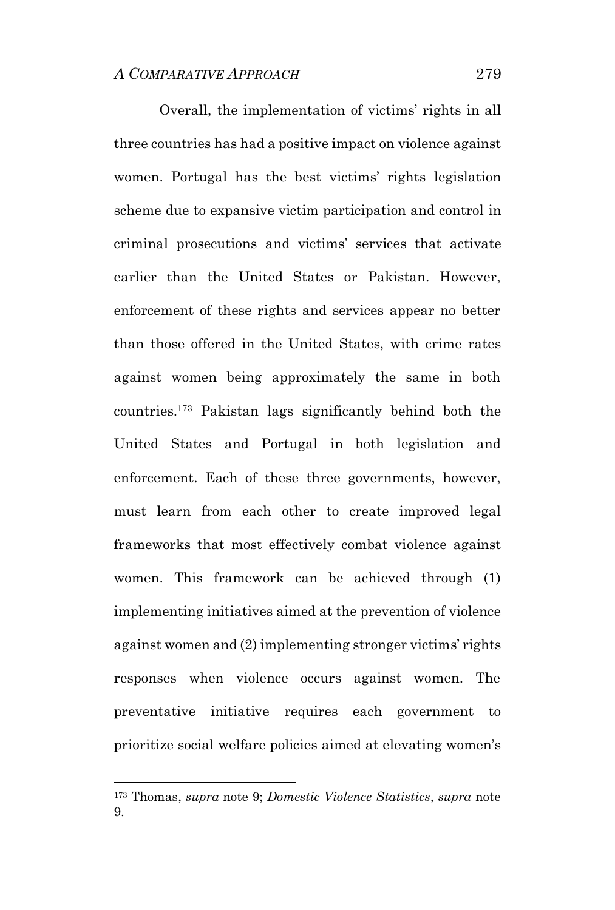Overall, the implementation of victims' rights in all three countries has had a positive impact on violence against women. Portugal has the best victims' rights legislation scheme due to expansive victim participation and control in criminal prosecutions and victims' services that activate earlier than the United States or Pakistan. However, enforcement of these rights and services appear no better than those offered in the United States, with crime rates against women being approximately the same in both countries.[173] Pakistan lags significantly behind both the United States and Portugal in both legislation and enforcement. Each of these three governments, however, must learn from each other to create improved legal frameworks that most effectively combat violence against women. This framework can be achieved through (1) implementing initiatives aimed at the prevention of violence against women and (2) implementing stronger victims' rights responses when violence occurs against women. The preventative initiative requires each government to prioritize social welfare policies aimed at elevating women's

---

[173] Thomas, *supra* note 9; *Domestic Violence Statistics*, *supra* note 9.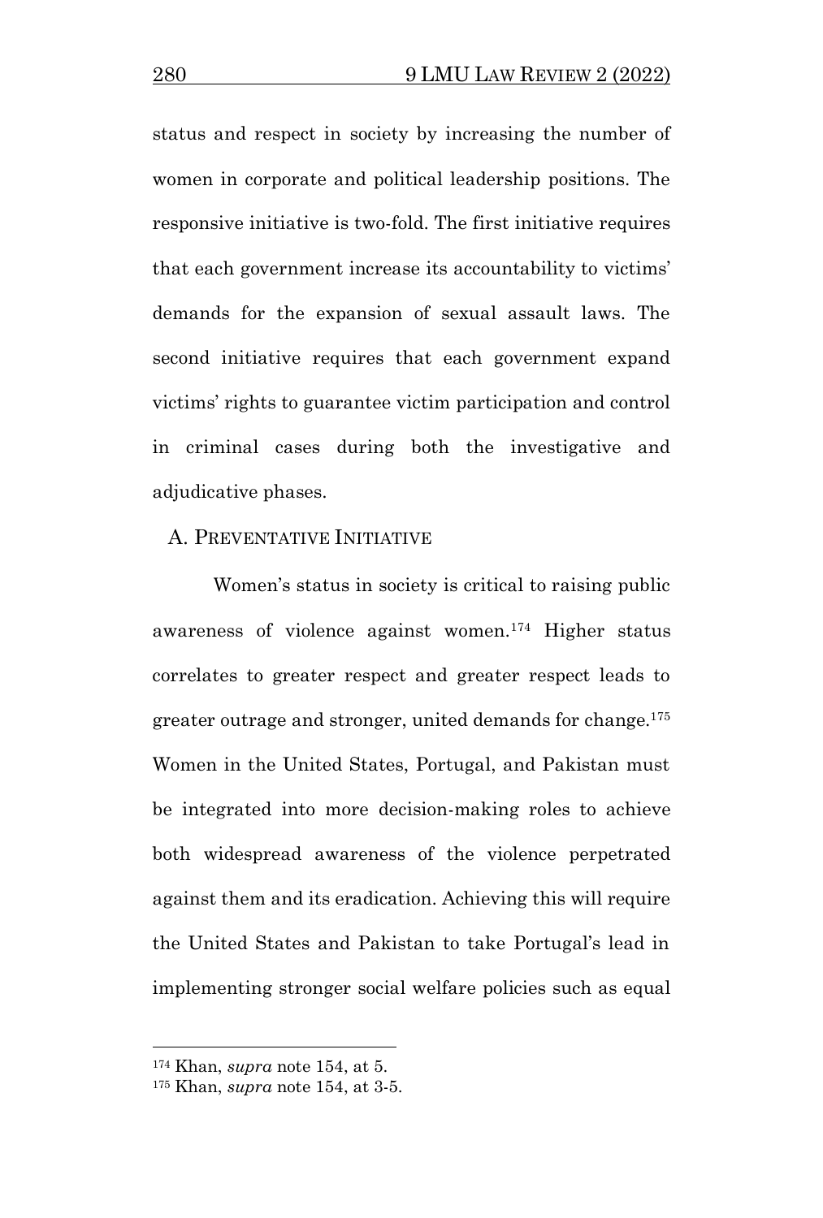status and respect in society by increasing the number of women in corporate and political leadership positions. The responsive initiative is two-fold. The first initiative requires that each government increase its accountability to victims' demands for the expansion of sexual assault laws. The second initiative requires that each government expand victims' rights to guarantee victim participation and control in criminal cases during both the investigative and adjudicative phases.

### A. PREVENTATIVE INITIATIVE

Women's status in society is critical to raising public awareness of violence against women.[174] Higher status correlates to greater respect and greater respect leads to greater outrage and stronger, united demands for change.[175] Women in the United States, Portugal, and Pakistan must be integrated into more decision-making roles to achieve both widespread awareness of the violence perpetrated against them and its eradication. Achieving this will require the United States and Pakistan to take Portugal's lead in implementing stronger social welfare policies such as equal

---

[174] Khan, *supra* note 154, at 5.

[175] Khan, *supra* note 154, at 3-5.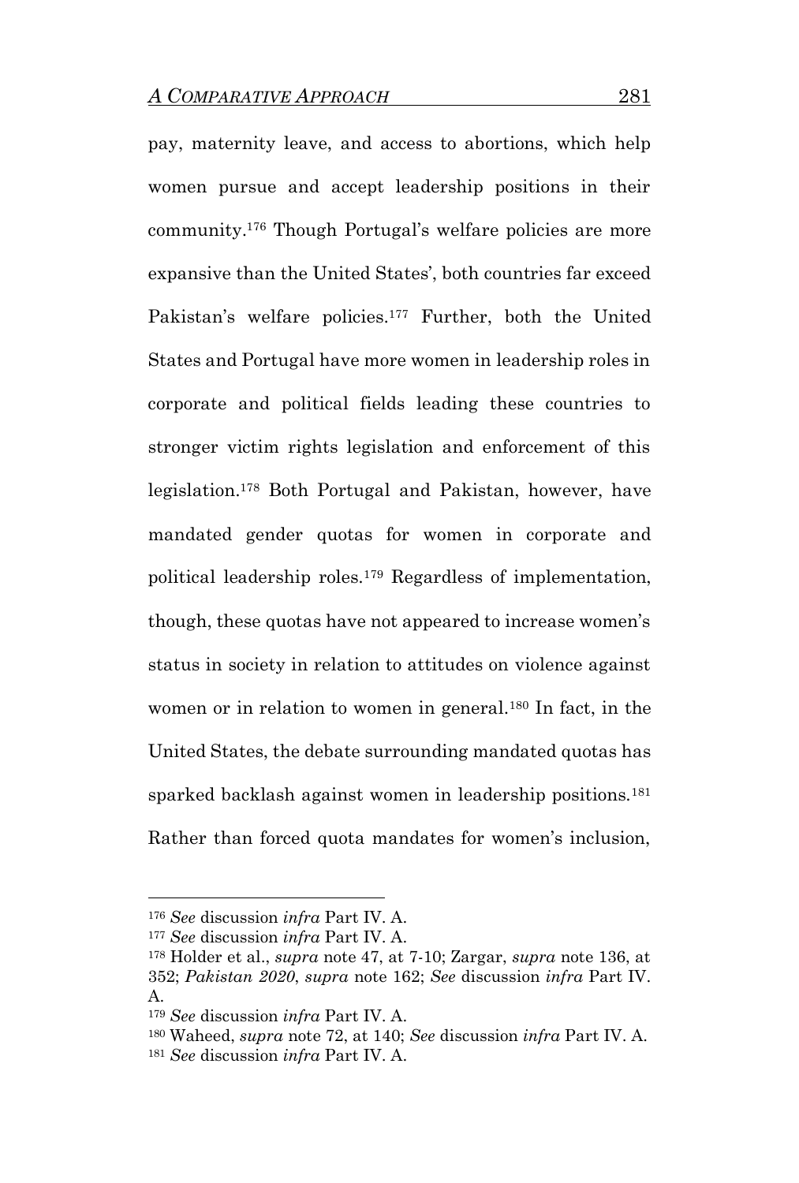pay, maternity leave, and access to abortions, which help women pursue and accept leadership positions in their community.[176] Though Portugal's welfare policies are more expansive than the United States', both countries far exceed Pakistan's welfare policies.[177] Further, both the United States and Portugal have more women in leadership roles in corporate and political fields leading these countries to stronger victim rights legislation and enforcement of this legislation.[178] Both Portugal and Pakistan, however, have mandated gender quotas for women in corporate and political leadership roles.[179] Regardless of implementation, though, these quotas have not appeared to increase women's status in society in relation to attitudes on violence against women or in relation to women in general.[180] In fact, in the United States, the debate surrounding mandated quotas has sparked backlash against women in leadership positions.[181] Rather than forced quota mandates for women's inclusion,

---

[176] *See* discussion *infra* Part IV. A.

[177] *See* discussion *infra* Part IV. A.

[178] Holder et al., *supra* note 47, at 7-10; Zargar, *supra* note 136, at 352; *Pakistan 2020*, *supra* note 162; *See* discussion *infra* Part IV. A.

[179] *See* discussion *infra* Part IV. A.

[180] Waheed, *supra* note 72, at 140; *See* discussion *infra* Part IV. A.

[181] *See* discussion *infra* Part IV. A.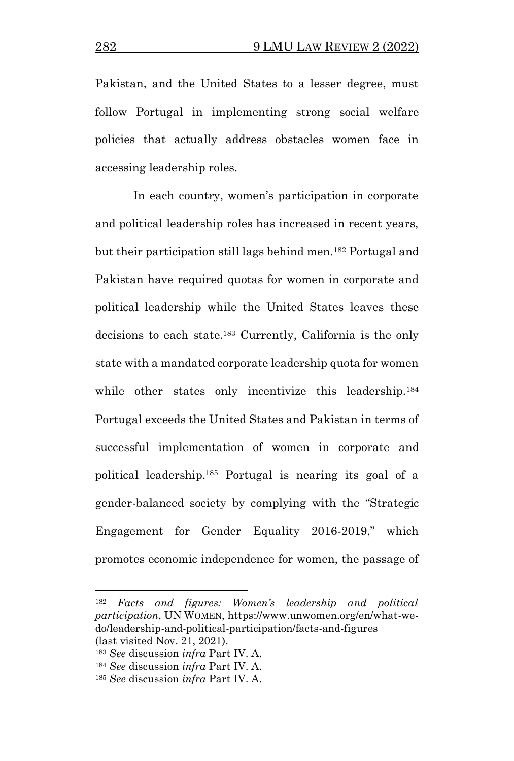Pakistan, and the United States to a lesser degree, must follow Portugal in implementing strong social welfare policies that actually address obstacles women face in accessing leadership roles.

In each country, women's participation in corporate and political leadership roles has increased in recent years, but their participation still lags behind men.[182] Portugal and Pakistan have required quotas for women in corporate and political leadership while the United States leaves these decisions to each state.[183] Currently, California is the only state with a mandated corporate leadership quota for women while other states only incentivize this leadership.[184] Portugal exceeds the United States and Pakistan in terms of successful implementation of women in corporate and political leadership.[185] Portugal is nearing its goal of a gender-balanced society by complying with the "Strategic Engagement for Gender Equality 2016-2019," which promotes economic independence for women, the passage of

---

[182] *Facts and figures: Women's leadership and political participation*, UN WOMEN, https://www.unwomen.org/en/what-we-do/leadership-and-political-participation/facts-and-figures (last visited Nov. 21, 2021).

[183] *See* discussion *infra* Part IV. A.

[184] *See* discussion *infra* Part IV. A.

[185] *See* discussion *infra* Part IV. A.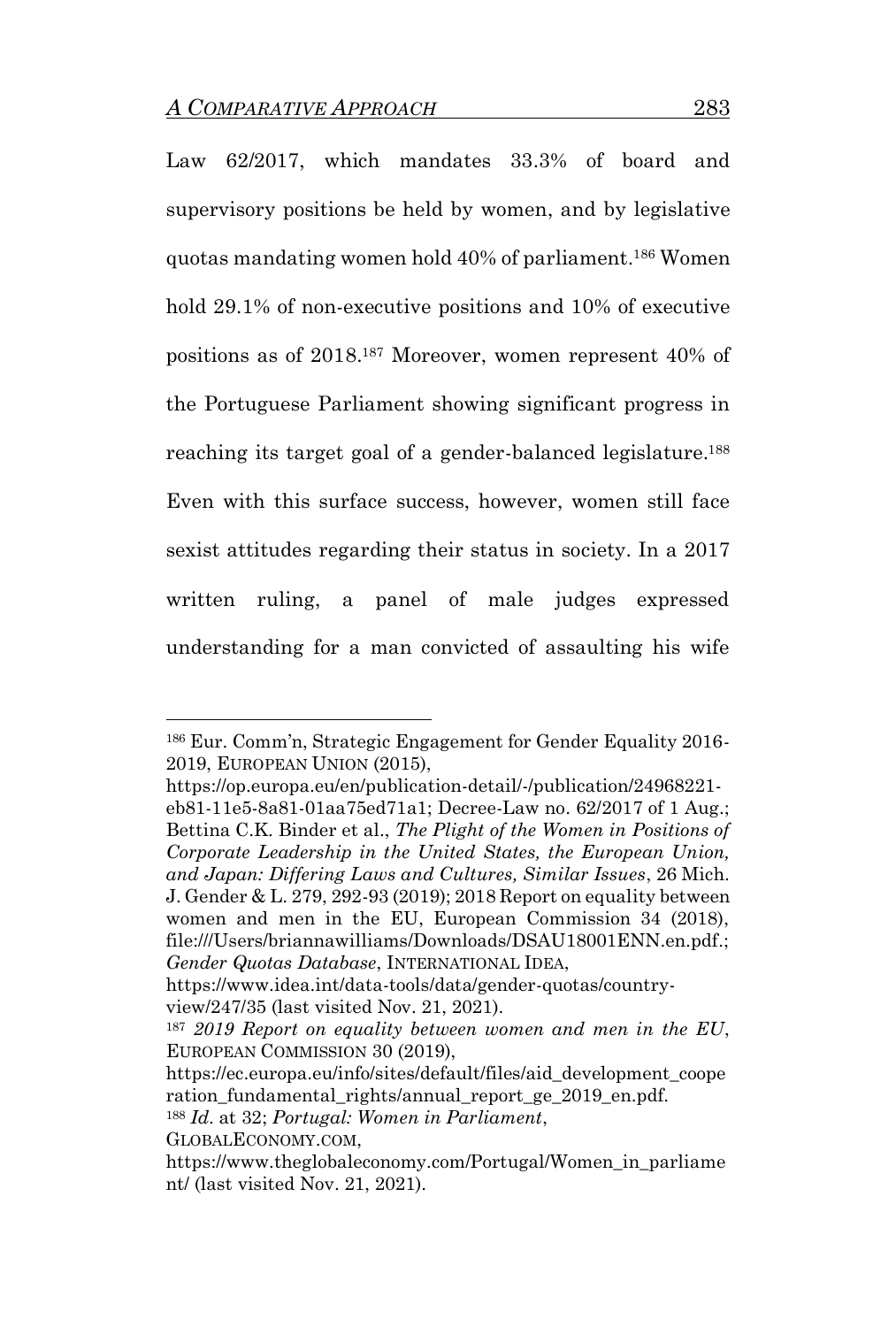Law 62/2017, which mandates 33.3% of board and supervisory positions be held by women, and by legislative quotas mandating women hold 40% of parliament.[186] Women hold 29.1% of non-executive positions and 10% of executive positions as of 2018.[187] Moreover, women represent 40% of the Portuguese Parliament showing significant progress in reaching its target goal of a gender-balanced legislature.[188] Even with this surface success, however, women still face sexist attitudes regarding their status in society. In a 2017 written ruling, a panel of male judges expressed understanding for a man convicted of assaulting his wife

---

[186] Eur. Comm'n, Strategic Engagement for Gender Equality 2016-2019, EUROPEAN UNION (2015), https://op.europa.eu/en/publication-detail/-/publication/24968221-eb81-11e5-8a81-01aa75ed71a1; Decree-Law no. 62/2017 of 1 Aug.; Bettina C.K. Binder et al., *The Plight of the Women in Positions of Corporate Leadership in the United States, the European Union, and Japan: Differing Laws and Cultures, Similar Issues*, 26 Mich. J. Gender & L. 279, 292-93 (2019); 2018 Report on equality between women and men in the EU, European Commission 34 (2018), file:///Users/briannawilliams/Downloads/DSAU18001ENN.en.pdf.; *Gender Quotas Database*, INTERNATIONAL IDEA, https://www.idea.int/data-tools/data/gender-quotas/country-view/247/35 (last visited Nov. 21, 2021).

[187] *2019 Report on equality between women and men in the EU*, EUROPEAN COMMISSION 30 (2019), https://ec.europa.eu/info/sites/default/files/aid_development_cooperation_fundamental_rights/annual_report_ge_2019_en.pdf.

[188] *Id.* at 32; *Portugal: Women in Parliament*, GLOBALECONOMY.COM, https://www.theglobaleconomy.com/Portugal/Women_in_parliament/ (last visited Nov. 21, 2021).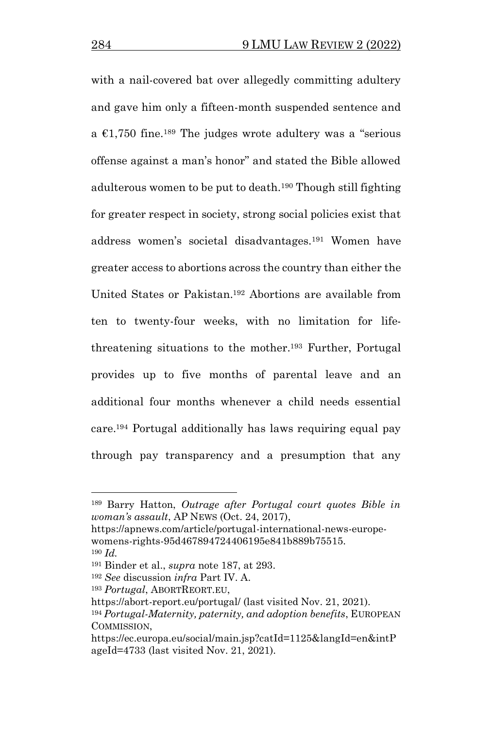with a nail-covered bat over allegedly committing adultery and gave him only a fifteen-month suspended sentence and a €1,750 fine.[189] The judges wrote adultery was a "serious offense against a man's honor" and stated the Bible allowed adulterous women to be put to death.[190] Though still fighting for greater respect in society, strong social policies exist that address women's societal disadvantages.[191] Women have greater access to abortions across the country than either the United States or Pakistan.[192] Abortions are available from ten to twenty-four weeks, with no limitation for life-threatening situations to the mother.[193] Further, Portugal provides up to five months of parental leave and an additional four months whenever a child needs essential care.[194] Portugal additionally has laws requiring equal pay through pay transparency and a presumption that any

---

[189] Barry Hatton, *Outrage after Portugal court quotes Bible in woman's assault*, AP NEWS (Oct. 24, 2017), https://apnews.com/article/portugal-international-news-europe-womens-rights-95d467894724406195e841b889b75515.

[190] *Id.*

[191] Binder et al., *supra* note 187, at 293.

[192] *See* discussion *infra* Part IV. A.

[193] *Portugal*, ABORTREORT.EU, https://abort-report.eu/portugal/ (last visited Nov. 21, 2021).

[194] *Portugal-Maternity, paternity, and adoption benefits*, EUROPEAN COMMISSION, https://ec.europa.eu/social/main.jsp?catId=1125&langId=en&intPageId=4733 (last visited Nov. 21, 2021).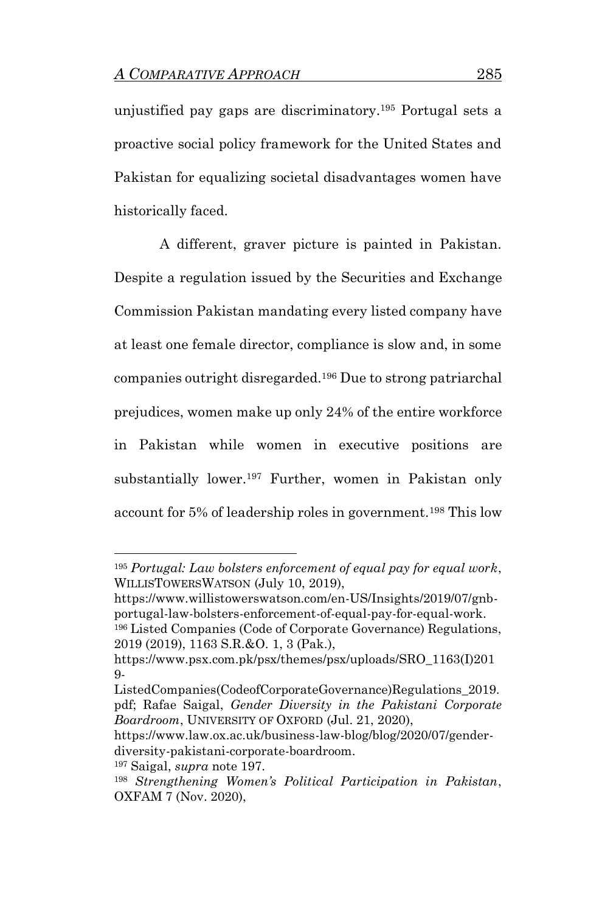unjustified pay gaps are discriminatory.[195] Portugal sets a proactive social policy framework for the United States and Pakistan for equalizing societal disadvantages women have historically faced.

A different, graver picture is painted in Pakistan. Despite a regulation issued by the Securities and Exchange Commission Pakistan mandating every listed company have at least one female director, compliance is slow and, in some companies outright disregarded.[196] Due to strong patriarchal prejudices, women make up only 24% of the entire workforce in Pakistan while women in executive positions are substantially lower.[197] Further, women in Pakistan only account for 5% of leadership roles in government.[198] This low

---

[195] *Portugal: Law bolsters enforcement of equal pay for equal work*, WILLISTOWERSWATSON (July 10, 2019), https://www.willistowerswatson.com/en-US/Insights/2019/07/gnb-portugal-law-bolsters-enforcement-of-equal-pay-for-equal-work.

[196] Listed Companies (Code of Corporate Governance) Regulations, 2019 (2019), 1163 S.R.&O. 1, 3 (Pak.), https://www.psx.com.pk/psx/themes/psx/uploads/SRO_1163(I)2019-ListedCompanies(CodeofCorporateGovernance)Regulations_2019.pdf; Rafae Saigal, *Gender Diversity in the Pakistani Corporate Boardroom*, UNIVERSITY OF OXFORD (Jul. 21, 2020), https://www.law.ox.ac.uk/business-law-blog/blog/2020/07/gender-diversity-pakistani-corporate-boardroom.

[197] Saigal, *supra* note 197.

[198] *Strengthening Women's Political Participation in Pakistan*, OXFAM 7 (Nov. 2020),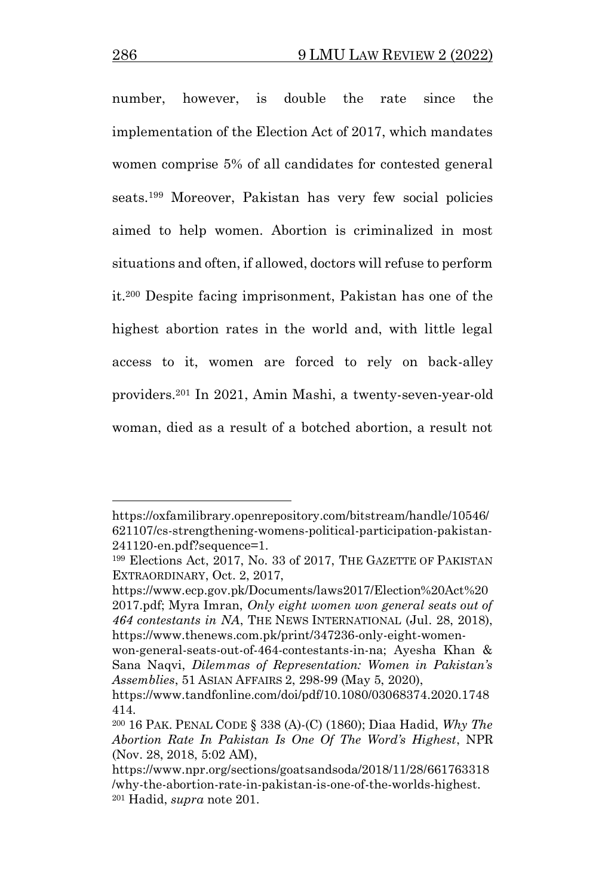number, however, is double the rate since the implementation of the Election Act of 2017, which mandates women comprise 5% of all candidates for contested general seats.[199] Moreover, Pakistan has very few social policies aimed to help women. Abortion is criminalized in most situations and often, if allowed, doctors will refuse to perform it.[200] Despite facing imprisonment, Pakistan has one of the highest abortion rates in the world and, with little legal access to it, women are forced to rely on back-alley providers.[201] In 2021, Amin Mashi, a twenty-seven-year-old woman, died as a result of a botched abortion, a result not

---

https://oxfamilibrary.openrepository.com/bitstream/handle/10546/621107/cs-strengthening-womens-political-participation-pakistan-241120-en.pdf?sequence=1.

[199] Elections Act, 2017, No. 33 of 2017, THE GAZETTE OF PAKISTAN EXTRAORDINARY, Oct. 2, 2017, https://www.ecp.gov.pk/Documents/laws2017/Election%20Act%202017.pdf; Myra Imran, *Only eight women won general seats out of 464 contestants in NA*, THE NEWS INTERNATIONAL (Jul. 28, 2018), https://www.thenews.com.pk/print/347236-only-eight-women-won-general-seats-out-of-464-contestants-in-na; Ayesha Khan & Sana Naqvi, *Dilemmas of Representation: Women in Pakistan's Assemblies*, 51 ASIAN AFFAIRS 2, 298-99 (May 5, 2020), https://www.tandfonline.com/doi/pdf/10.1080/03068374.2020.1748414.

[200] 16 PAK. PENAL CODE § 338 (A)-(C) (1860); Diaa Hadid, *Why The Abortion Rate In Pakistan Is One Of The Word's Highest*, NPR (Nov. 28, 2018, 5:02 AM), https://www.npr.org/sections/goatsandsoda/2018/11/28/661763318/why-the-abortion-rate-in-pakistan-is-one-of-the-worlds-highest.

[201] Hadid, *supra* note 201.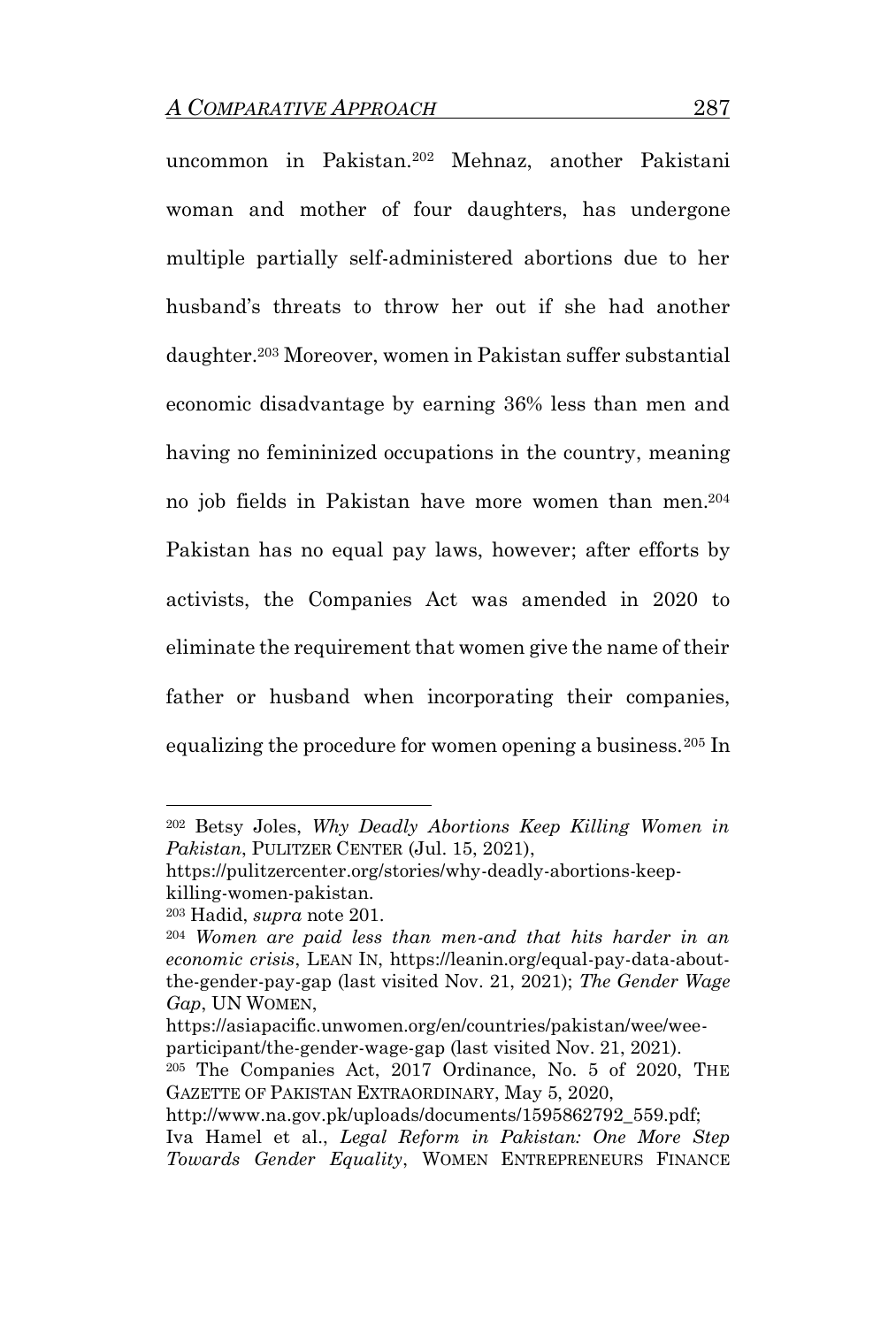uncommon in Pakistan.[202] Mehnaz, another Pakistani woman and mother of four daughters, has undergone multiple partially self-administered abortions due to her husband's threats to throw her out if she had another daughter.[203] Moreover, women in Pakistan suffer substantial economic disadvantage by earning 36% less than men and having no femininized occupations in the country, meaning no job fields in Pakistan have more women than men.[204] Pakistan has no equal pay laws, however; after efforts by activists, the Companies Act was amended in 2020 to eliminate the requirement that women give the name of their father or husband when incorporating their companies, equalizing the procedure for women opening a business.[205] In

---

[202] Betsy Joles, *Why Deadly Abortions Keep Killing Women in Pakistan*, PULITZER CENTER (Jul. 15, 2021), https://pulitzercenter.org/stories/why-deadly-abortions-keep-killing-women-pakistan.

[203] Hadid, *supra* note 201.

[204] *Women are paid less than men-and that hits harder in an economic crisis*, LEAN IN, https://leanin.org/equal-pay-data-about-the-gender-pay-gap (last visited Nov. 21, 2021); *The Gender Wage Gap*, UN WOMEN, https://asiapacific.unwomen.org/en/countries/pakistan/wee/wee-participant/the-gender-wage-gap (last visited Nov. 21, 2021).

[205] The Companies Act, 2017 Ordinance, No. 5 of 2020, THE GAZETTE OF PAKISTAN EXTRAORDINARY, May 5, 2020, http://www.na.gov.pk/uploads/documents/1595862792_559.pdf; Iva Hamel et al., *Legal Reform in Pakistan: One More Step Towards Gender Equality*, WOMEN ENTREPRENEURS FINANCE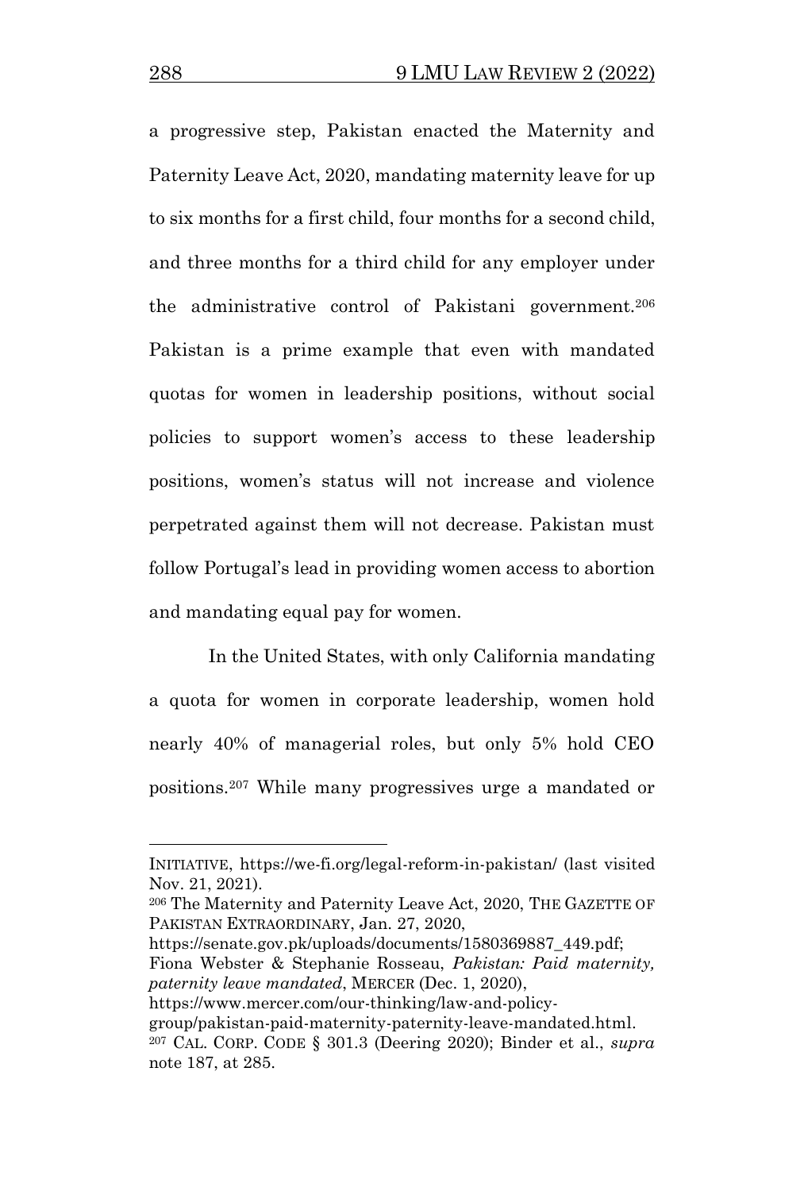a progressive step, Pakistan enacted the Maternity and Paternity Leave Act, 2020, mandating maternity leave for up to six months for a first child, four months for a second child, and three months for a third child for any employer under the administrative control of Pakistani government.[206] Pakistan is a prime example that even with mandated quotas for women in leadership positions, without social policies to support women's access to these leadership positions, women's status will not increase and violence perpetrated against them will not decrease. Pakistan must follow Portugal's lead in providing women access to abortion and mandating equal pay for women.

In the United States, with only California mandating a quota for women in corporate leadership, women hold nearly 40% of managerial roles, but only 5% hold CEO positions.[207] While many progressives urge a mandated or

---

INITIATIVE, https://we-fi.org/legal-reform-in-pakistan/ (last visited Nov. 21, 2021).

[206] The Maternity and Paternity Leave Act, 2020, THE GAZETTE OF PAKISTAN EXTRAORDINARY, Jan. 27, 2020, https://senate.gov.pk/uploads/documents/1580369887_449.pdf; Fiona Webster & Stephanie Rosseau, *Pakistan: Paid maternity, paternity leave mandated*, MERCER (Dec. 1, 2020), https://www.mercer.com/our-thinking/law-and-policy-group/pakistan-paid-maternity-paternity-leave-mandated.html.

[207] CAL. CORP. CODE § 301.3 (Deering 2020); Binder et al., *supra* note 187, at 285.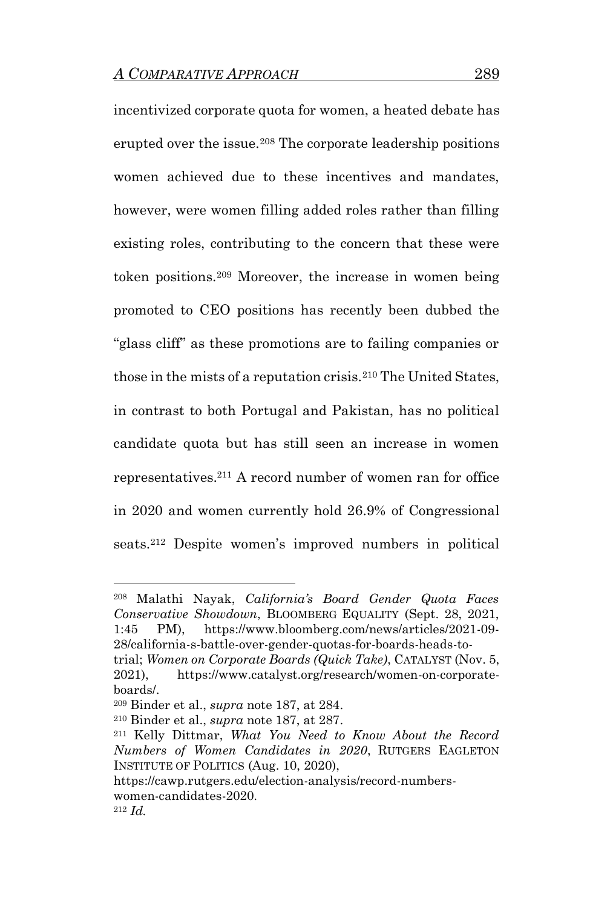incentivized corporate quota for women, a heated debate has erupted over the issue.[208] The corporate leadership positions women achieved due to these incentives and mandates, however, were women filling added roles rather than filling existing roles, contributing to the concern that these were token positions.[209] Moreover, the increase in women being promoted to CEO positions has recently been dubbed the "glass cliff" as these promotions are to failing companies or those in the mists of a reputation crisis.[210] The United States, in contrast to both Portugal and Pakistan, has no political candidate quota but has still seen an increase in women representatives.[211] A record number of women ran for office in 2020 and women currently hold 26.9% of Congressional seats.[212] Despite women's improved numbers in political

---

[208] Malathi Nayak, *California's Board Gender Quota Faces Conservative Showdown*, BLOOMBERG EQUALITY (Sept. 28, 2021, 1:45 PM), https://www.bloomberg.com/news/articles/2021-09-28/california-s-battle-over-gender-quotas-for-boards-heads-to-trial; *Women on Corporate Boards (Quick Take)*, CATALYST (Nov. 5, 2021), https://www.catalyst.org/research/women-on-corporate-boards/.

[209] Binder et al., *supra* note 187, at 284.

[210] Binder et al., *supra* note 187, at 287.

[211] Kelly Dittmar, *What You Need to Know About the Record Numbers of Women Candidates in 2020*, RUTGERS EAGLETON INSTITUTE OF POLITICS (Aug. 10, 2020), https://cawp.rutgers.edu/election-analysis/record-numbers-women-candidates-2020.

[212] *Id.*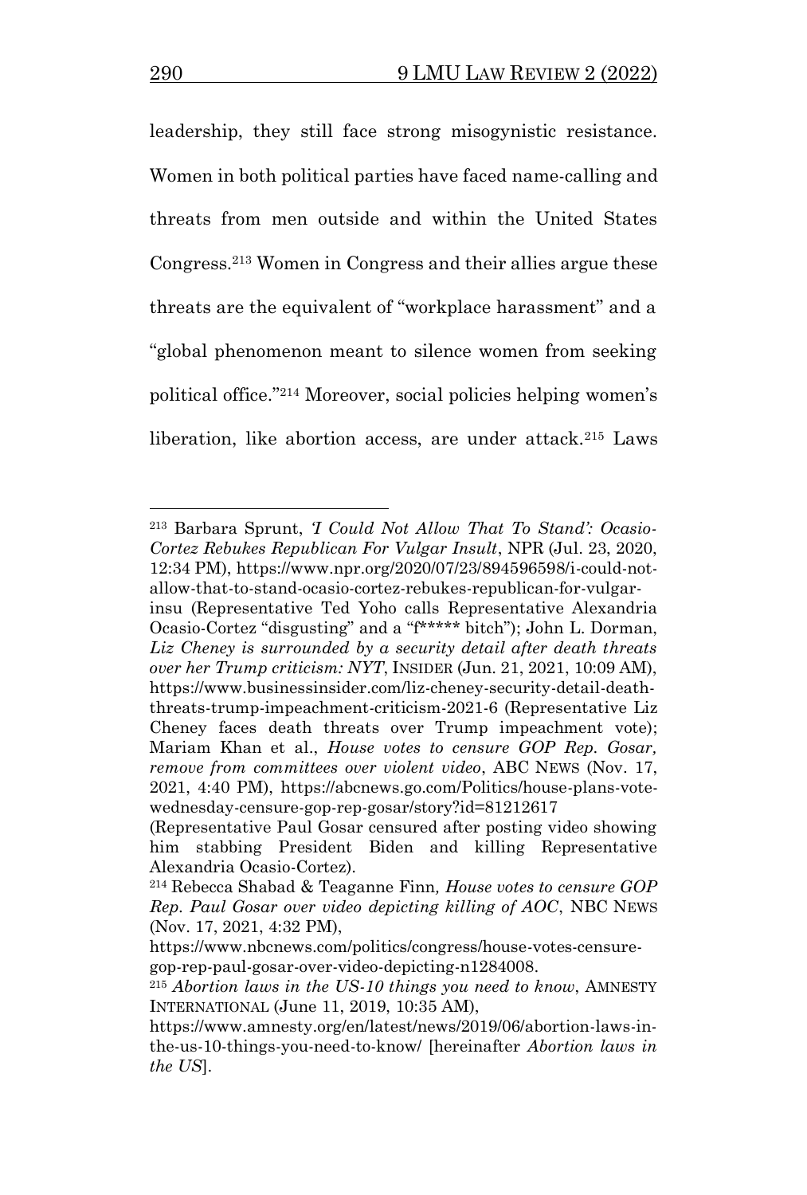leadership, they still face strong misogynistic resistance. Women in both political parties have faced name-calling and threats from men outside and within the United States Congress.[213] Women in Congress and their allies argue these threats are the equivalent of "workplace harassment" and a "global phenomenon meant to silence women from seeking political office."[214] Moreover, social policies helping women's liberation, like abortion access, are under attack.[215] Laws

---

[213] Barbara Sprunt, *'I Could Not Allow That To Stand': Ocasio-Cortez Rebukes Republican For Vulgar Insult*, NPR (Jul. 23, 2020, 12:34 PM), https://www.npr.org/2020/07/23/894596598/i-could-not-allow-that-to-stand-ocasio-cortez-rebukes-republican-for-vulgar-insu (Representative Ted Yoho calls Representative Alexandria Ocasio-Cortez "disgusting" and a "f***** bitch"); John L. Dorman, *Liz Cheney is surrounded by a security detail after death threats over her Trump criticism: NYT*, INSIDER (Jun. 21, 2021, 10:09 AM), https://www.businessinsider.com/liz-cheney-security-detail-death-threats-trump-impeachment-criticism-2021-6 (Representative Liz Cheney faces death threats over Trump impeachment vote); Mariam Khan et al., *House votes to censure GOP Rep. Gosar, remove from committees over violent video*, ABC NEWS (Nov. 17, 2021, 4:40 PM), https://abcnews.go.com/Politics/house-plans-vote-wednesday-censure-gop-rep-gosar/story?id=81212617 (Representative Paul Gosar censured after posting video showing him stabbing President Biden and killing Representative Alexandria Ocasio-Cortez).

[214] Rebecca Shabad & Teaganne Finn, *House votes to censure GOP Rep. Paul Gosar over video depicting killing of AOC*, NBC NEWS (Nov. 17, 2021, 4:32 PM), https://www.nbcnews.com/politics/congress/house-votes-censure-gop-rep-paul-gosar-over-video-depicting-n1284008.

[215] *Abortion laws in the US-10 things you need to know*, AMNESTY INTERNATIONAL (June 11, 2019, 10:35 AM), https://www.amnesty.org/en/latest/news/2019/06/abortion-laws-in-the-us-10-things-you-need-to-know/ [hereinafter *Abortion laws in the US*].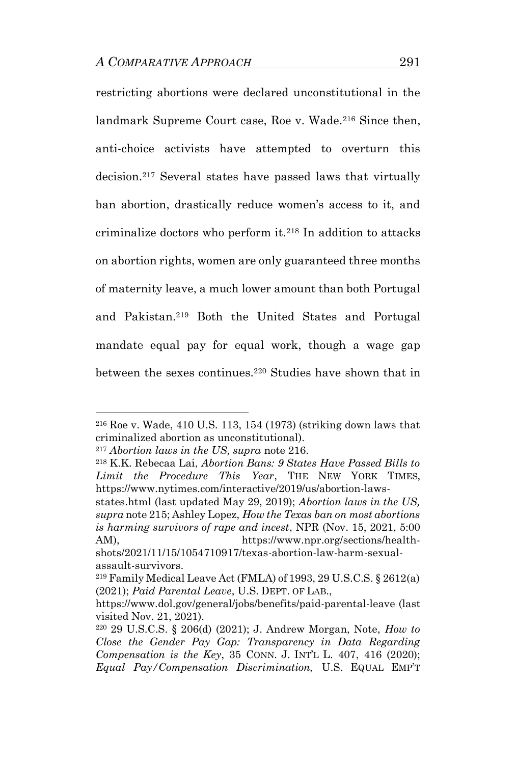restricting abortions were declared unconstitutional in the landmark Supreme Court case, Roe v. Wade.[216] Since then, anti-choice activists have attempted to overturn this decision.[217] Several states have passed laws that virtually ban abortion, drastically reduce women's access to it, and criminalize doctors who perform it.[218] In addition to attacks on abortion rights, women are only guaranteed three months of maternity leave, a much lower amount than both Portugal and Pakistan.[219] Both the United States and Portugal mandate equal pay for equal work, though a wage gap between the sexes continues.[220] Studies have shown that in

---

[216] Roe v. Wade, 410 U.S. 113, 154 (1973) (striking down laws that criminalized abortion as unconstitutional).

[217] *Abortion laws in the US, supra* note 216.

[218] K.K. Rebecaa Lai, *Abortion Bans: 9 States Have Passed Bills to Limit the Procedure This Year*, THE NEW YORK TIMES, https://www.nytimes.com/interactive/2019/us/abortion-laws-states.html (last updated May 29, 2019); *Abortion laws in the US, supra* note 215; Ashley Lopez, *How the Texas ban on most abortions is harming survivors of rape and incest*, NPR (Nov. 15, 2021, 5:00 AM), https://www.npr.org/sections/health-shots/2021/11/15/1054710917/texas-abortion-law-harm-sexual-assault-survivors.

[219] Family Medical Leave Act (FMLA) of 1993, 29 U.S.C.S. § 2612(a) (2021); *Paid Parental Leave*, U.S. DEPT. OF LAB., https://www.dol.gov/general/jobs/benefits/paid-parental-leave (last visited Nov. 21, 2021).

[220] 29 U.S.C.S. § 206(d) (2021); J. Andrew Morgan, Note, *How to Close the Gender Pay Gap: Transparency in Data Regarding Compensation is the Key*, 35 CONN. J. INT'L L. 407, 416 (2020); *Equal Pay/Compensation Discrimination,* U.S. EQUAL EMP'T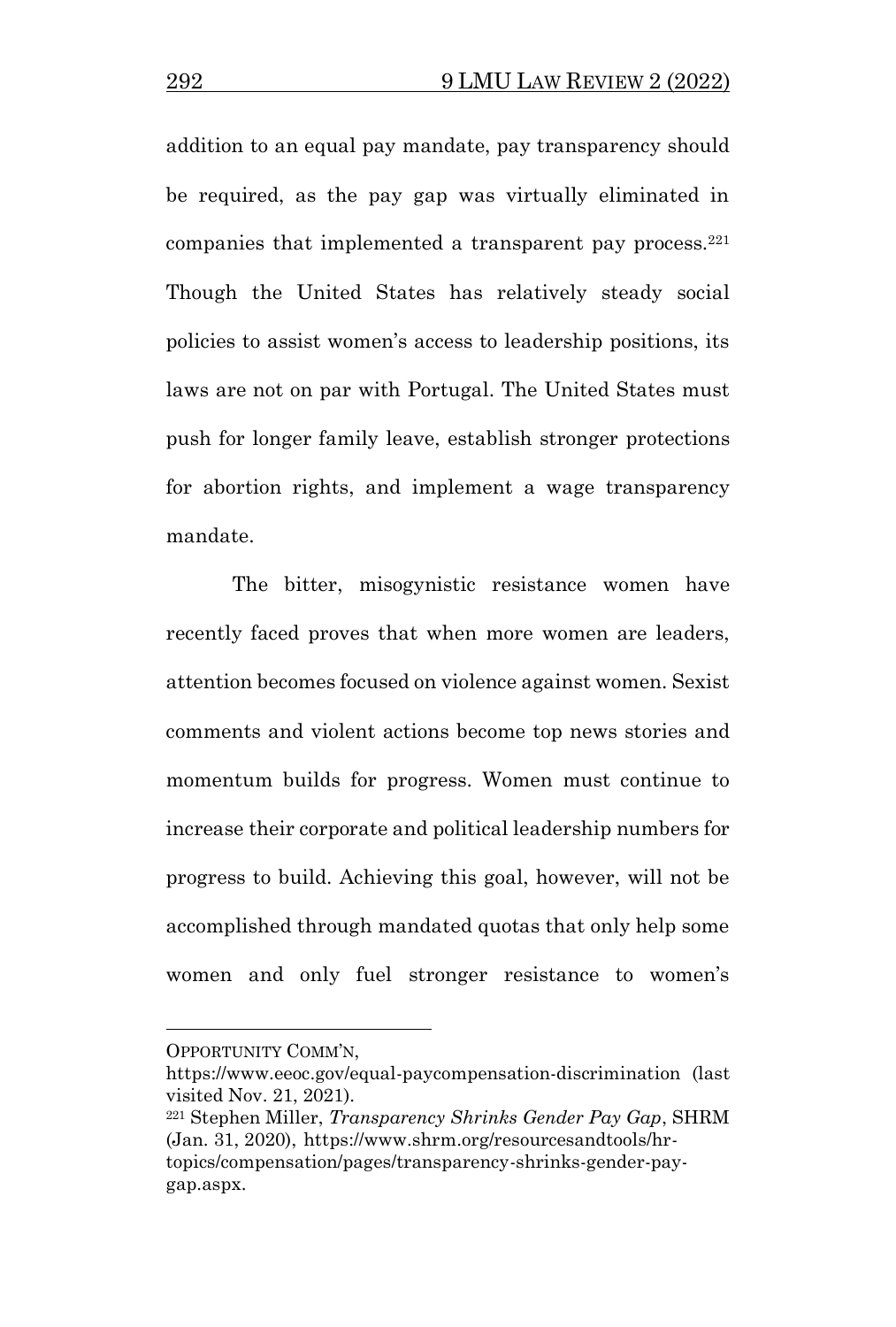addition to an equal pay mandate, pay transparency should be required, as the pay gap was virtually eliminated in companies that implemented a transparent pay process.[221] Though the United States has relatively steady social policies to assist women's access to leadership positions, its laws are not on par with Portugal. The United States must push for longer family leave, establish stronger protections for abortion rights, and implement a wage transparency mandate.

The bitter, misogynistic resistance women have recently faced proves that when more women are leaders, attention becomes focused on violence against women. Sexist comments and violent actions become top news stories and momentum builds for progress. Women must continue to increase their corporate and political leadership numbers for progress to build. Achieving this goal, however, will not be accomplished through mandated quotas that only help some women and only fuel stronger resistance to women's

---

OPPORTUNITY COMM'N, https://www.eeoc.gov/equal-paycompensation-discrimination (last visited Nov. 21, 2021).

[221] Stephen Miller, *Transparency Shrinks Gender Pay Gap*, SHRM (Jan. 31, 2020), https://www.shrm.org/resourcesandtools/hr-topics/compensation/pages/transparency-shrinks-gender-pay-gap.aspx.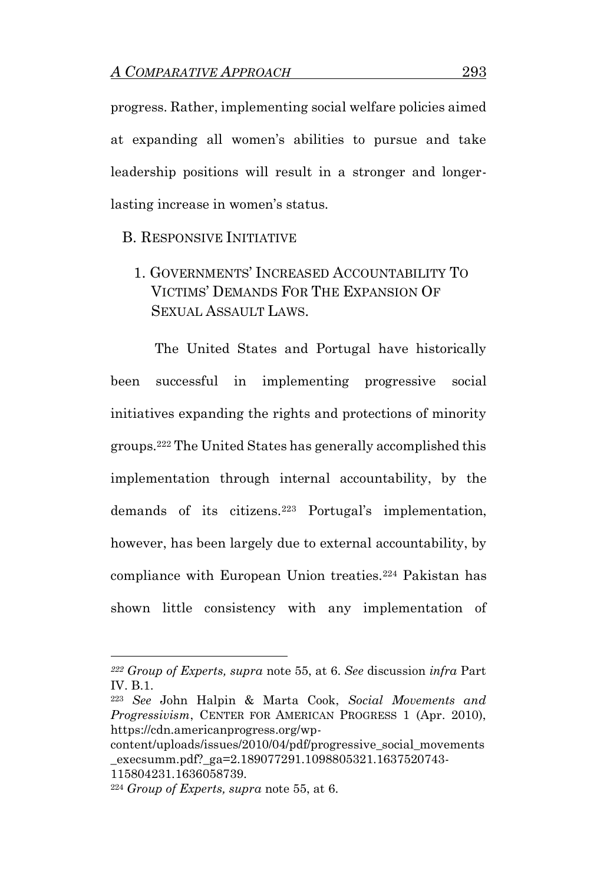progress. Rather, implementing social welfare policies aimed at expanding all women's abilities to pursue and take leadership positions will result in a stronger and longer-lasting increase in women's status.

### B. RESPONSIVE INITIATIVE

#### 1. GOVERNMENTS' INCREASED ACCOUNTABILITY TO VICTIMS' DEMANDS FOR THE EXPANSION OF SEXUAL ASSAULT LAWS.

The United States and Portugal have historically been successful in implementing progressive social initiatives expanding the rights and protections of minority groups.[222] The United States has generally accomplished this implementation through internal accountability, by the demands of its citizens.[223] Portugal's implementation, however, has been largely due to external accountability, by compliance with European Union treaties.[224] Pakistan has shown little consistency with any implementation of

---

[222] *Group of Experts, supra* note 55, at 6. *See* discussion *infra* Part IV. B.1.

[223] *See* John Halpin & Marta Cook, *Social Movements and Progressivism*, CENTER FOR AMERICAN PROGRESS 1 (Apr. 2010), https://cdn.americanprogress.org/wp-content/uploads/issues/2010/04/pdf/progressive_social_movements_execsumm.pdf?_ga=2.189077291.1098805321.1637520743-115804231.1636058739.

[224] *Group of Experts, supra* note 55, at 6.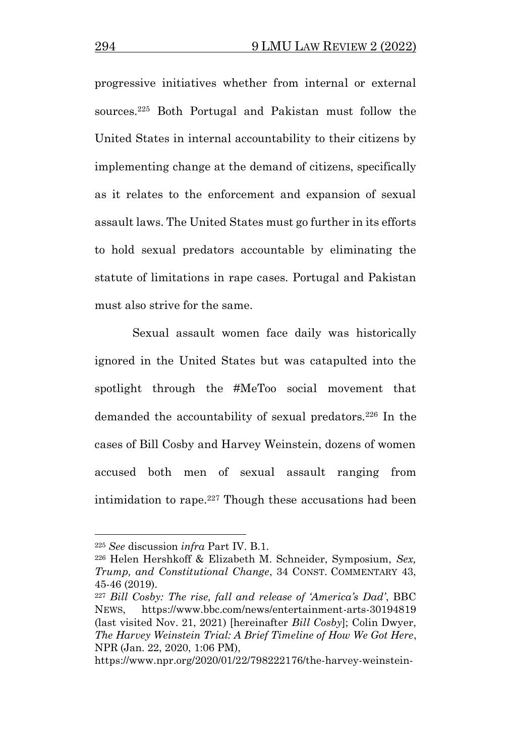progressive initiatives whether from internal or external sources.[225] Both Portugal and Pakistan must follow the United States in internal accountability to their citizens by implementing change at the demand of citizens, specifically as it relates to the enforcement and expansion of sexual assault laws. The United States must go further in its efforts to hold sexual predators accountable by eliminating the statute of limitations in rape cases. Portugal and Pakistan must also strive for the same.

Sexual assault women face daily was historically ignored in the United States but was catapulted into the spotlight through the #MeToo social movement that demanded the accountability of sexual predators.[226] In the cases of Bill Cosby and Harvey Weinstein, dozens of women accused both men of sexual assault ranging from intimidation to rape.[227] Though these accusations had been

---

[225] *See* discussion *infra* Part IV. B.1.

[226] Helen Hershkoff & Elizabeth M. Schneider, Symposium, *Sex, Trump, and Constitutional Change*, 34 CONST. COMMENTARY 43, 45-46 (2019).

[227] *Bill Cosby: The rise, fall and release of 'America's Dad'*, BBC NEWS, https://www.bbc.com/news/entertainment-arts-30194819 (last visited Nov. 21, 2021) [hereinafter *Bill Cosby*]; Colin Dwyer, *The Harvey Weinstein Trial: A Brief Timeline of How We Got Here*, NPR (Jan. 22, 2020, 1:06 PM), https://www.npr.org/2020/01/22/798222176/the-harvey-weinstein-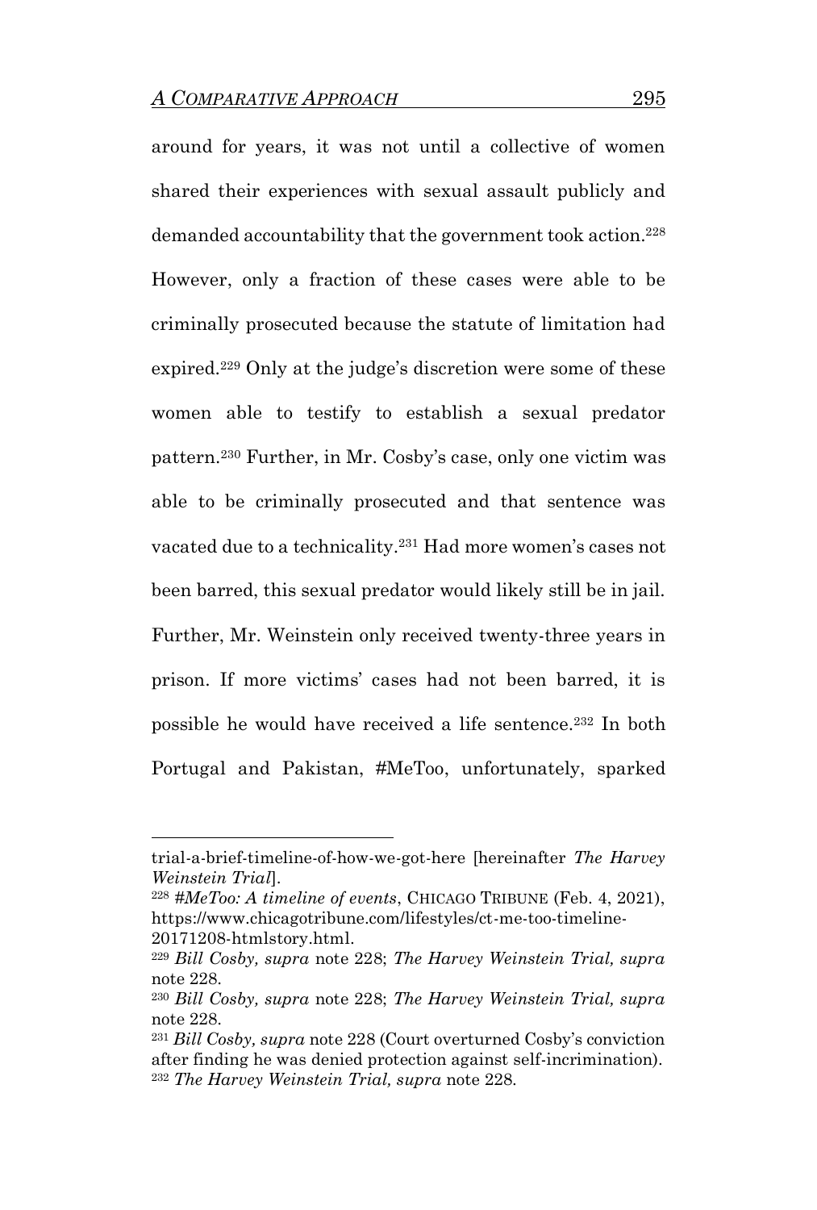around for years, it was not until a collective of women shared their experiences with sexual assault publicly and demanded accountability that the government took action.[228] However, only a fraction of these cases were able to be criminally prosecuted because the statute of limitation had expired.[229] Only at the judge's discretion were some of these women able to testify to establish a sexual predator pattern.[230] Further, in Mr. Cosby's case, only one victim was able to be criminally prosecuted and that sentence was vacated due to a technicality.[231] Had more women's cases not been barred, this sexual predator would likely still be in jail. Further, Mr. Weinstein only received twenty-three years in prison. If more victims' cases had not been barred, it is possible he would have received a life sentence.[232] In both Portugal and Pakistan, #MeToo, unfortunately, sparked

---

trial-a-brief-timeline-of-how-we-got-here [hereinafter *The Harvey Weinstein Trial*].

[228] *#MeToo: A timeline of events*, CHICAGO TRIBUNE (Feb. 4, 2021), https://www.chicagotribune.com/lifestyles/ct-me-too-timeline-20171208-htmlstory.html.

[229] *Bill Cosby, supra* note 228; *The Harvey Weinstein Trial, supra* note 228.

[230] *Bill Cosby, supra* note 228; *The Harvey Weinstein Trial, supra* note 228.

[231] *Bill Cosby, supra* note 228 (Court overturned Cosby's conviction after finding he was denied protection against self-incrimination).

[232] *The Harvey Weinstein Trial, supra* note 228.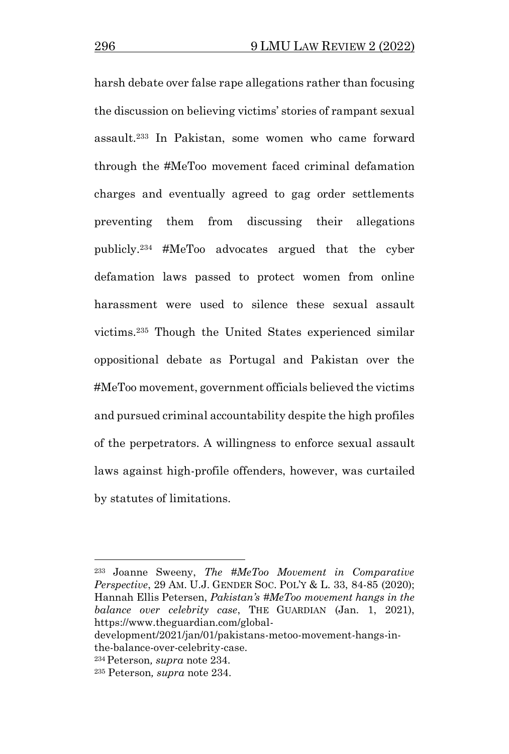harsh debate over false rape allegations rather than focusing the discussion on believing victims' stories of rampant sexual assault.[233] In Pakistan, some women who came forward through the #MeToo movement faced criminal defamation charges and eventually agreed to gag order settlements preventing them from discussing their allegations publicly.[234] #MeToo advocates argued that the cyber defamation laws passed to protect women from online harassment were used to silence these sexual assault victims.[235] Though the United States experienced similar oppositional debate as Portugal and Pakistan over the #MeToo movement, government officials believed the victims and pursued criminal accountability despite the high profiles of the perpetrators. A willingness to enforce sexual assault laws against high-profile offenders, however, was curtailed by statutes of limitations.

---

[233] Joanne Sweeny, *The #MeToo Movement in Comparative Perspective*, 29 AM. U.J. GENDER SOC. POL'Y & L. 33, 84-85 (2020); Hannah Ellis Petersen, *Pakistan's #MeToo movement hangs in the balance over celebrity case*, THE GUARDIAN (Jan. 1, 2021), https://www.theguardian.com/global-development/2021/jan/01/pakistans-metoo-movement-hangs-in-the-balance-over-celebrity-case.

[234] Peterson*, supra* note 234.

[235] Peterson*, supra* note 234.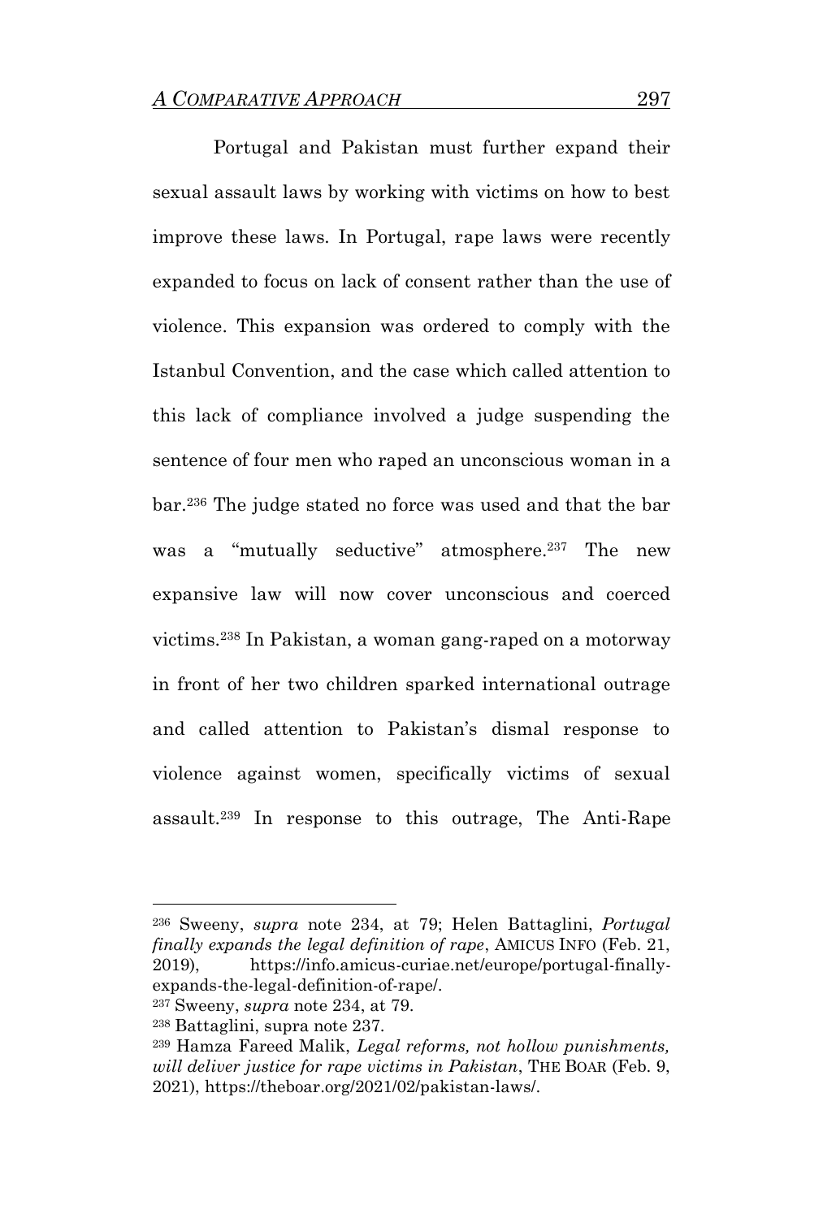Portugal and Pakistan must further expand their sexual assault laws by working with victims on how to best improve these laws. In Portugal, rape laws were recently expanded to focus on lack of consent rather than the use of violence. This expansion was ordered to comply with the Istanbul Convention, and the case which called attention to this lack of compliance involved a judge suspending the sentence of four men who raped an unconscious woman in a bar.[236] The judge stated no force was used and that the bar was a "mutually seductive" atmosphere.[237] The new expansive law will now cover unconscious and coerced victims.[238] In Pakistan, a woman gang-raped on a motorway in front of her two children sparked international outrage and called attention to Pakistan's dismal response to violence against women, specifically victims of sexual assault.[239] In response to this outrage, The Anti-Rape

---

[236] Sweeny, *supra* note 234, at 79; Helen Battaglini, *Portugal finally expands the legal definition of rape*, AMICUS INFO (Feb. 21, 2019), https://info.amicus-curiae.net/europe/portugal-finally-expands-the-legal-definition-of-rape/.

[237] Sweeny, *supra* note 234, at 79.

[238] Battaglini, supra note 237.

[239] Hamza Fareed Malik, *Legal reforms, not hollow punishments, will deliver justice for rape victims in Pakistan*, THE BOAR (Feb. 9, 2021), https://theboar.org/2021/02/pakistan-laws/.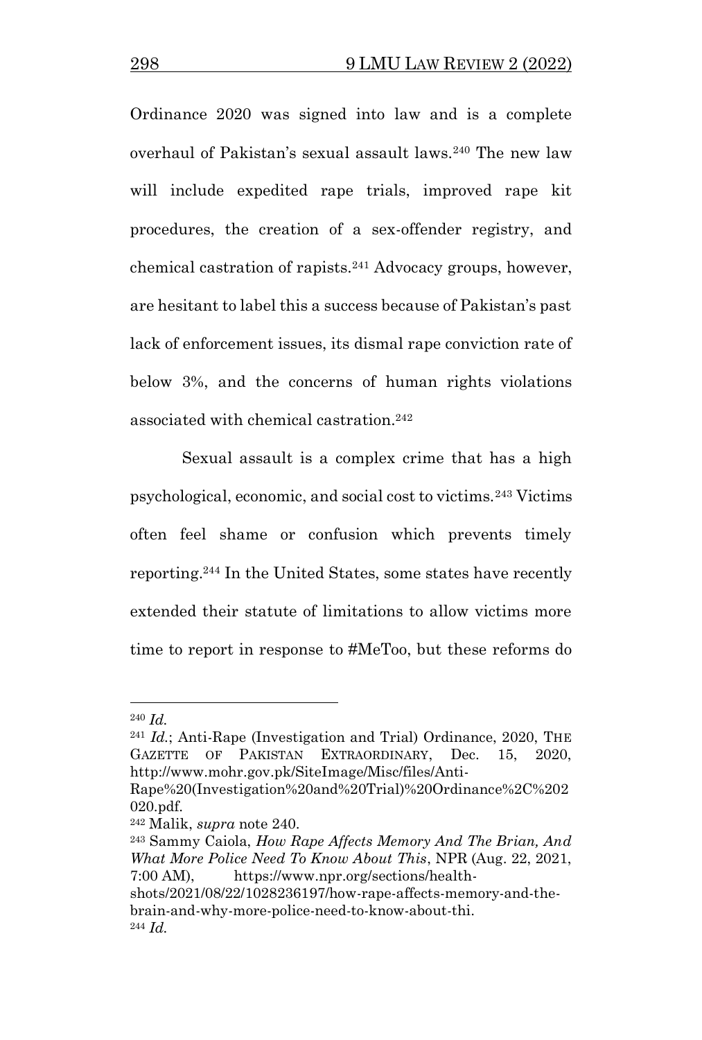Ordinance 2020 was signed into law and is a complete overhaul of Pakistan's sexual assault laws.[240] The new law will include expedited rape trials, improved rape kit procedures, the creation of a sex-offender registry, and chemical castration of rapists.[241] Advocacy groups, however, are hesitant to label this a success because of Pakistan's past lack of enforcement issues, its dismal rape conviction rate of below 3%, and the concerns of human rights violations associated with chemical castration.[242]

Sexual assault is a complex crime that has a high psychological, economic, and social cost to victims.[243] Victims often feel shame or confusion which prevents timely reporting.[244] In the United States, some states have recently extended their statute of limitations to allow victims more time to report in response to #MeToo, but these reforms do

---

[240] *Id.*

[241] *Id.*; Anti-Rape (Investigation and Trial) Ordinance, 2020, THE GAZETTE OF PAKISTAN EXTRAORDINARY, Dec. 15, 2020, http://www.mohr.gov.pk/SiteImage/Misc/files/Anti-Rape%20(Investigation%20and%20Trial)%20Ordinance%2C%202020.pdf.

[242] Malik, *supra* note 240.

[243] Sammy Caiola, *How Rape Affects Memory And The Brian, And What More Police Need To Know About This*, NPR (Aug. 22, 2021, 7:00 AM), https://www.npr.org/sections/health-shots/2021/08/22/1028236197/how-rape-affects-memory-and-the-brain-and-why-more-police-need-to-know-about-thi.

[244] *Id.*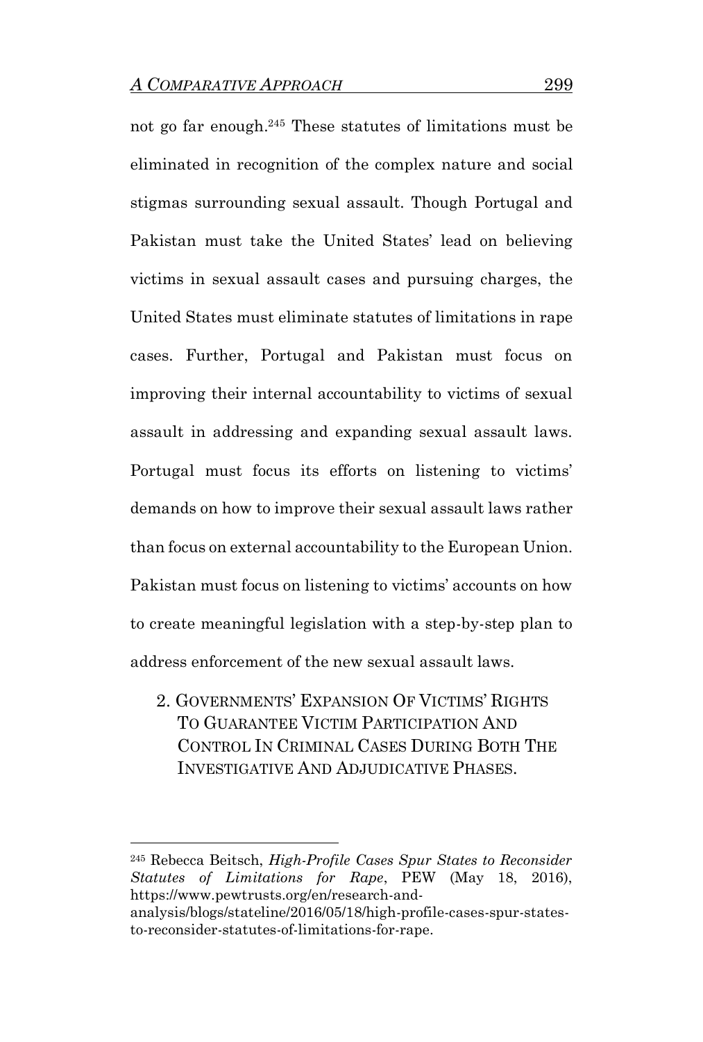not go far enough.[245] These statutes of limitations must be eliminated in recognition of the complex nature and social stigmas surrounding sexual assault. Though Portugal and Pakistan must take the United States' lead on believing victims in sexual assault cases and pursuing charges, the United States must eliminate statutes of limitations in rape cases. Further, Portugal and Pakistan must focus on improving their internal accountability to victims of sexual assault in addressing and expanding sexual assault laws. Portugal must focus its efforts on listening to victims' demands on how to improve their sexual assault laws rather than focus on external accountability to the European Union. Pakistan must focus on listening to victims' accounts on how to create meaningful legislation with a step-by-step plan to address enforcement of the new sexual assault laws.

### 2. Governments' Expansion Of Victims' Rights To Guarantee Victim Participation And Control In Criminal Cases During Both The Investigative And Adjudicative Phases.

---

[245] Rebecca Beitsch, *High-Profile Cases Spur States to Reconsider Statutes of Limitations for Rape*, PEW (May 18, 2016), https://www.pewtrusts.org/en/research-and-analysis/blogs/stateline/2016/05/18/high-profile-cases-spur-states-to-reconsider-statutes-of-limitations-for-rape.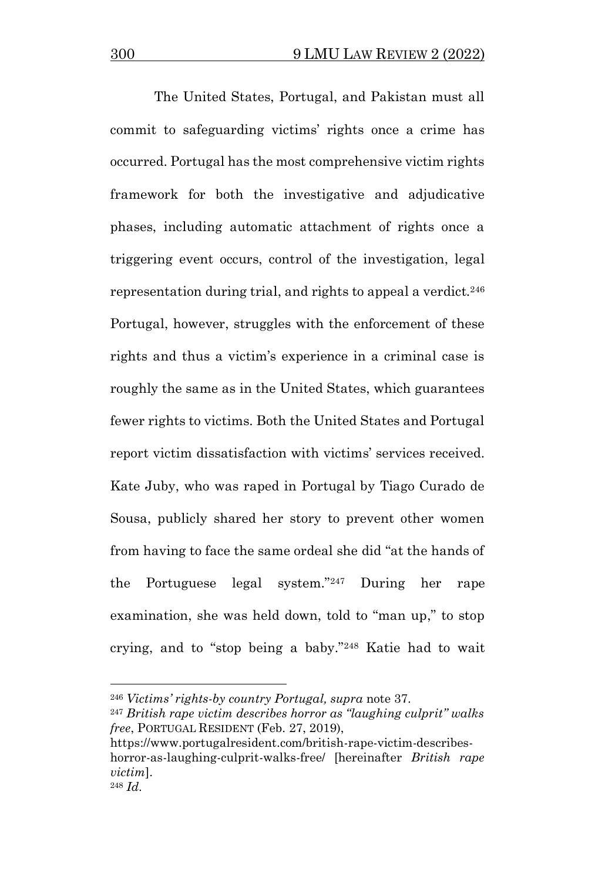The United States, Portugal, and Pakistan must all commit to safeguarding victims' rights once a crime has occurred. Portugal has the most comprehensive victim rights framework for both the investigative and adjudicative phases, including automatic attachment of rights once a triggering event occurs, control of the investigation, legal representation during trial, and rights to appeal a verdict.[246] Portugal, however, struggles with the enforcement of these rights and thus a victim's experience in a criminal case is roughly the same as in the United States, which guarantees fewer rights to victims. Both the United States and Portugal report victim dissatisfaction with victims' services received. Kate Juby, who was raped in Portugal by Tiago Curado de Sousa, publicly shared her story to prevent other women from having to face the same ordeal she did "at the hands of the Portuguese legal system."[247] During her rape examination, she was held down, told to "man up," to stop crying, and to "stop being a baby."[248] Katie had to wait

---

[246] *Victims' rights-by country Portugal, supra* note 37.

[247] *British rape victim describes horror as "laughing culprit" walks free*, PORTUGAL RESIDENT (Feb. 27, 2019), https://www.portugalresident.com/british-rape-victim-describes-horror-as-laughing-culprit-walks-free/ [hereinafter *British rape victim*].

[248] *Id.*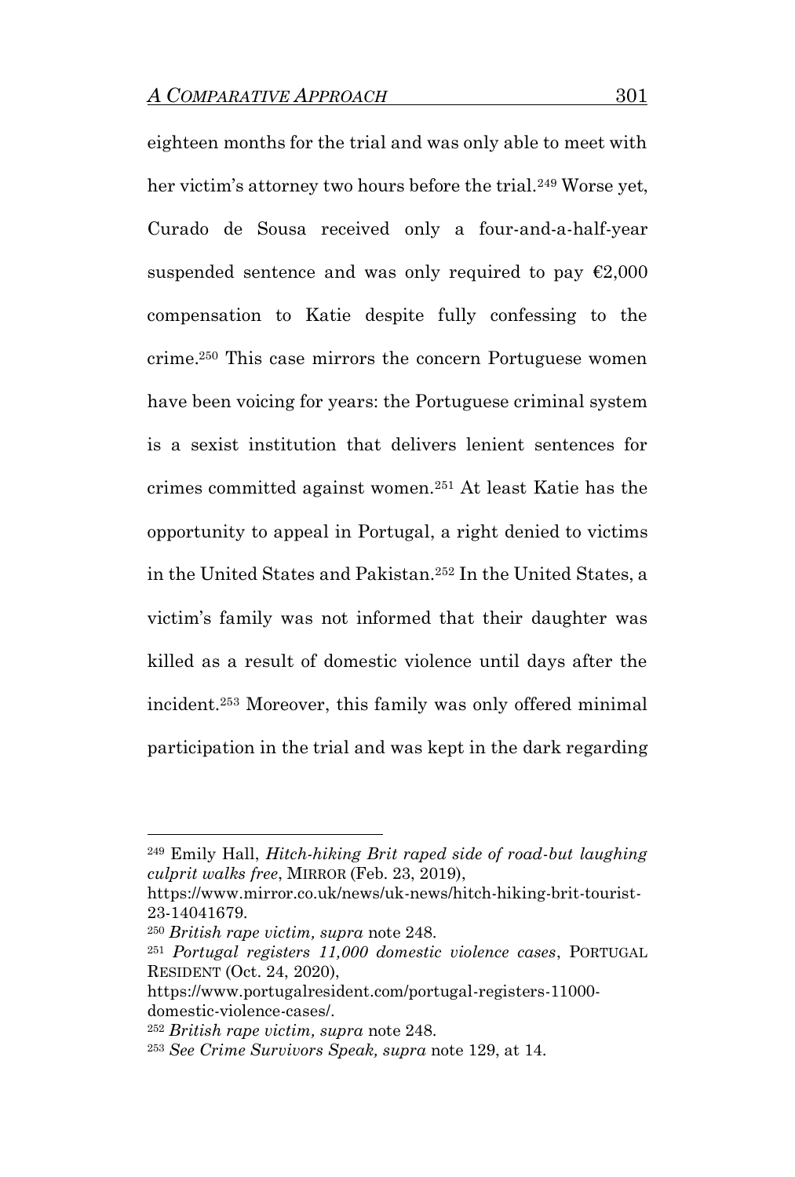eighteen months for the trial and was only able to meet with her victim's attorney two hours before the trial.[249] Worse yet, Curado de Sousa received only a four-and-a-half-year suspended sentence and was only required to pay €2,000 compensation to Katie despite fully confessing to the crime.[250] This case mirrors the concern Portuguese women have been voicing for years: the Portuguese criminal system is a sexist institution that delivers lenient sentences for crimes committed against women.[251] At least Katie has the opportunity to appeal in Portugal, a right denied to victims in the United States and Pakistan.[252] In the United States, a victim's family was not informed that their daughter was killed as a result of domestic violence until days after the incident.[253] Moreover, this family was only offered minimal participation in the trial and was kept in the dark regarding

---

[249] Emily Hall, *Hitch-hiking Brit raped side of road-but laughing culprit walks free*, MIRROR (Feb. 23, 2019), https://www.mirror.co.uk/news/uk-news/hitch-hiking-brit-tourist-23-14041679.

[250] *British rape victim, supra* note 248.

[251] *Portugal registers 11,000 domestic violence cases*, PORTUGAL RESIDENT (Oct. 24, 2020), https://www.portugalresident.com/portugal-registers-11000-domestic-violence-cases/.

[252] *British rape victim, supra* note 248.

[253] *See Crime Survivors Speak, supra* note 129, at 14.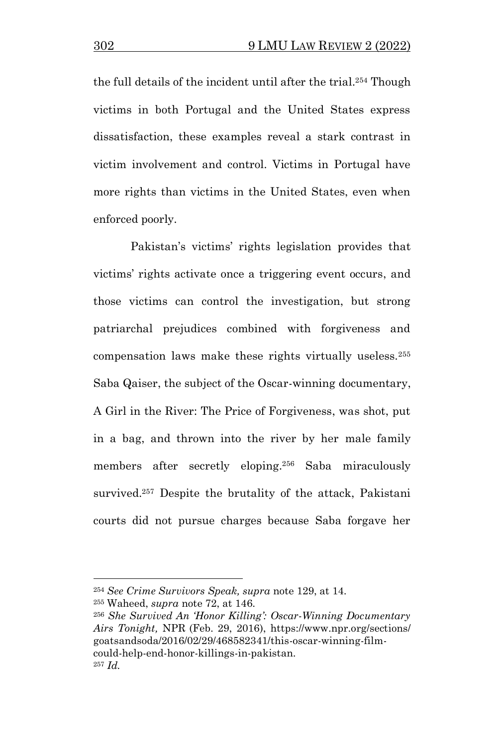the full details of the incident until after the trial.[254] Though victims in both Portugal and the United States express dissatisfaction, these examples reveal a stark contrast in victim involvement and control. Victims in Portugal have more rights than victims in the United States, even when enforced poorly.

Pakistan's victims' rights legislation provides that victims' rights activate once a triggering event occurs, and those victims can control the investigation, but strong patriarchal prejudices combined with forgiveness and compensation laws make these rights virtually useless.[255] Saba Qaiser, the subject of the Oscar-winning documentary, A Girl in the River: The Price of Forgiveness, was shot, put in a bag, and thrown into the river by her male family members after secretly eloping.[256] Saba miraculously survived.[257] Despite the brutality of the attack, Pakistani courts did not pursue charges because Saba forgave her

---

[254] *See Crime Survivors Speak, supra* note 129, at 14.

[255] Waheed, *supra* note 72, at 146.

[256] *She Survived An 'Honor Killing': Oscar-Winning Documentary Airs Tonight,* NPR (Feb. 29, 2016), https://www.npr.org/sections/goatsandsoda/2016/02/29/468582341/this-oscar-winning-film-could-help-end-honor-killings-in-pakistan.

[257] *Id.*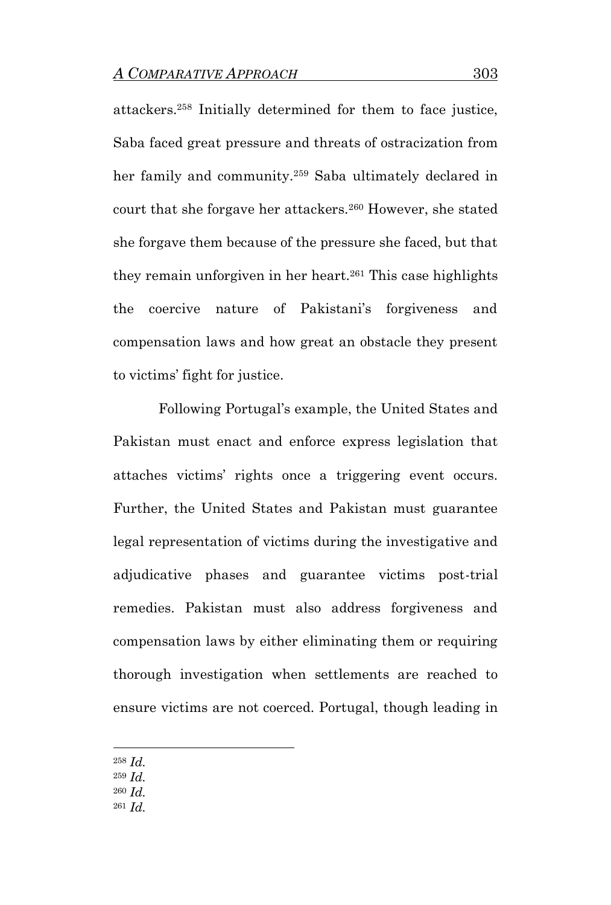attackers.[258] Initially determined for them to face justice, Saba faced great pressure and threats of ostracization from her family and community.[259] Saba ultimately declared in court that she forgave her attackers.[260] However, she stated she forgave them because of the pressure she faced, but that they remain unforgiven in her heart.[261] This case highlights the coercive nature of Pakistani's forgiveness and compensation laws and how great an obstacle they present to victims' fight for justice.

Following Portugal's example, the United States and Pakistan must enact and enforce express legislation that attaches victims' rights once a triggering event occurs. Further, the United States and Pakistan must guarantee legal representation of victims during the investigative and adjudicative phases and guarantee victims post-trial remedies. Pakistan must also address forgiveness and compensation laws by either eliminating them or requiring thorough investigation when settlements are reached to ensure victims are not coerced. Portugal, though leading in

---

[258] *Id.*

[259] *Id.*

[260] *Id.*

[261] *Id.*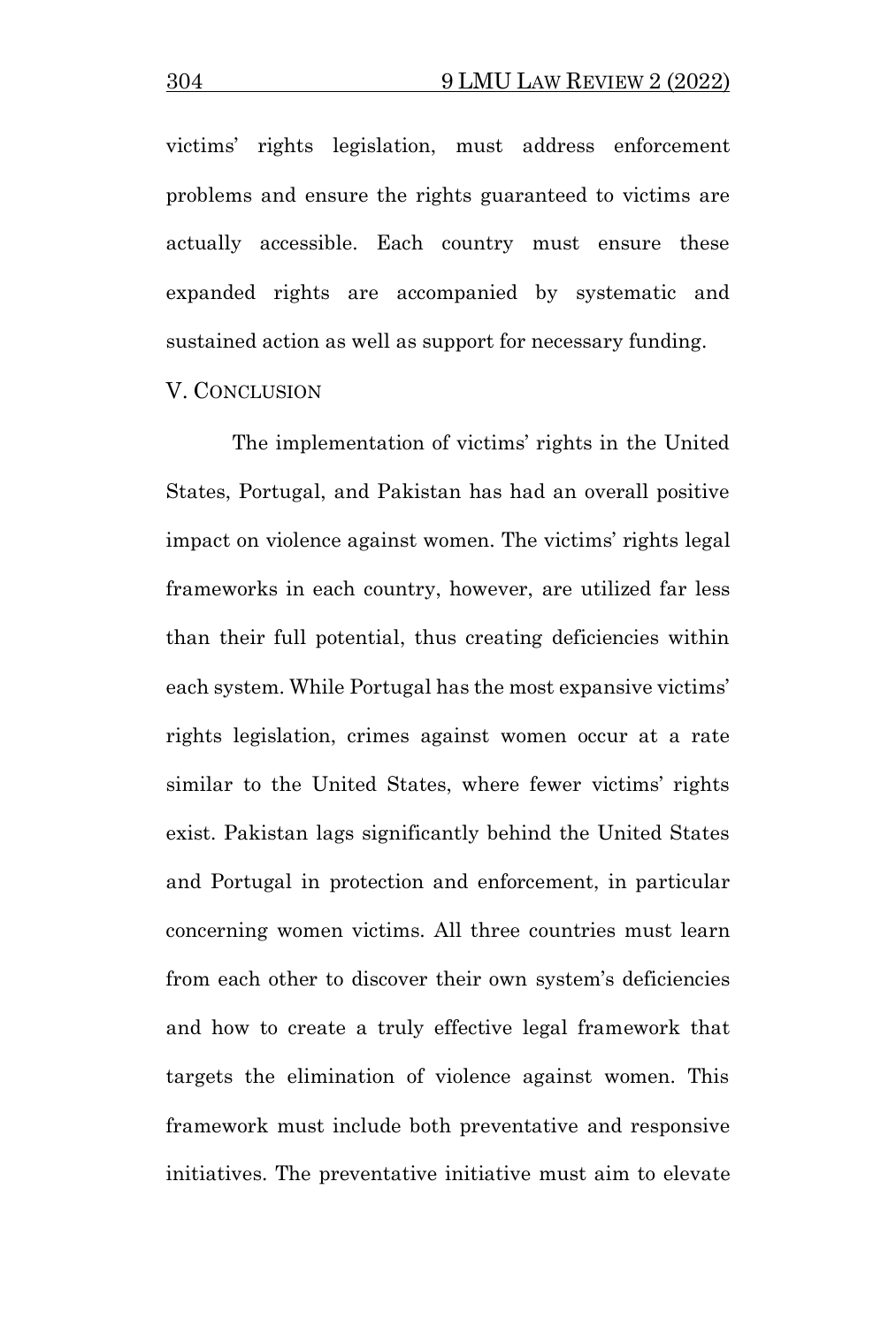victims' rights legislation, must address enforcement problems and ensure the rights guaranteed to victims are actually accessible. Each country must ensure these expanded rights are accompanied by systematic and sustained action as well as support for necessary funding.

## V. Conclusion

The implementation of victims' rights in the United States, Portugal, and Pakistan has had an overall positive impact on violence against women. The victims' rights legal frameworks in each country, however, are utilized far less than their full potential, thus creating deficiencies within each system. While Portugal has the most expansive victims' rights legislation, crimes against women occur at a rate similar to the United States, where fewer victims' rights exist. Pakistan lags significantly behind the United States and Portugal in protection and enforcement, in particular concerning women victims. All three countries must learn from each other to discover their own system's deficiencies and how to create a truly effective legal framework that targets the elimination of violence against women. This framework must include both preventative and responsive initiatives. The preventative initiative must aim to elevate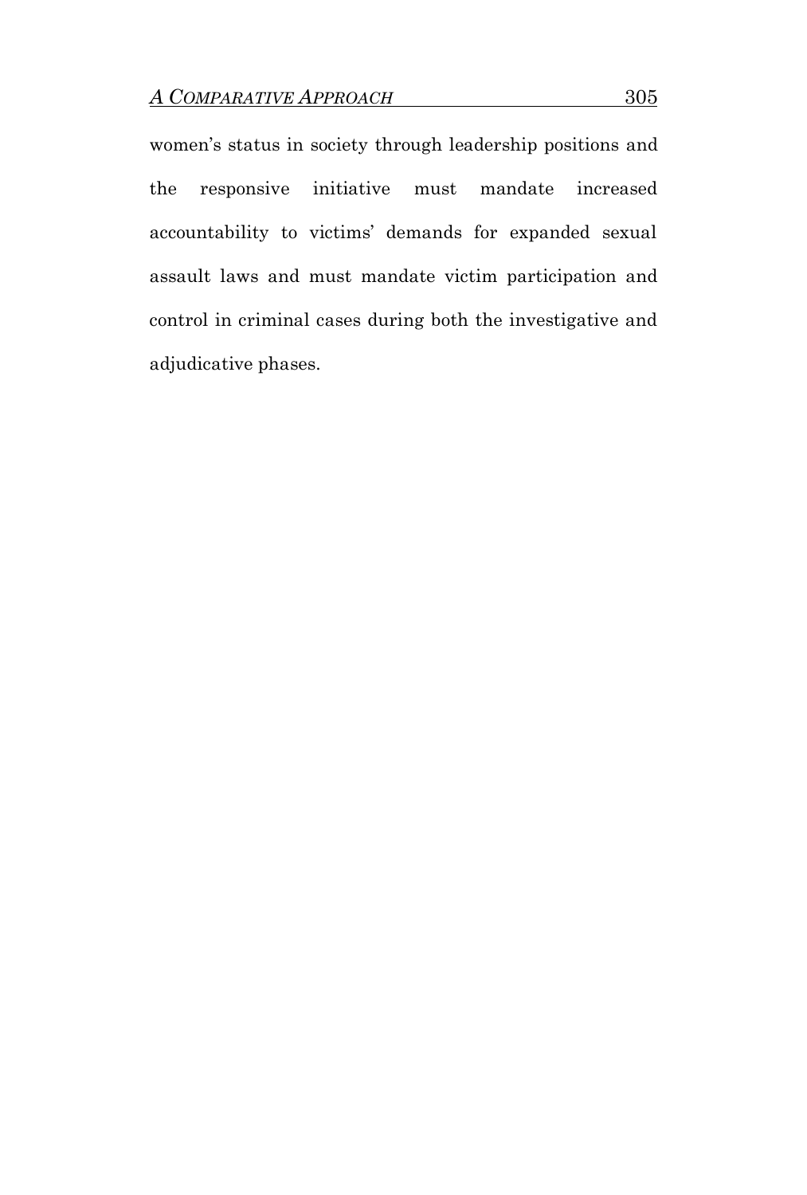women's status in society through leadership positions and the responsive initiative must mandate increased accountability to victims' demands for expanded sexual assault laws and must mandate victim participation and control in criminal cases during both the investigative and adjudicative phases.